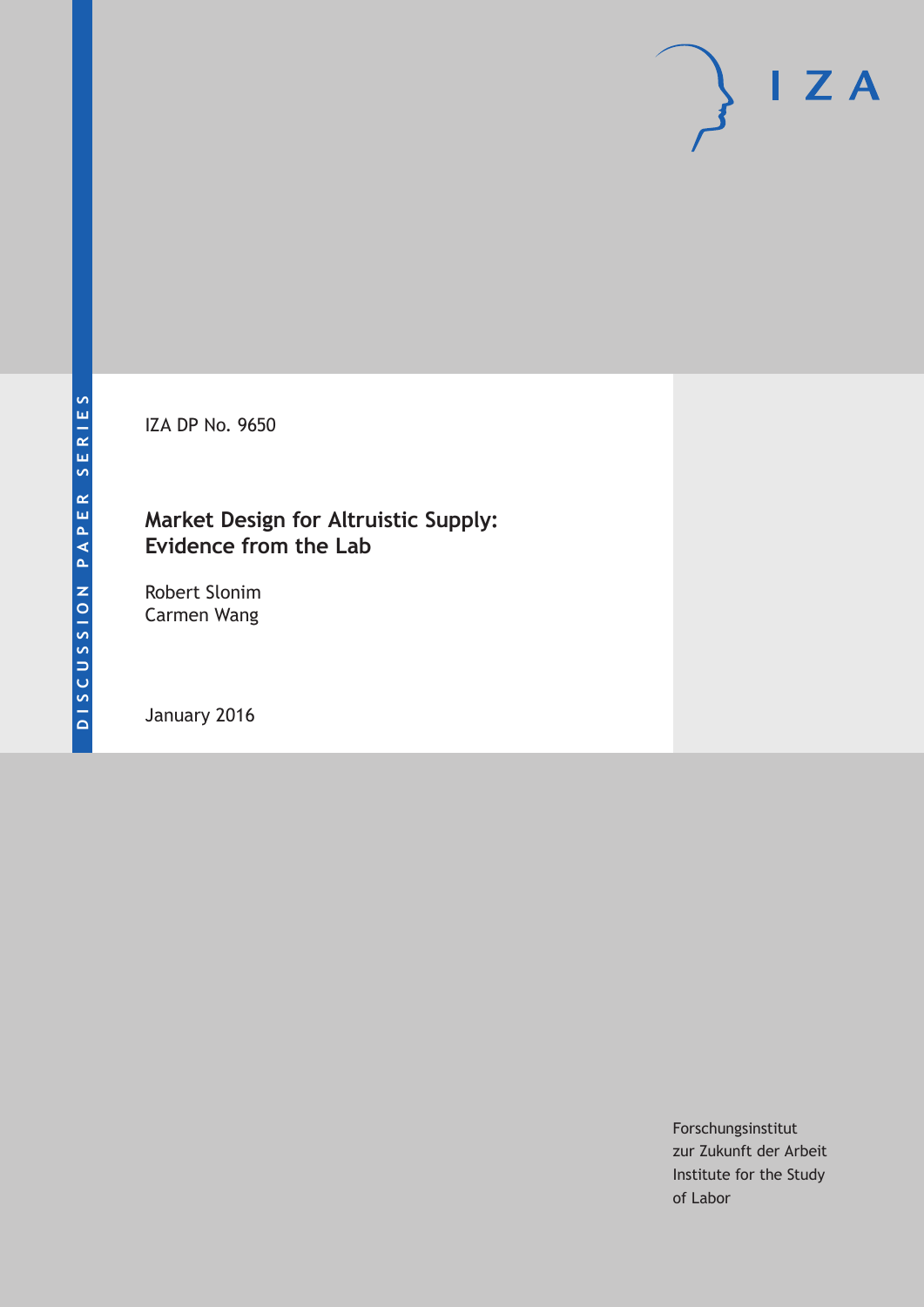DISCUSSION PAPER SERIES

IZA DP No. 9650

# Market Design for Altruistic Supply: Evidence from the Lab

Robert Slonim
Carmen Wang

January 2016

Forschungsinstitut
zur Zukunft der Arbeit
Institute for the Study
of Labor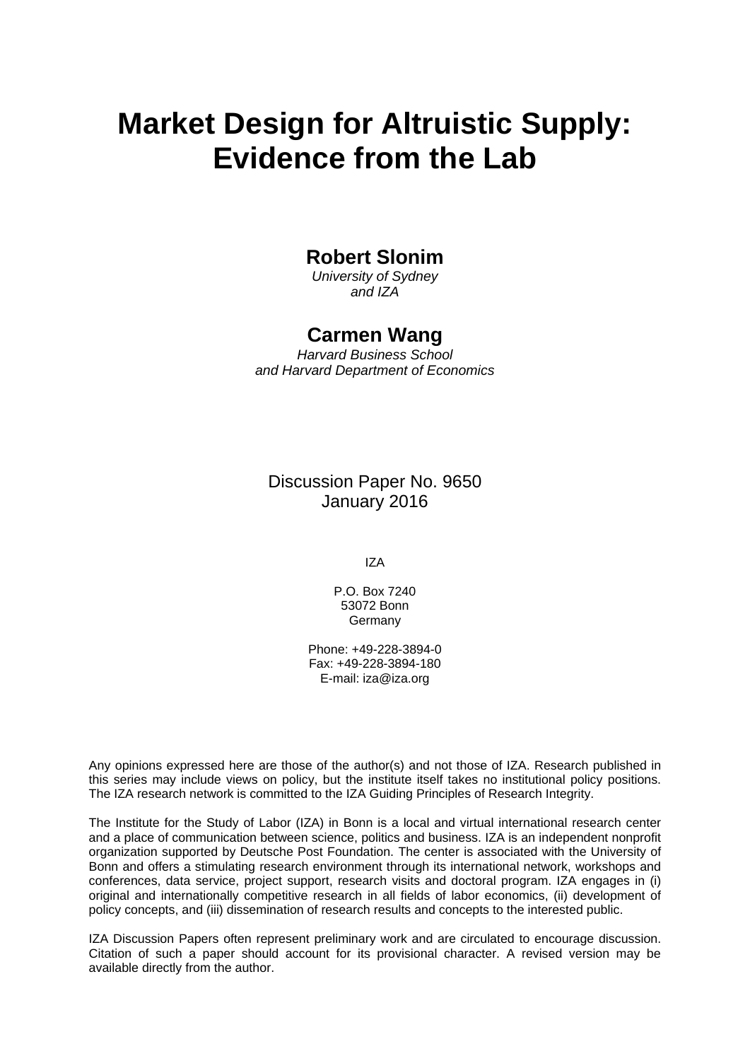# Market Design for Altruistic Supply: Evidence from the Lab

**Robert Slonim**
*University of Sydney and IZA*

**Carmen Wang**
*Harvard Business School and Harvard Department of Economics*

Discussion Paper No. 9650
January 2016

IZA

P.O. Box 7240
53072 Bonn
Germany

Phone: +49-228-3894-0
Fax: +49-228-3894-180
E-mail: iza@iza.org

Any opinions expressed here are those of the author(s) and not those of IZA. Research published in this series may include views on policy, but the institute itself takes no institutional policy positions. The IZA research network is committed to the IZA Guiding Principles of Research Integrity.

The Institute for the Study of Labor (IZA) in Bonn is a local and virtual international research center and a place of communication between science, politics and business. IZA is an independent nonprofit organization supported by Deutsche Post Foundation. The center is associated with the University of Bonn and offers a stimulating research environment through its international network, workshops and conferences, data service, project support, research visits and doctoral program. IZA engages in (i) original and internationally competitive research in all fields of labor economics, (ii) development of policy concepts, and (iii) dissemination of research results and concepts to the interested public.

IZA Discussion Papers often represent preliminary work and are circulated to encourage discussion. Citation of such a paper should account for its provisional character. A revised version may be available directly from the author.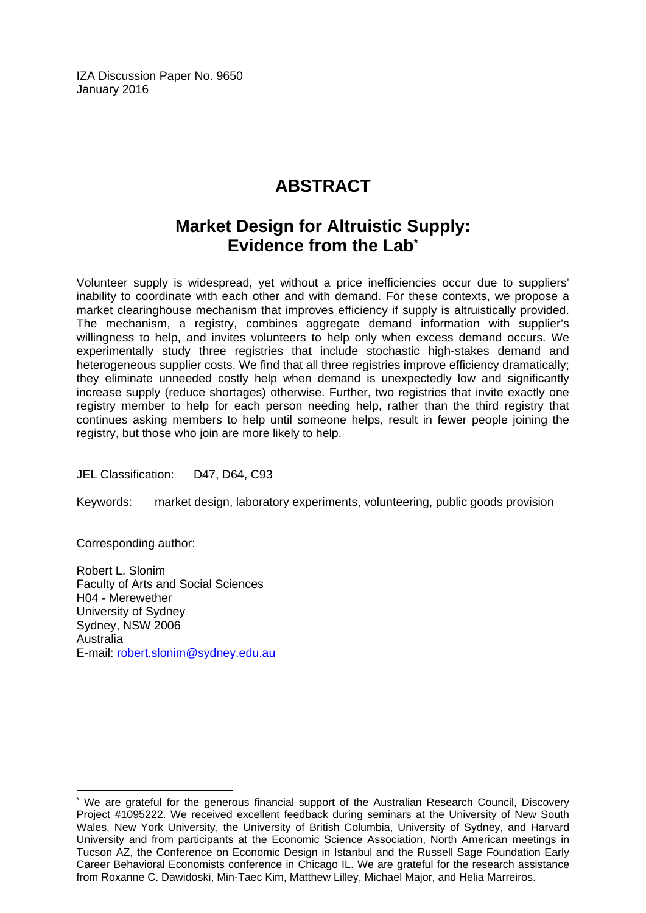IZA Discussion Paper No. 9650
January 2016

# ABSTRACT

## Market Design for Altruistic Supply: Evidence from the Lab*

Volunteer supply is widespread, yet without a price inefficiencies occur due to suppliers' inability to coordinate with each other and with demand. For these contexts, we propose a market clearinghouse mechanism that improves efficiency if supply is altruistically provided. The mechanism, a registry, combines aggregate demand information with supplier's willingness to help, and invites volunteers to help only when excess demand occurs. We experimentally study three registries that include stochastic high-stakes demand and heterogeneous supplier costs. We find that all three registries improve efficiency dramatically; they eliminate unneeded costly help when demand is unexpectedly low and significantly increase supply (reduce shortages) otherwise. Further, two registries that invite exactly one registry member to help for each person needing help, rather than the third registry that continues asking members to help until someone helps, result in fewer people joining the registry, but those who join are more likely to help.

JEL Classification: D47, D64, C93

Keywords: market design, laboratory experiments, volunteering, public goods provision

Corresponding author:

Robert L. Slonim
Faculty of Arts and Social Sciences
H04 - Merewether
University of Sydney
Sydney, NSW 2006
Australia
E-mail: robert.slonim@sydney.edu.au

---

* We are grateful for the generous financial support of the Australian Research Council, Discovery Project #1095222. We received excellent feedback during seminars at the University of New South Wales, New York University, the University of British Columbia, University of Sydney, and Harvard University and from participants at the Economic Science Association, North American meetings in Tucson AZ, the Conference on Economic Design in Istanbul and the Russell Sage Foundation Early Career Behavioral Economists conference in Chicago IL. We are grateful for the research assistance from Roxanne C. Dawidoski, Min-Taec Kim, Matthew Lilley, Michael Major, and Helia Marreiros.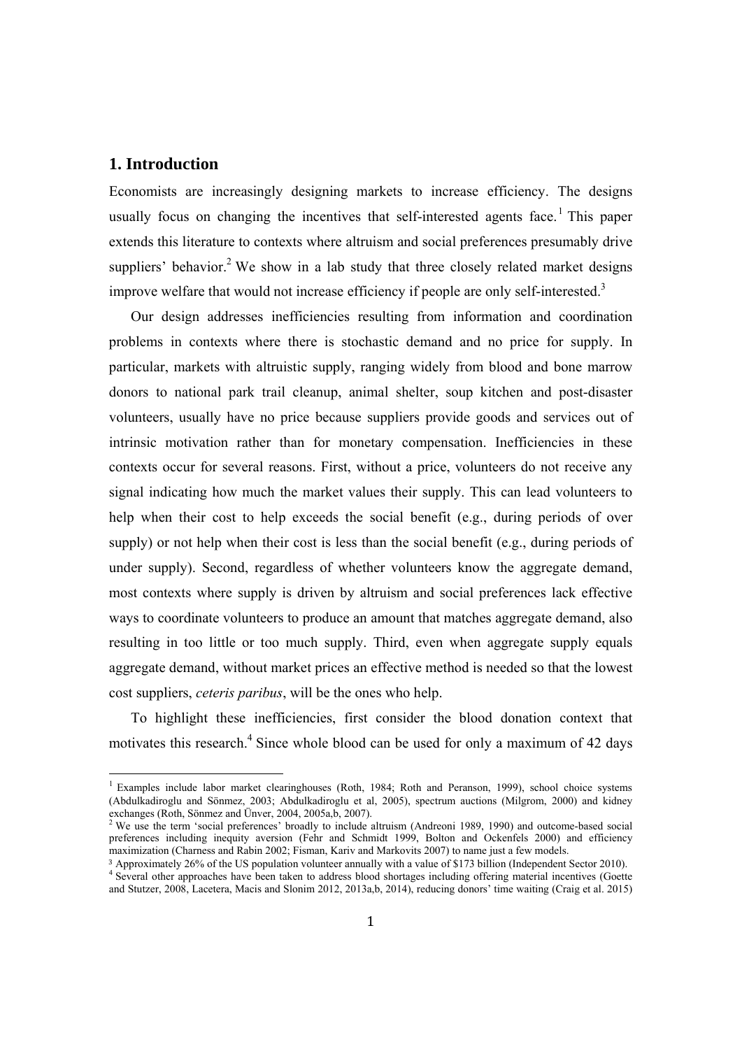## 1. Introduction

Economists are increasingly designing markets to increase efficiency. The designs usually focus on changing the incentives that self-interested agents face.[1] This paper extends this literature to contexts where altruism and social preferences presumably drive suppliers' behavior.[2] We show in a lab study that three closely related market designs improve welfare that would not increase efficiency if people are only self-interested.[3]

Our design addresses inefficiencies resulting from information and coordination problems in contexts where there is stochastic demand and no price for supply. In particular, markets with altruistic supply, ranging widely from blood and bone marrow donors to national park trail cleanup, animal shelter, soup kitchen and post-disaster volunteers, usually have no price because suppliers provide goods and services out of intrinsic motivation rather than for monetary compensation. Inefficiencies in these contexts occur for several reasons. First, without a price, volunteers do not receive any signal indicating how much the market values their supply. This can lead volunteers to help when their cost to help exceeds the social benefit (e.g., during periods of over supply) or not help when their cost is less than the social benefit (e.g., during periods of under supply). Second, regardless of whether volunteers know the aggregate demand, most contexts where supply is driven by altruism and social preferences lack effective ways to coordinate volunteers to produce an amount that matches aggregate demand, also resulting in too little or too much supply. Third, even when aggregate supply equals aggregate demand, without market prices an effective method is needed so that the lowest cost suppliers, *ceteris paribus*, will be the ones who help.

To highlight these inefficiencies, first consider the blood donation context that motivates this research.[4] Since whole blood can be used for only a maximum of 42 days

---

[1] Examples include labor market clearinghouses (Roth, 1984; Roth and Peranson, 1999), school choice systems (Abdulkadiroglu and Sönmez, 2003; Abdulkadiroglu et al, 2005), spectrum auctions (Milgrom, 2000) and kidney exchanges (Roth, Sönmez and Ünver, 2004, 2005a,b, 2007).

[2] We use the term 'social preferences' broadly to include altruism (Andreoni 1989, 1990) and outcome-based social preferences including inequity aversion (Fehr and Schmidt 1999, Bolton and Ockenfels 2000) and efficiency maximization (Charness and Rabin 2002; Fisman, Kariv and Markovits 2007) to name just a few models.

[3] Approximately 26% of the US population volunteer annually with a value of $173 billion (Independent Sector 2010).

[4] Several other approaches have been taken to address blood shortages including offering material incentives (Goette and Stutzer, 2008, Lacetera, Macis and Slonim 2012, 2013a,b, 2014), reducing donors' time waiting (Craig et al. 2015)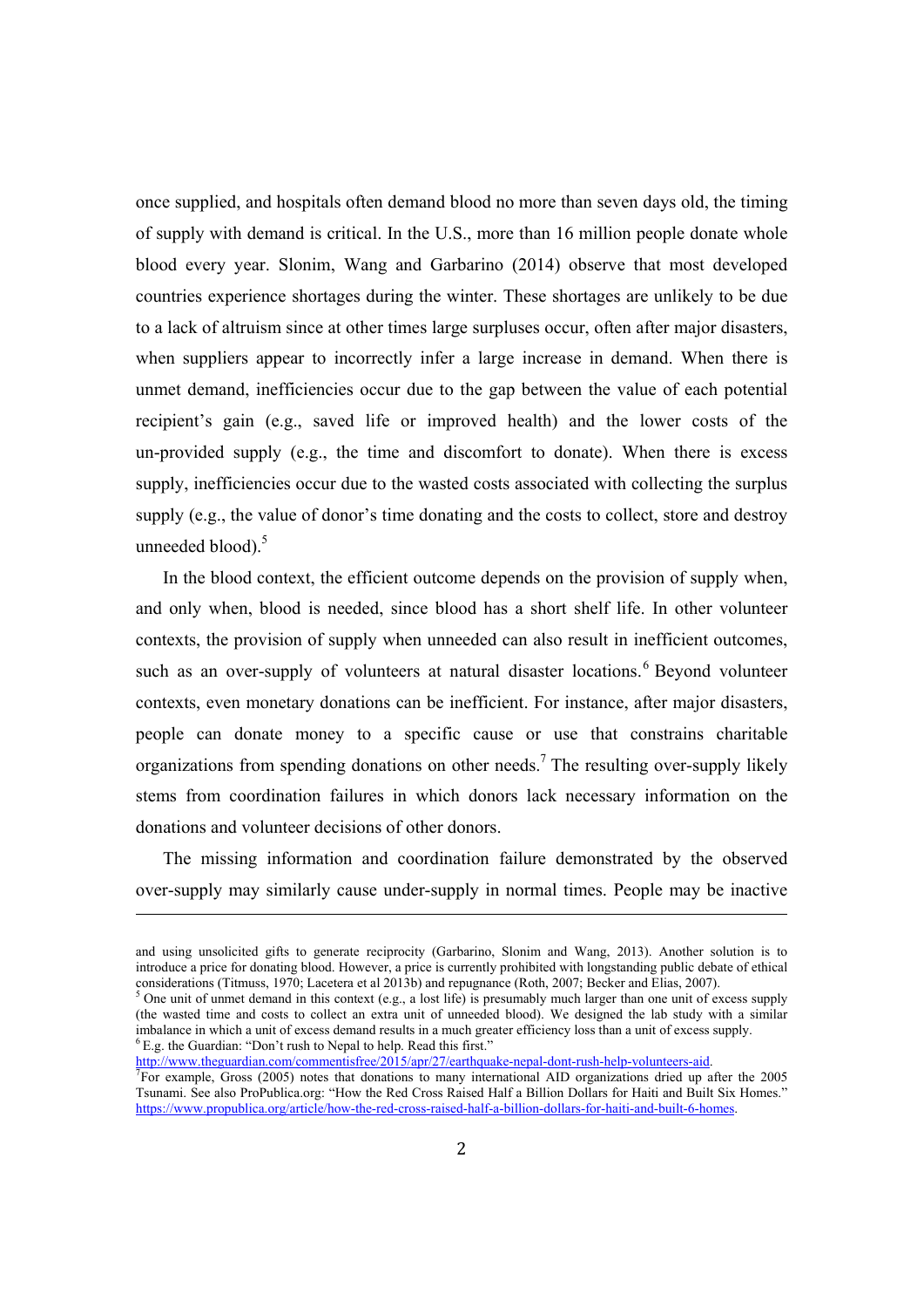once supplied, and hospitals often demand blood no more than seven days old, the timing of supply with demand is critical. In the U.S., more than 16 million people donate whole blood every year. Slonim, Wang and Garbarino (2014) observe that most developed countries experience shortages during the winter. These shortages are unlikely to be due to a lack of altruism since at other times large surpluses occur, often after major disasters, when suppliers appear to incorrectly infer a large increase in demand. When there is unmet demand, inefficiencies occur due to the gap between the value of each potential recipient's gain (e.g., saved life or improved health) and the lower costs of the un-provided supply (e.g., the time and discomfort to donate). When there is excess supply, inefficiencies occur due to the wasted costs associated with collecting the surplus supply (e.g., the value of donor's time donating and the costs to collect, store and destroy unneeded blood).[5]

In the blood context, the efficient outcome depends on the provision of supply when, and only when, blood is needed, since blood has a short shelf life. In other volunteer contexts, the provision of supply when unneeded can also result in inefficient outcomes, such as an over-supply of volunteers at natural disaster locations.[6] Beyond volunteer contexts, even monetary donations can be inefficient. For instance, after major disasters, people can donate money to a specific cause or use that constrains charitable organizations from spending donations on other needs.[7] The resulting over-supply likely stems from coordination failures in which donors lack necessary information on the donations and volunteer decisions of other donors.

The missing information and coordination failure demonstrated by the observed over-supply may similarly cause under-supply in normal times. People may be inactive

---

and using unsolicited gifts to generate reciprocity (Garbarino, Slonim and Wang, 2013). Another solution is to introduce a price for donating blood. However, a price is currently prohibited with longstanding public debate of ethical considerations (Titmuss, 1970; Lacetera et al 2013b) and repugnance (Roth, 2007; Becker and Elias, 2007).

[5] One unit of unmet demand in this context (e.g., a lost life) is presumably much larger than one unit of excess supply (the wasted time and costs to collect an extra unit of unneeded blood). We designed the lab study with a similar imbalance in which a unit of excess demand results in a much greater efficiency loss than a unit of excess supply.

[6] E.g. the Guardian: "Don't rush to Nepal to help. Read this first." http://www.theguardian.com/commentisfree/2015/apr/27/earthquake-nepal-dont-rush-help-volunteers-aid.

[7] For example, Gross (2005) notes that donations to many international AID organizations dried up after the 2005 Tsunami. See also ProPublica.org: "How the Red Cross Raised Half a Billion Dollars for Haiti and Built Six Homes." https://www.propublica.org/article/how-the-red-cross-raised-half-a-billion-dollars-for-haiti-and-built-6-homes.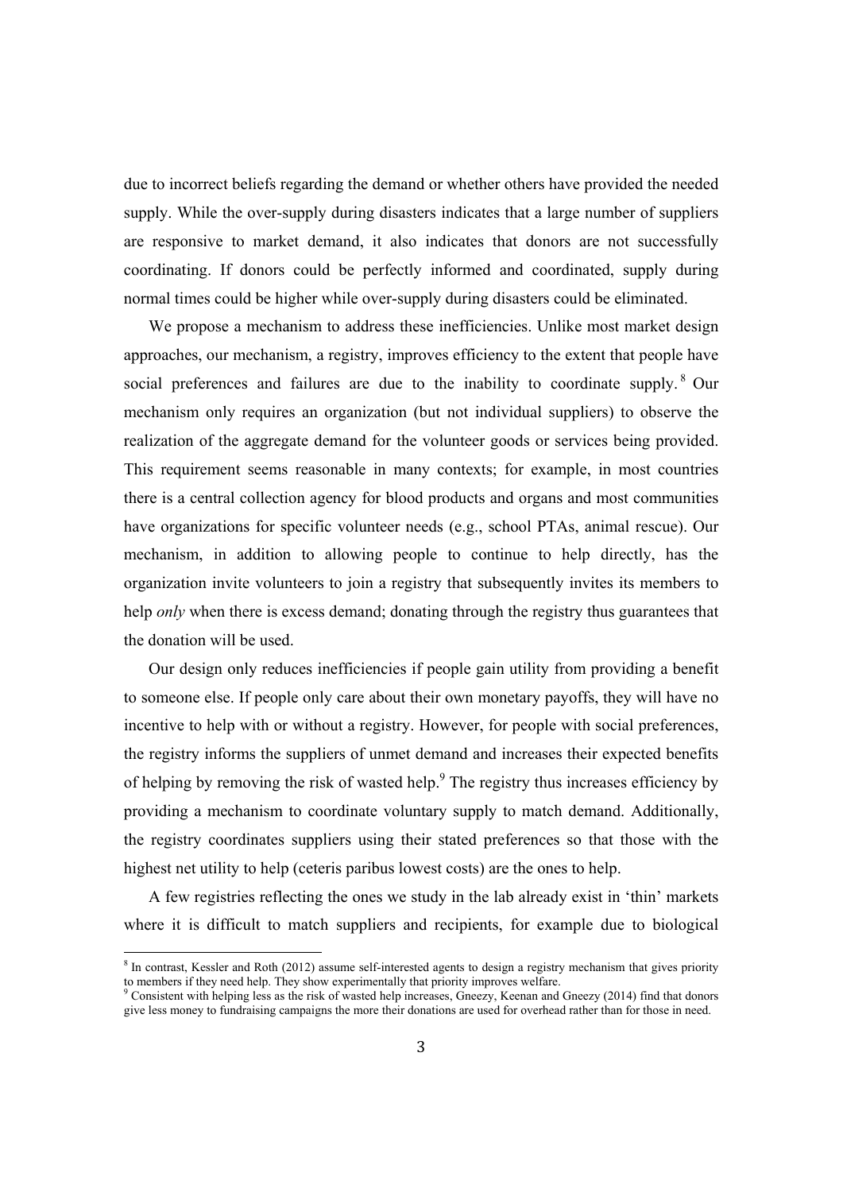due to incorrect beliefs regarding the demand or whether others have provided the needed supply. While the over-supply during disasters indicates that a large number of suppliers are responsive to market demand, it also indicates that donors are not successfully coordinating. If donors could be perfectly informed and coordinated, supply during normal times could be higher while over-supply during disasters could be eliminated.

We propose a mechanism to address these inefficiencies. Unlike most market design approaches, our mechanism, a registry, improves efficiency to the extent that people have social preferences and failures are due to the inability to coordinate supply.[8] Our mechanism only requires an organization (but not individual suppliers) to observe the realization of the aggregate demand for the volunteer goods or services being provided. This requirement seems reasonable in many contexts; for example, in most countries there is a central collection agency for blood products and organs and most communities have organizations for specific volunteer needs (e.g., school PTAs, animal rescue). Our mechanism, in addition to allowing people to continue to help directly, has the organization invite volunteers to join a registry that subsequently invites its members to help *only* when there is excess demand; donating through the registry thus guarantees that the donation will be used.

Our design only reduces inefficiencies if people gain utility from providing a benefit to someone else. If people only care about their own monetary payoffs, they will have no incentive to help with or without a registry. However, for people with social preferences, the registry informs the suppliers of unmet demand and increases their expected benefits of helping by removing the risk of wasted help.[9] The registry thus increases efficiency by providing a mechanism to coordinate voluntary supply to match demand. Additionally, the registry coordinates suppliers using their stated preferences so that those with the highest net utility to help (ceteris paribus lowest costs) are the ones to help.

A few registries reflecting the ones we study in the lab already exist in 'thin' markets where it is difficult to match suppliers and recipients, for example due to biological

[8] In contrast, Kessler and Roth (2012) assume self-interested agents to design a registry mechanism that gives priority to members if they need help. They show experimentally that priority improves welfare.

[9] Consistent with helping less as the risk of wasted help increases, Gneezy, Keenan and Gneezy (2014) find that donors give less money to fundraising campaigns the more their donations are used for overhead rather than for those in need.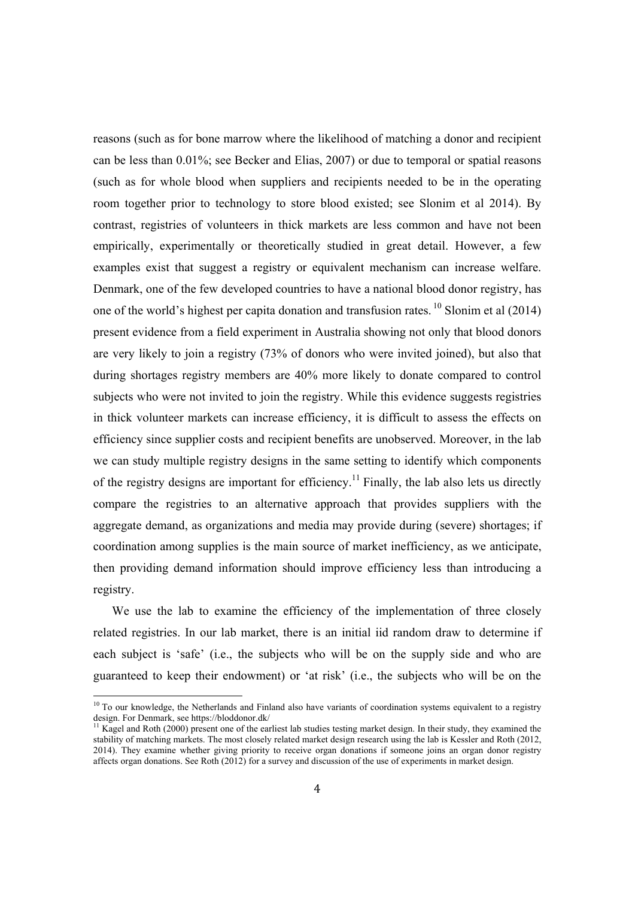reasons (such as for bone marrow where the likelihood of matching a donor and recipient can be less than 0.01%; see Becker and Elias, 2007) or due to temporal or spatial reasons (such as for whole blood when suppliers and recipients needed to be in the operating room together prior to technology to store blood existed; see Slonim et al 2014). By contrast, registries of volunteers in thick markets are less common and have not been empirically, experimentally or theoretically studied in great detail. However, a few examples exist that suggest a registry or equivalent mechanism can increase welfare. Denmark, one of the few developed countries to have a national blood donor registry, has one of the world's highest per capita donation and transfusion rates. [10] Slonim et al (2014) present evidence from a field experiment in Australia showing not only that blood donors are very likely to join a registry (73% of donors who were invited joined), but also that during shortages registry members are 40% more likely to donate compared to control subjects who were not invited to join the registry. While this evidence suggests registries in thick volunteer markets can increase efficiency, it is difficult to assess the effects on efficiency since supplier costs and recipient benefits are unobserved. Moreover, in the lab we can study multiple registry designs in the same setting to identify which components of the registry designs are important for efficiency.[11] Finally, the lab also lets us directly compare the registries to an alternative approach that provides suppliers with the aggregate demand, as organizations and media may provide during (severe) shortages; if coordination among supplies is the main source of market inefficiency, as we anticipate, then providing demand information should improve efficiency less than introducing a registry.

We use the lab to examine the efficiency of the implementation of three closely related registries. In our lab market, there is an initial iid random draw to determine if each subject is 'safe' (i.e., the subjects who will be on the supply side and who are guaranteed to keep their endowment) or 'at risk' (i.e., the subjects who will be on the

---

[10] To our knowledge, the Netherlands and Finland also have variants of coordination systems equivalent to a registry design. For Denmark, see https://bloddonor.dk/

[11] Kagel and Roth (2000) present one of the earliest lab studies testing market design. In their study, they examined the stability of matching markets. The most closely related market design research using the lab is Kessler and Roth (2012, 2014). They examine whether giving priority to receive organ donations if someone joins an organ donor registry affects organ donations. See Roth (2012) for a survey and discussion of the use of experiments in market design.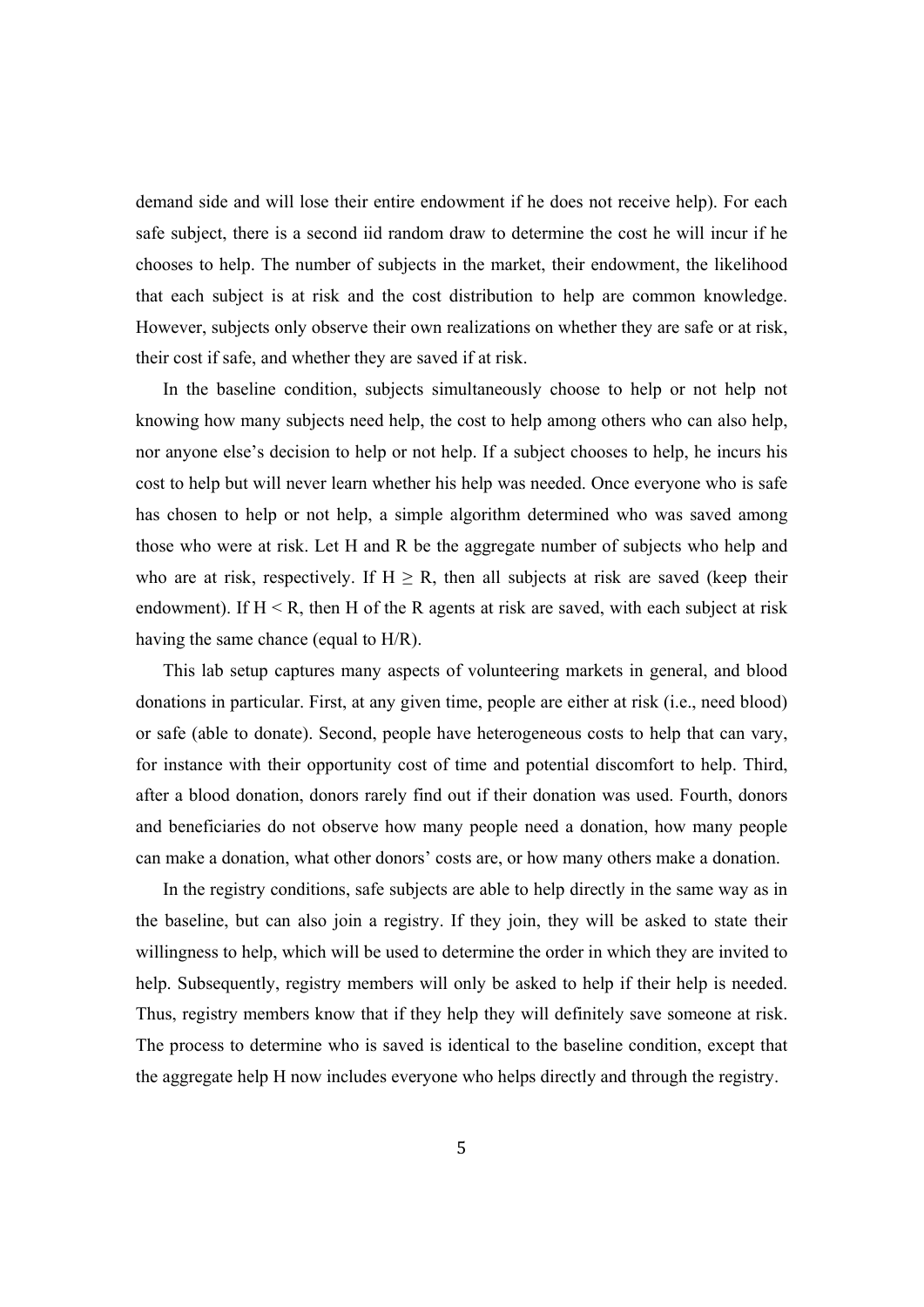demand side and will lose their entire endowment if he does not receive help). For each safe subject, there is a second iid random draw to determine the cost he will incur if he chooses to help. The number of subjects in the market, their endowment, the likelihood that each subject is at risk and the cost distribution to help are common knowledge. However, subjects only observe their own realizations on whether they are safe or at risk, their cost if safe, and whether they are saved if at risk.

In the baseline condition, subjects simultaneously choose to help or not help not knowing how many subjects need help, the cost to help among others who can also help, nor anyone else's decision to help or not help. If a subject chooses to help, he incurs his cost to help but will never learn whether his help was needed. Once everyone who is safe has chosen to help or not help, a simple algorithm determined who was saved among those who were at risk. Let H and R be the aggregate number of subjects who help and who are at risk, respectively. If $H \geq R$, then all subjects at risk are saved (keep their endowment). If $H < R$, then H of the R agents at risk are saved, with each subject at risk having the same chance (equal to $H/R$).

This lab setup captures many aspects of volunteering markets in general, and blood donations in particular. First, at any given time, people are either at risk (i.e., need blood) or safe (able to donate). Second, people have heterogeneous costs to help that can vary, for instance with their opportunity cost of time and potential discomfort to help. Third, after a blood donation, donors rarely find out if their donation was used. Fourth, donors and beneficiaries do not observe how many people need a donation, how many people can make a donation, what other donors' costs are, or how many others make a donation.

In the registry conditions, safe subjects are able to help directly in the same way as in the baseline, but can also join a registry. If they join, they will be asked to state their willingness to help, which will be used to determine the order in which they are invited to help. Subsequently, registry members will only be asked to help if their help is needed. Thus, registry members know that if they help they will definitely save someone at risk. The process to determine who is saved is identical to the baseline condition, except that the aggregate help H now includes everyone who helps directly and through the registry.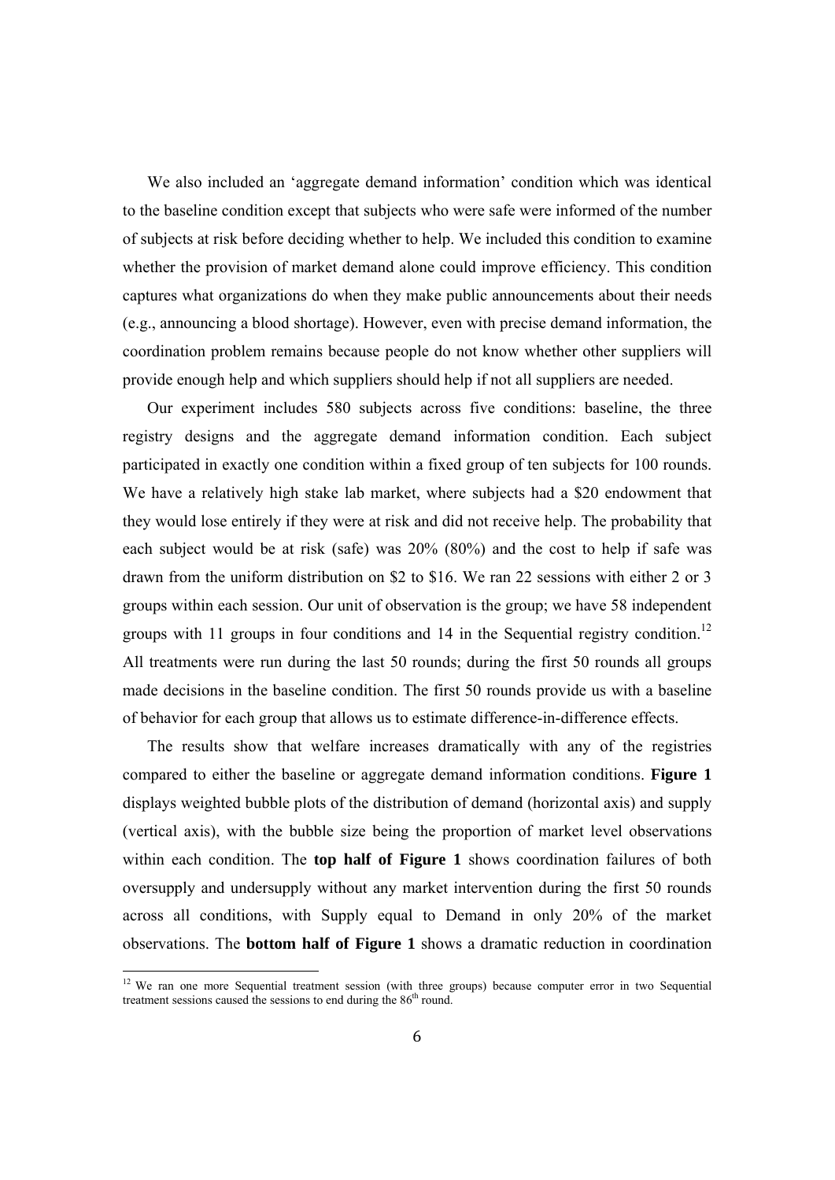We also included an 'aggregate demand information' condition which was identical to the baseline condition except that subjects who were safe were informed of the number of subjects at risk before deciding whether to help. We included this condition to examine whether the provision of market demand alone could improve efficiency. This condition captures what organizations do when they make public announcements about their needs (e.g., announcing a blood shortage). However, even with precise demand information, the coordination problem remains because people do not know whether other suppliers will provide enough help and which suppliers should help if not all suppliers are needed.

Our experiment includes 580 subjects across five conditions: baseline, the three registry designs and the aggregate demand information condition. Each subject participated in exactly one condition within a fixed group of ten subjects for 100 rounds. We have a relatively high stake lab market, where subjects had a \$20 endowment that they would lose entirely if they were at risk and did not receive help. The probability that each subject would be at risk (safe) was 20% (80%) and the cost to help if safe was drawn from the uniform distribution on \$2 to \$16. We ran 22 sessions with either 2 or 3 groups within each session. Our unit of observation is the group; we have 58 independent groups with 11 groups in four conditions and 14 in the Sequential registry condition.[12] All treatments were run during the last 50 rounds; during the first 50 rounds all groups made decisions in the baseline condition. The first 50 rounds provide us with a baseline of behavior for each group that allows us to estimate difference-in-difference effects.

The results show that welfare increases dramatically with any of the registries compared to either the baseline or aggregate demand information conditions. **Figure 1** displays weighted bubble plots of the distribution of demand (horizontal axis) and supply (vertical axis), with the bubble size being the proportion of market level observations within each condition. The **top half of Figure 1** shows coordination failures of both oversupply and undersupply without any market intervention during the first 50 rounds across all conditions, with Supply equal to Demand in only 20% of the market observations. The **bottom half of Figure 1** shows a dramatic reduction in coordination

[12] We ran one more Sequential treatment session (with three groups) because computer error in two Sequential treatment sessions caused the sessions to end during the 86th round.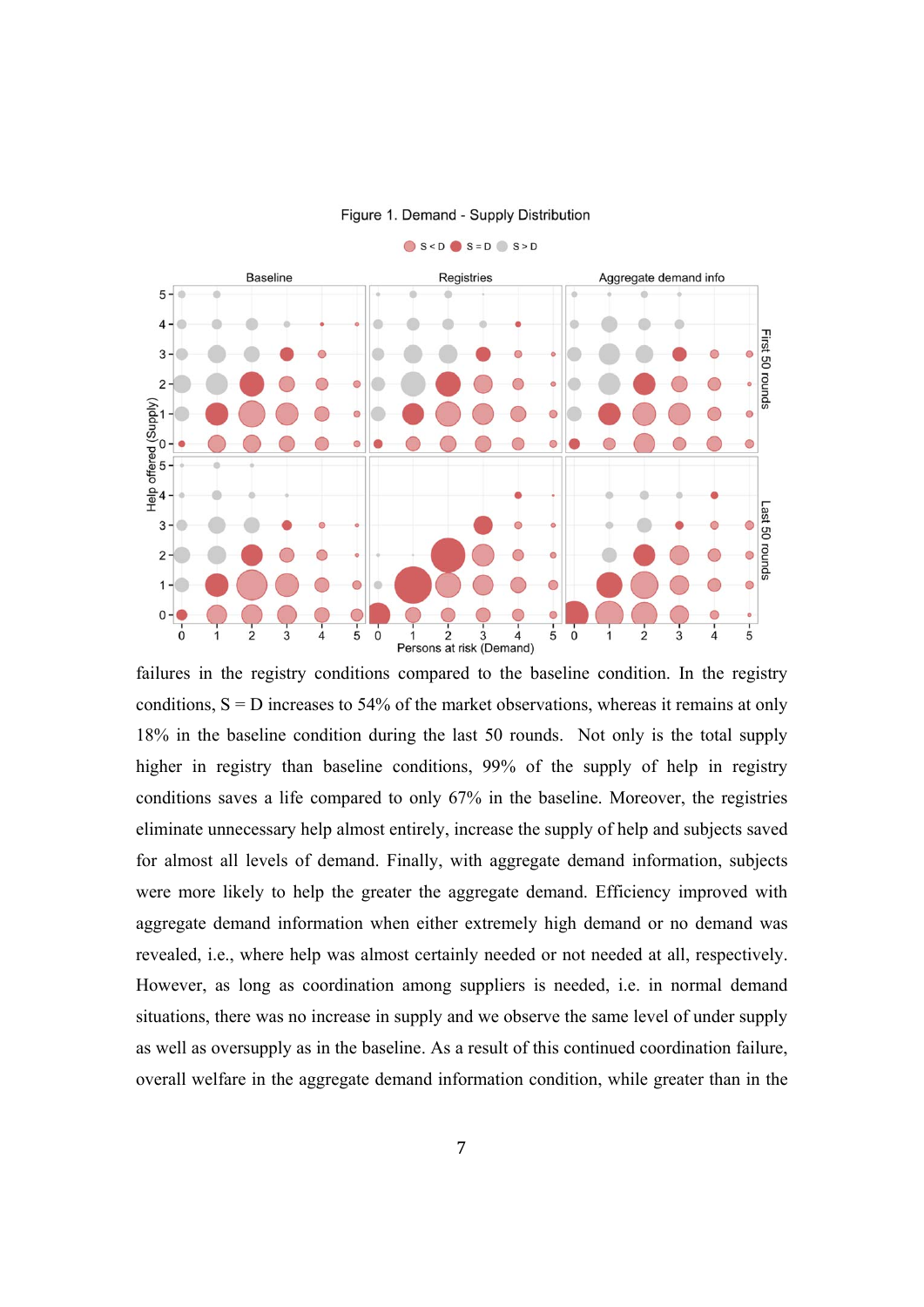Figure 1. Demand - Supply Distribution

failures in the registry conditions compared to the baseline condition. In the registry conditions, S = D increases to 54% of the market observations, whereas it remains at only 18% in the baseline condition during the last 50 rounds. Not only is the total supply higher in registry than baseline conditions, 99% of the supply of help in registry conditions saves a life compared to only 67% in the baseline. Moreover, the registries eliminate unnecessary help almost entirely, increase the supply of help and subjects saved for almost all levels of demand. Finally, with aggregate demand information, subjects were more likely to help the greater the aggregate demand. Efficiency improved with aggregate demand information when either extremely high demand or no demand was revealed, i.e., where help was almost certainly needed or not needed at all, respectively. However, as long as coordination among suppliers is needed, i.e. in normal demand situations, there was no increase in supply and we observe the same level of under supply as well as oversupply as in the baseline. As a result of this continued coordination failure, overall welfare in the aggregate demand information condition, while greater than in the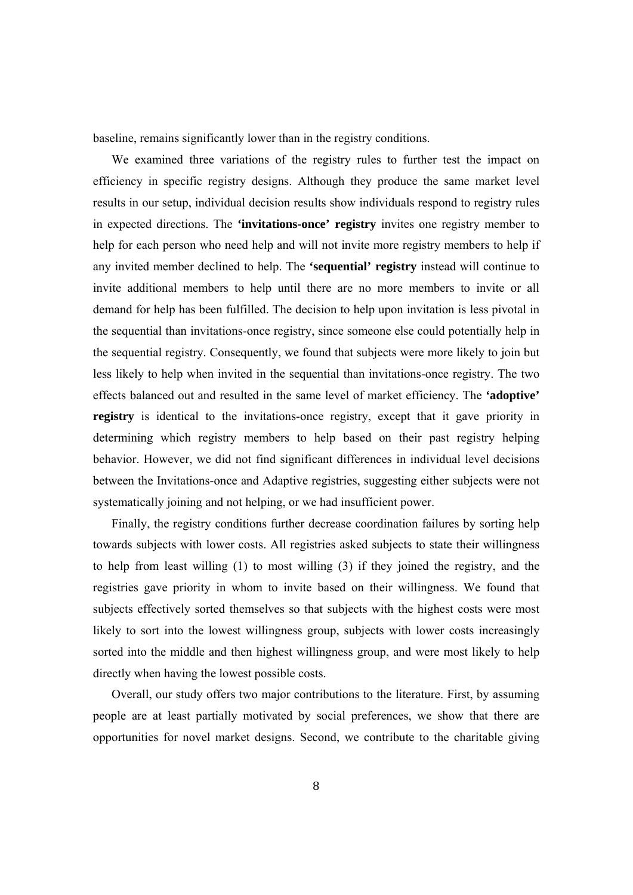baseline, remains significantly lower than in the registry conditions.

We examined three variations of the registry rules to further test the impact on efficiency in specific registry designs. Although they produce the same market level results in our setup, individual decision results show individuals respond to registry rules in expected directions. The **'invitations-once' registry** invites one registry member to help for each person who need help and will not invite more registry members to help if any invited member declined to help. The **'sequential' registry** instead will continue to invite additional members to help until there are no more members to invite or all demand for help has been fulfilled. The decision to help upon invitation is less pivotal in the sequential than invitations-once registry, since someone else could potentially help in the sequential registry. Consequently, we found that subjects were more likely to join but less likely to help when invited in the sequential than invitations-once registry. The two effects balanced out and resulted in the same level of market efficiency. The **'adoptive' registry** is identical to the invitations-once registry, except that it gave priority in determining which registry members to help based on their past registry helping behavior. However, we did not find significant differences in individual level decisions between the Invitations-once and Adaptive registries, suggesting either subjects were not systematically joining and not helping, or we had insufficient power.

Finally, the registry conditions further decrease coordination failures by sorting help towards subjects with lower costs. All registries asked subjects to state their willingness to help from least willing (1) to most willing (3) if they joined the registry, and the registries gave priority in whom to invite based on their willingness. We found that subjects effectively sorted themselves so that subjects with the highest costs were most likely to sort into the lowest willingness group, subjects with lower costs increasingly sorted into the middle and then highest willingness group, and were most likely to help directly when having the lowest possible costs.

Overall, our study offers two major contributions to the literature. First, by assuming people are at least partially motivated by social preferences, we show that there are opportunities for novel market designs. Second, we contribute to the charitable giving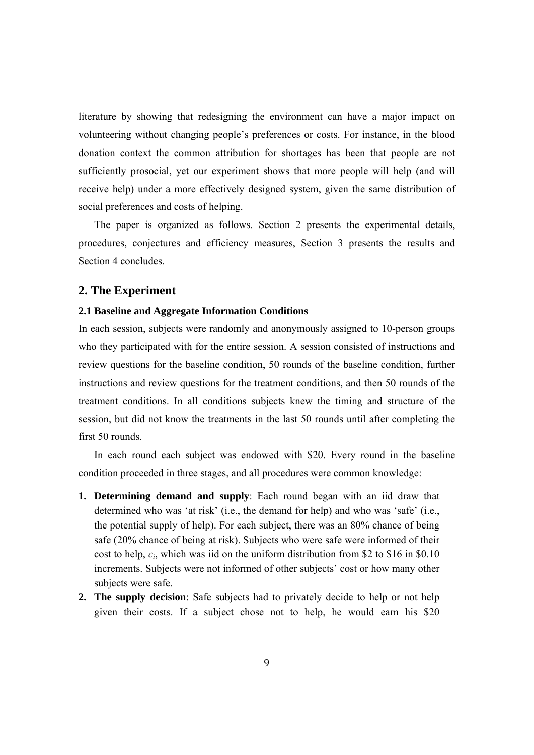literature by showing that redesigning the environment can have a major impact on volunteering without changing people's preferences or costs. For instance, in the blood donation context the common attribution for shortages has been that people are not sufficiently prosocial, yet our experiment shows that more people will help (and will receive help) under a more effectively designed system, given the same distribution of social preferences and costs of helping.

The paper is organized as follows. Section 2 presents the experimental details, procedures, conjectures and efficiency measures, Section 3 presents the results and Section 4 concludes.

## 2. The Experiment

### 2.1 Baseline and Aggregate Information Conditions

In each session, subjects were randomly and anonymously assigned to 10-person groups who they participated with for the entire session. A session consisted of instructions and review questions for the baseline condition, 50 rounds of the baseline condition, further instructions and review questions for the treatment conditions, and then 50 rounds of the treatment conditions. In all conditions subjects knew the timing and structure of the session, but did not know the treatments in the last 50 rounds until after completing the first 50 rounds.

In each round each subject was endowed with $20. Every round in the baseline condition proceeded in three stages, and all procedures were common knowledge:

1. **Determining demand and supply**: Each round began with an iid draw that determined who was 'at risk' (i.e., the demand for help) and who was 'safe' (i.e., the potential supply of help). For each subject, there was an 80% chance of being safe (20% chance of being at risk). Subjects who were safe were informed of their cost to help, $c_i$, which was iid on the uniform distribution from $2 to $16 in $0.10 increments. Subjects were not informed of other subjects' cost or how many other subjects were safe.
2. **The supply decision**: Safe subjects had to privately decide to help or not help given their costs. If a subject chose not to help, he would earn his $20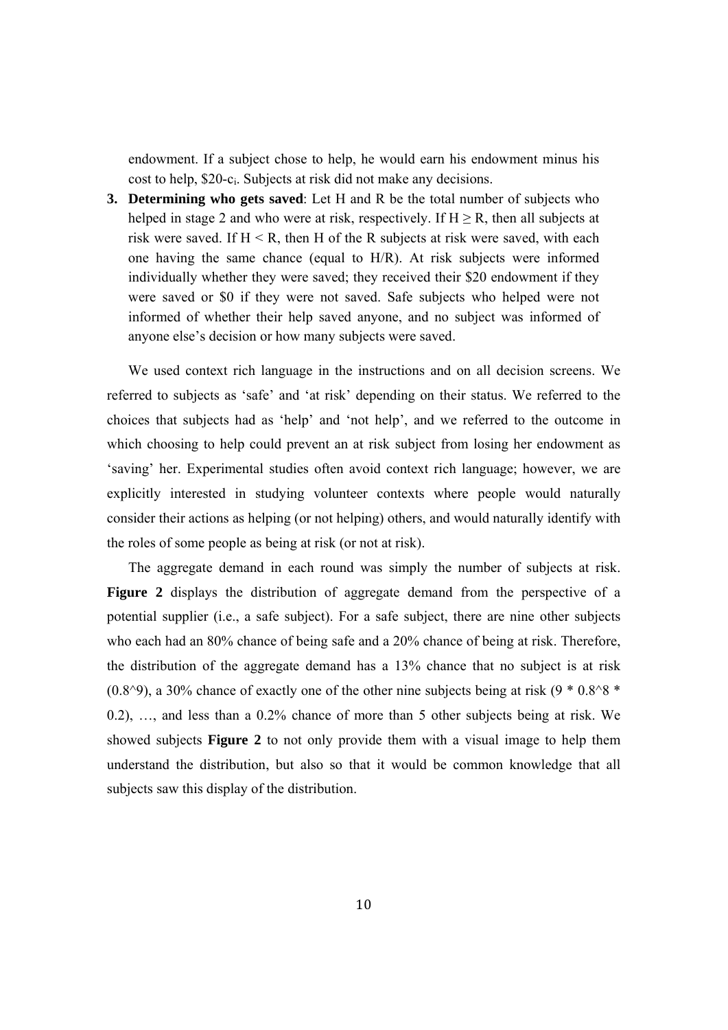endowment. If a subject chose to help, he would earn his endowment minus his cost to help, $\$20-c_i$. Subjects at risk did not make any decisions.

3. **Determining who gets saved**: Let H and R be the total number of subjects who helped in stage 2 and who were at risk, respectively. If $H \geq R$, then all subjects at risk were saved. If $H < R$, then H of the R subjects at risk were saved, with each one having the same chance (equal to H/R). At risk subjects were informed individually whether they were saved; they received their \$20 endowment if they were saved or \$0 if they were not saved. Safe subjects who helped were not informed of whether their help saved anyone, and no subject was informed of anyone else's decision or how many subjects were saved.

We used context rich language in the instructions and on all decision screens. We referred to subjects as 'safe' and 'at risk' depending on their status. We referred to the choices that subjects had as 'help' and 'not help', and we referred to the outcome in which choosing to help could prevent an at risk subject from losing her endowment as 'saving' her. Experimental studies often avoid context rich language; however, we are explicitly interested in studying volunteer contexts where people would naturally consider their actions as helping (or not helping) others, and would naturally identify with the roles of some people as being at risk (or not at risk).

The aggregate demand in each round was simply the number of subjects at risk. **Figure 2** displays the distribution of aggregate demand from the perspective of a potential supplier (i.e., a safe subject). For a safe subject, there are nine other subjects who each had an 80% chance of being safe and a 20% chance of being at risk. Therefore, the distribution of the aggregate demand has a 13% chance that no subject is at risk ($0.8^9$), a 30% chance of exactly one of the other nine subjects being at risk ($9 * 0.8^8 * 0.2$), …, and less than a 0.2% chance of more than 5 other subjects being at risk. We showed subjects **Figure 2** to not only provide them with a visual image to help them understand the distribution, but also so that it would be common knowledge that all subjects saw this display of the distribution.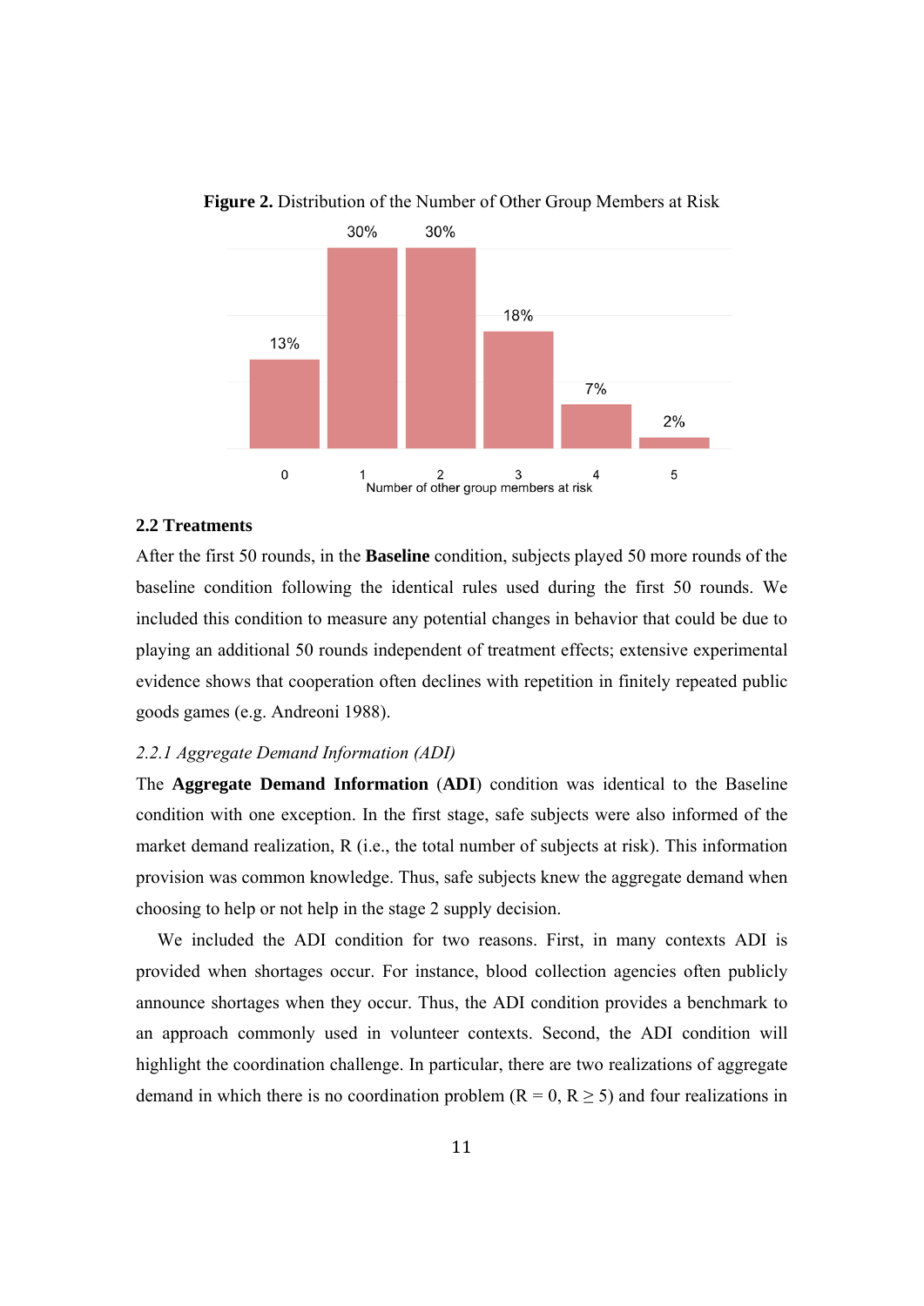**Figure 2.** Distribution of the Number of Other Group Members at Risk

| Number of other group members at risk | 0 | 1 | 2 | 3 | 4 | 5 |
|---|---|---|---|---|---|---|
| Percent | 13% | 30% | 30% | 18% | 7% | 2% |

### 2.2 Treatments

After the first 50 rounds, in the **Baseline** condition, subjects played 50 more rounds of the baseline condition following the identical rules used during the first 50 rounds. We included this condition to measure any potential changes in behavior that could be due to playing an additional 50 rounds independent of treatment effects; extensive experimental evidence shows that cooperation often declines with repetition in finitely repeated public goods games (e.g. Andreoni 1988).

#### *2.2.1 Aggregate Demand Information (ADI)*

The **Aggregate Demand Information** (**ADI**) condition was identical to the Baseline condition with one exception. In the first stage, safe subjects were also informed of the market demand realization, R (i.e., the total number of subjects at risk). This information provision was common knowledge. Thus, safe subjects knew the aggregate demand when choosing to help or not help in the stage 2 supply decision.

We included the ADI condition for two reasons. First, in many contexts ADI is provided when shortages occur. For instance, blood collection agencies often publicly announce shortages when they occur. Thus, the ADI condition provides a benchmark to an approach commonly used in volunteer contexts. Second, the ADI condition will highlight the coordination challenge. In particular, there are two realizations of aggregate demand in which there is no coordination problem ($R = 0$, $R \geq 5$) and four realizations in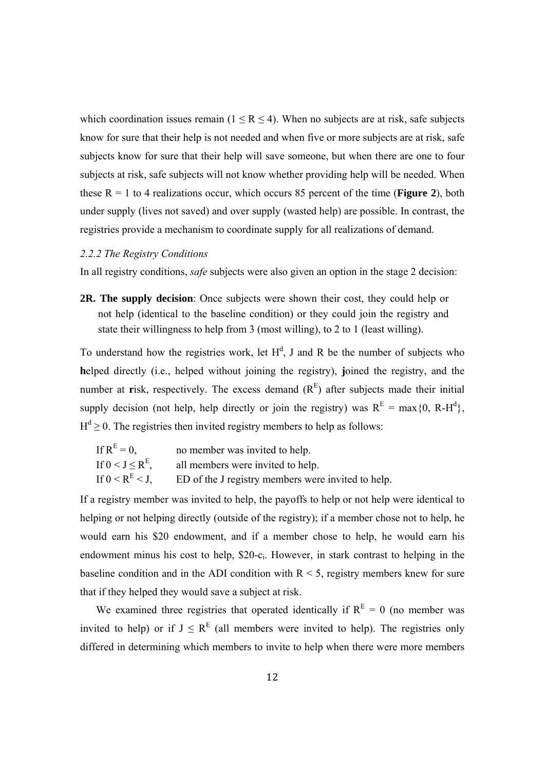which coordination issues remain ($1 \leq R \leq 4$). When no subjects are at risk, safe subjects know for sure that their help is not needed and when five or more subjects are at risk, safe subjects know for sure that their help will save someone, but when there are one to four subjects at risk, safe subjects will not know whether providing help will be needed. When these R = 1 to 4 realizations occur, which occurs 85 percent of the time (**Figure 2**), both under supply (lives not saved) and over supply (wasted help) are possible. In contrast, the registries provide a mechanism to coordinate supply for all realizations of demand.

### *2.2.2 The Registry Conditions*

In all registry conditions, *safe* subjects were also given an option in the stage 2 decision:

**2R. The supply decision**: Once subjects were shown their cost, they could help or not help (identical to the baseline condition) or they could join the registry and state their willingness to help from 3 (most willing), to 2 to 1 (least willing).

To understand how the registries work, let $H^d$, J and R be the number of subjects who **h**elped directly (i.e., helped without joining the registry), **j**oined the registry, and the number at **r**isk, respectively. The excess demand ($R^E$) after subjects made their initial supply decision (not help, help directly or join the registry) was $R^E = \max\{0, R\text{-}H^d\}$, $H^d \geq 0$. The registries then invited registry members to help as follows:

If $R^E = 0$, no member was invited to help.
If $0 < J \leq R^E$, all members were invited to help.
If $0 < R^E < J$, ED of the J registry members were invited to help.

If a registry member was invited to help, the payoffs to help or not help were identical to helping or not helping directly (outside of the registry); if a member chose not to help, he would earn his \$20 endowment, and if a member chose to help, he would earn his endowment minus his cost to help, \$20-$c_i$. However, in stark contrast to helping in the baseline condition and in the ADI condition with R < 5, registry members knew for sure that if they helped they would save a subject at risk.

We examined three registries that operated identically if $R^E = 0$ (no member was invited to help) or if $J \leq R^E$ (all members were invited to help). The registries only differed in determining which members to invite to help when there were more members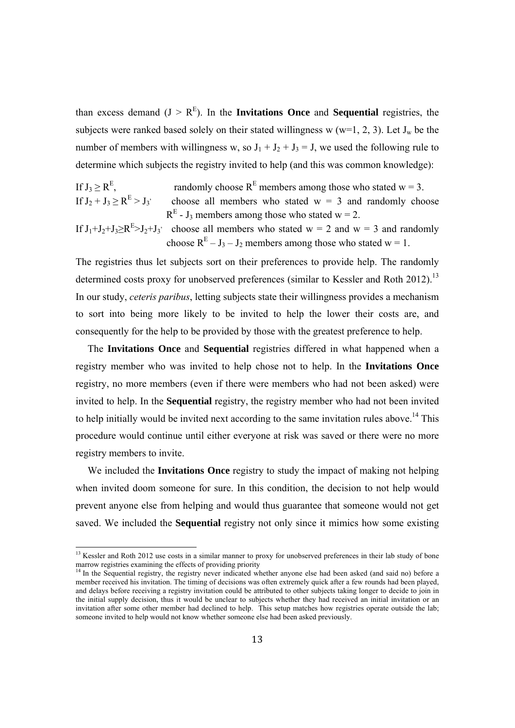than excess demand ($J > R^E$). In the **Invitations Once** and **Sequential** registries, the subjects were ranked based solely on their stated willingness w (w=1, 2, 3). Let $J_w$ be the number of members with willingness w, so $J_1 + J_2 + J_3 = J$, we used the following rule to determine which subjects the registry invited to help (and this was common knowledge):

If $J_3 \geq R^E$, randomly choose $R^E$ members among those who stated w = 3.

If $J_2 + J_3 \geq R^E > J_3$, choose all members who stated w = 3 and randomly choose $R^E$ - $J_3$ members among those who stated w = 2.

If $J_1+J_2+J_3 \geq R^E > J_2+J_3$, choose all members who stated w = 2 and w = 3 and randomly choose $R^E - J_3 - J_2$ members among those who stated w = 1.

The registries thus let subjects sort on their preferences to provide help. The randomly determined costs proxy for unobserved preferences (similar to Kessler and Roth 2012).[13] In our study, *ceteris paribus*, letting subjects state their willingness provides a mechanism to sort into being more likely to be invited to help the lower their costs are, and consequently for the help to be provided by those with the greatest preference to help.

The **Invitations Once** and **Sequential** registries differed in what happened when a registry member who was invited to help chose not to help. In the **Invitations Once** registry, no more members (even if there were members who had not been asked) were invited to help. In the **Sequential** registry, the registry member who had not been invited to help initially would be invited next according to the same invitation rules above.[14] This procedure would continue until either everyone at risk was saved or there were no more registry members to invite.

We included the **Invitations Once** registry to study the impact of making not helping when invited doom someone for sure. In this condition, the decision to not help would prevent anyone else from helping and would thus guarantee that someone would not get saved. We included the **Sequential** registry not only since it mimics how some existing

[13] Kessler and Roth 2012 use costs in a similar manner to proxy for unobserved preferences in their lab study of bone marrow registries examining the effects of providing priority

[14] In the Sequential registry, the registry never indicated whether anyone else had been asked (and said no) before a member received his invitation. The timing of decisions was often extremely quick after a few rounds had been played, and delays before receiving a registry invitation could be attributed to other subjects taking longer to decide to join in the initial supply decision, thus it would be unclear to subjects whether they had received an initial invitation or an invitation after some other member had declined to help. This setup matches how registries operate outside the lab; someone invited to help would not know whether someone else had been asked previously.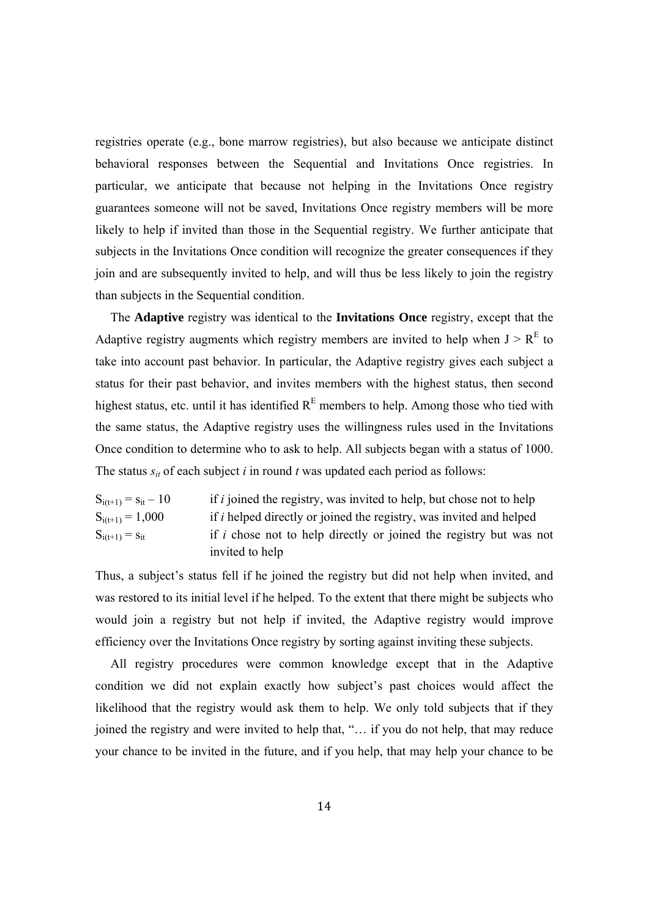registries operate (e.g., bone marrow registries), but also because we anticipate distinct behavioral responses between the Sequential and Invitations Once registries. In particular, we anticipate that because not helping in the Invitations Once registry guarantees someone will not be saved, Invitations Once registry members will be more likely to help if invited than those in the Sequential registry. We further anticipate that subjects in the Invitations Once condition will recognize the greater consequences if they join and are subsequently invited to help, and will thus be less likely to join the registry than subjects in the Sequential condition.

The **Adaptive** registry was identical to the **Invitations Once** registry, except that the Adaptive registry augments which registry members are invited to help when $J > R^E$ to take into account past behavior. In particular, the Adaptive registry gives each subject a status for their past behavior, and invites members with the highest status, then second highest status, etc. until it has identified $R^E$ members to help. Among those who tied with the same status, the Adaptive registry uses the willingness rules used in the Invitations Once condition to determine who to ask to help. All subjects began with a status of 1000. The status $s_{it}$ of each subject *i* in round *t* was updated each period as follows:

| | |
|---|---|
| $S_{i(t+1)} = s_{it} - 10$ | if *i* joined the registry, was invited to help, but chose not to help |
| $S_{i(t+1)} = 1{,}000$ | if *i* helped directly or joined the registry, was invited and helped |
| $S_{i(t+1)} = s_{it}$ | if *i* chose not to help directly or joined the registry but was not invited to help |

Thus, a subject's status fell if he joined the registry but did not help when invited, and was restored to its initial level if he helped. To the extent that there might be subjects who would join a registry but not help if invited, the Adaptive registry would improve efficiency over the Invitations Once registry by sorting against inviting these subjects.

All registry procedures were common knowledge except that in the Adaptive condition we did not explain exactly how subject's past choices would affect the likelihood that the registry would ask them to help. We only told subjects that if they joined the registry and were invited to help that, "… if you do not help, that may reduce your chance to be invited in the future, and if you help, that may help your chance to be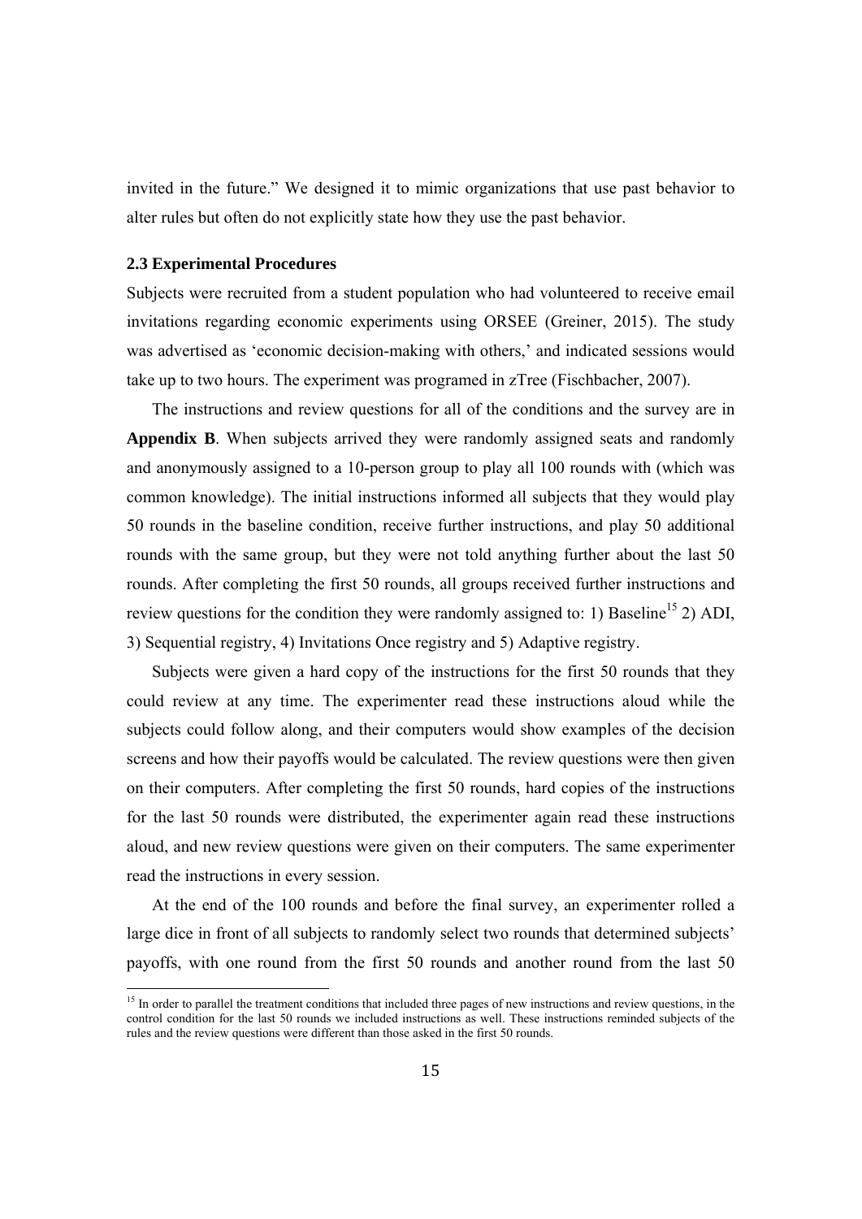invited in the future." We designed it to mimic organizations that use past behavior to alter rules but often do not explicitly state how they use the past behavior.

### 2.3 Experimental Procedures

Subjects were recruited from a student population who had volunteered to receive email invitations regarding economic experiments using ORSEE (Greiner, 2015). The study was advertised as 'economic decision-making with others,' and indicated sessions would take up to two hours. The experiment was programed in zTree (Fischbacher, 2007).

The instructions and review questions for all of the conditions and the survey are in **Appendix B**. When subjects arrived they were randomly assigned seats and randomly and anonymously assigned to a 10-person group to play all 100 rounds with (which was common knowledge). The initial instructions informed all subjects that they would play 50 rounds in the baseline condition, receive further instructions, and play 50 additional rounds with the same group, but they were not told anything further about the last 50 rounds. After completing the first 50 rounds, all groups received further instructions and review questions for the condition they were randomly assigned to: 1) Baseline[15] 2) ADI, 3) Sequential registry, 4) Invitations Once registry and 5) Adaptive registry.

Subjects were given a hard copy of the instructions for the first 50 rounds that they could review at any time. The experimenter read these instructions aloud while the subjects could follow along, and their computers would show examples of the decision screens and how their payoffs would be calculated. The review questions were then given on their computers. After completing the first 50 rounds, hard copies of the instructions for the last 50 rounds were distributed, the experimenter again read these instructions aloud, and new review questions were given on their computers. The same experimenter read the instructions in every session.

At the end of the 100 rounds and before the final survey, an experimenter rolled a large dice in front of all subjects to randomly select two rounds that determined subjects' payoffs, with one round from the first 50 rounds and another round from the last 50

[15] In order to parallel the treatment conditions that included three pages of new instructions and review questions, in the control condition for the last 50 rounds we included instructions as well. These instructions reminded subjects of the rules and the review questions were different than those asked in the first 50 rounds.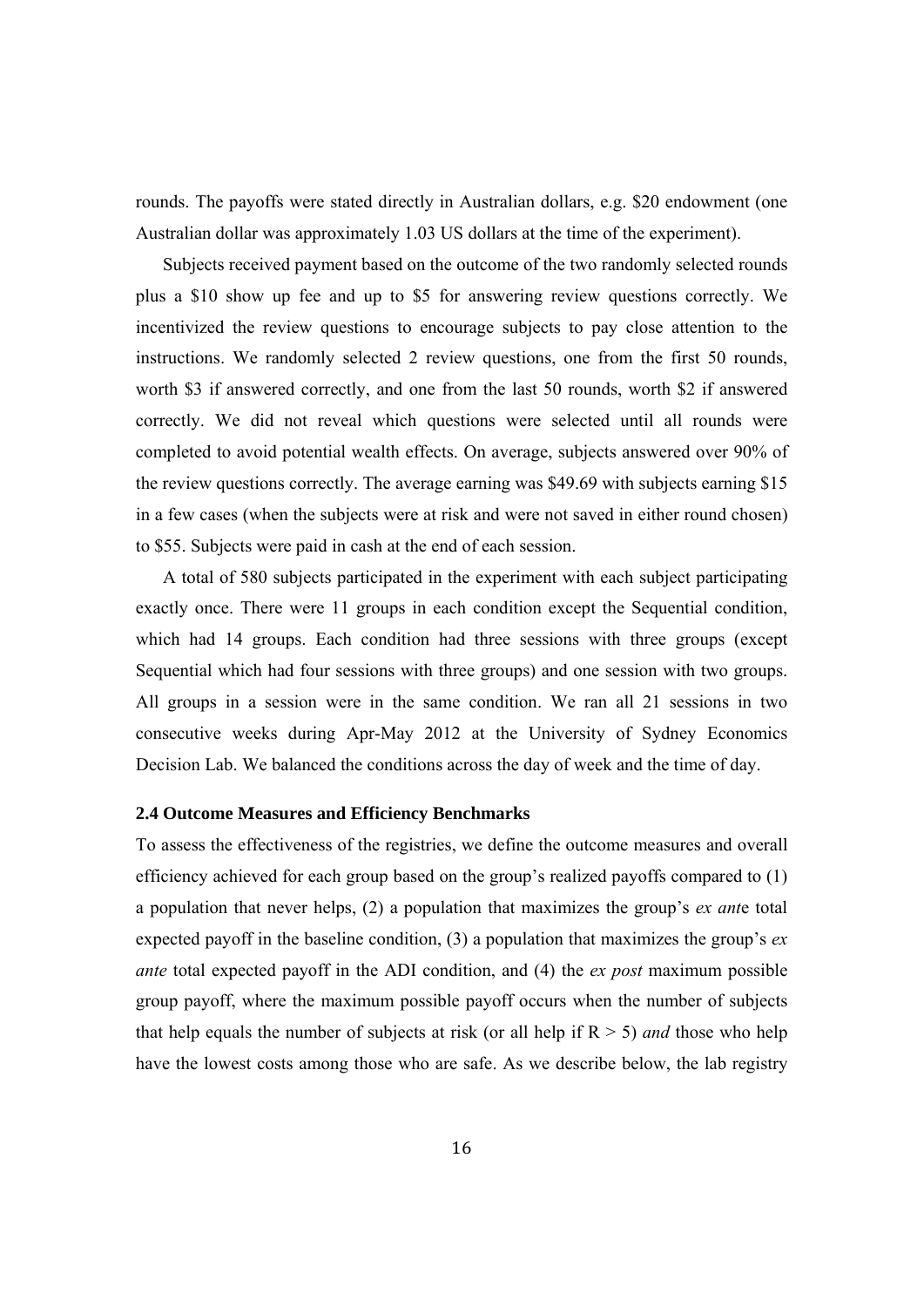rounds. The payoffs were stated directly in Australian dollars, e.g. $20 endowment (one Australian dollar was approximately 1.03 US dollars at the time of the experiment).

Subjects received payment based on the outcome of the two randomly selected rounds plus a $10 show up fee and up to $5 for answering review questions correctly. We incentivized the review questions to encourage subjects to pay close attention to the instructions. We randomly selected 2 review questions, one from the first 50 rounds, worth $3 if answered correctly, and one from the last 50 rounds, worth $2 if answered correctly. We did not reveal which questions were selected until all rounds were completed to avoid potential wealth effects. On average, subjects answered over 90% of the review questions correctly. The average earning was $49.69 with subjects earning $15 in a few cases (when the subjects were at risk and were not saved in either round chosen) to $55. Subjects were paid in cash at the end of each session.

A total of 580 subjects participated in the experiment with each subject participating exactly once. There were 11 groups in each condition except the Sequential condition, which had 14 groups. Each condition had three sessions with three groups (except Sequential which had four sessions with three groups) and one session with two groups. All groups in a session were in the same condition. We ran all 21 sessions in two consecutive weeks during Apr-May 2012 at the University of Sydney Economics Decision Lab. We balanced the conditions across the day of week and the time of day.

### 2.4 Outcome Measures and Efficiency Benchmarks

To assess the effectiveness of the registries, we define the outcome measures and overall efficiency achieved for each group based on the group's realized payoffs compared to (1) a population that never helps, (2) a population that maximizes the group's *ex ante* total expected payoff in the baseline condition, (3) a population that maximizes the group's *ex ante* total expected payoff in the ADI condition, and (4) the *ex post* maximum possible group payoff, where the maximum possible payoff occurs when the number of subjects that help equals the number of subjects at risk (or all help if $R > 5$) *and* those who help have the lowest costs among those who are safe. As we describe below, the lab registry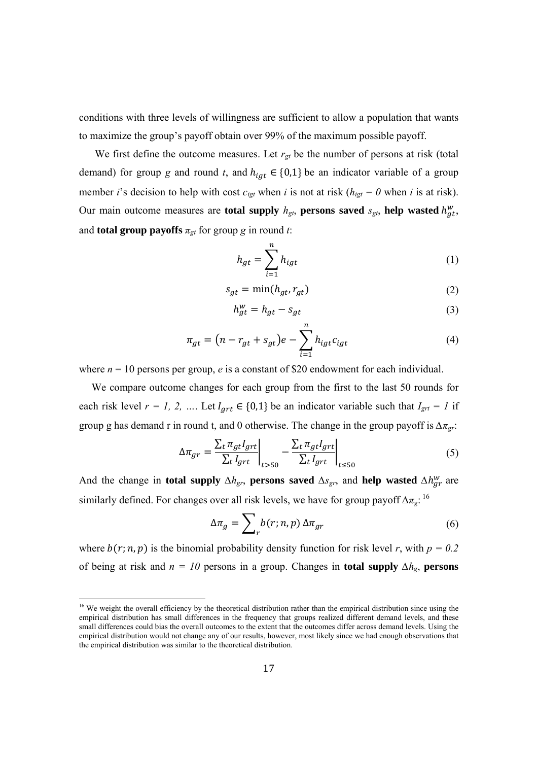conditions with three levels of willingness are sufficient to allow a population that wants to maximize the group's payoff obtain over 99% of the maximum possible payoff.

We first define the outcome measures. Let $r_{gt}$ be the number of persons at risk (total demand) for group $g$ and round $t$, and $h_{igt} \in \{0,1\}$ be an indicator variable of a group member $i$'s decision to help with cost $c_{igt}$ when $i$ is not at risk ($h_{igt} = 0$ when $i$ is at risk). Our main outcome measures are **total supply** $h_{gt}$, **persons saved** $s_{gt}$, **help wasted** $h_{gt}^{w}$, and **total group payoffs** $\pi_{gt}$ for group $g$ in round $t$:

$$h_{gt} = \sum_{i=1}^{n} h_{igt} \tag{1}$$

$$s_{gt} = \min(h_{gt}, r_{gt}) \tag{2}$$

$$h_{gt}^{w} = h_{gt} - s_{gt} \tag{3}$$

$$\pi_{gt} = (n - r_{gt} + s_{gt})e - \sum_{i=1}^{n} h_{igt} c_{igt} \tag{4}$$

where $n$ = 10 persons per group, $e$ is a constant of \$20 endowment for each individual.

We compare outcome changes for each group from the first to the last 50 rounds for each risk level $r = 1, 2, \ldots$. Let $I_{grt} \in \{0,1\}$ be an indicator variable such that $I_{grt} = 1$ if group g has demand r in round t, and 0 otherwise. The change in the group payoff is $\Delta\pi_{gr}$:

$$\Delta\pi_{gr} = \left.\frac{\sum_t \pi_{gt} I_{grt}}{\sum_t I_{grt}}\right|_{t>50} - \left.\frac{\sum_t \pi_{gt} I_{grt}}{\sum_t I_{grt}}\right|_{t\leq 50} \tag{5}$$

And the change in **total supply** $\Delta h_{gr}$, **persons saved** $\Delta s_{gr}$, and **help wasted** $\Delta h_{gr}^{w}$ are similarly defined. For changes over all risk levels, we have for group payoff $\Delta\pi_g$:[16]

$$\Delta\pi_g = \sum_r b(r; n, p)\, \Delta\pi_{gr} \tag{6}$$

where $b(r; n, p)$ is the binomial probability density function for risk level $r$, with $p = 0.2$ of being at risk and $n = 10$ persons in a group. Changes in **total supply** $\Delta h_g$, **persons**

[16] We weight the overall efficiency by the theoretical distribution rather than the empirical distribution since using the empirical distribution has small differences in the frequency that groups realized different demand levels, and these small differences could bias the overall outcomes to the extent that the outcomes differ across demand levels. Using the empirical distribution would not change any of our results, however, most likely since we had enough observations that the empirical distribution was similar to the theoretical distribution.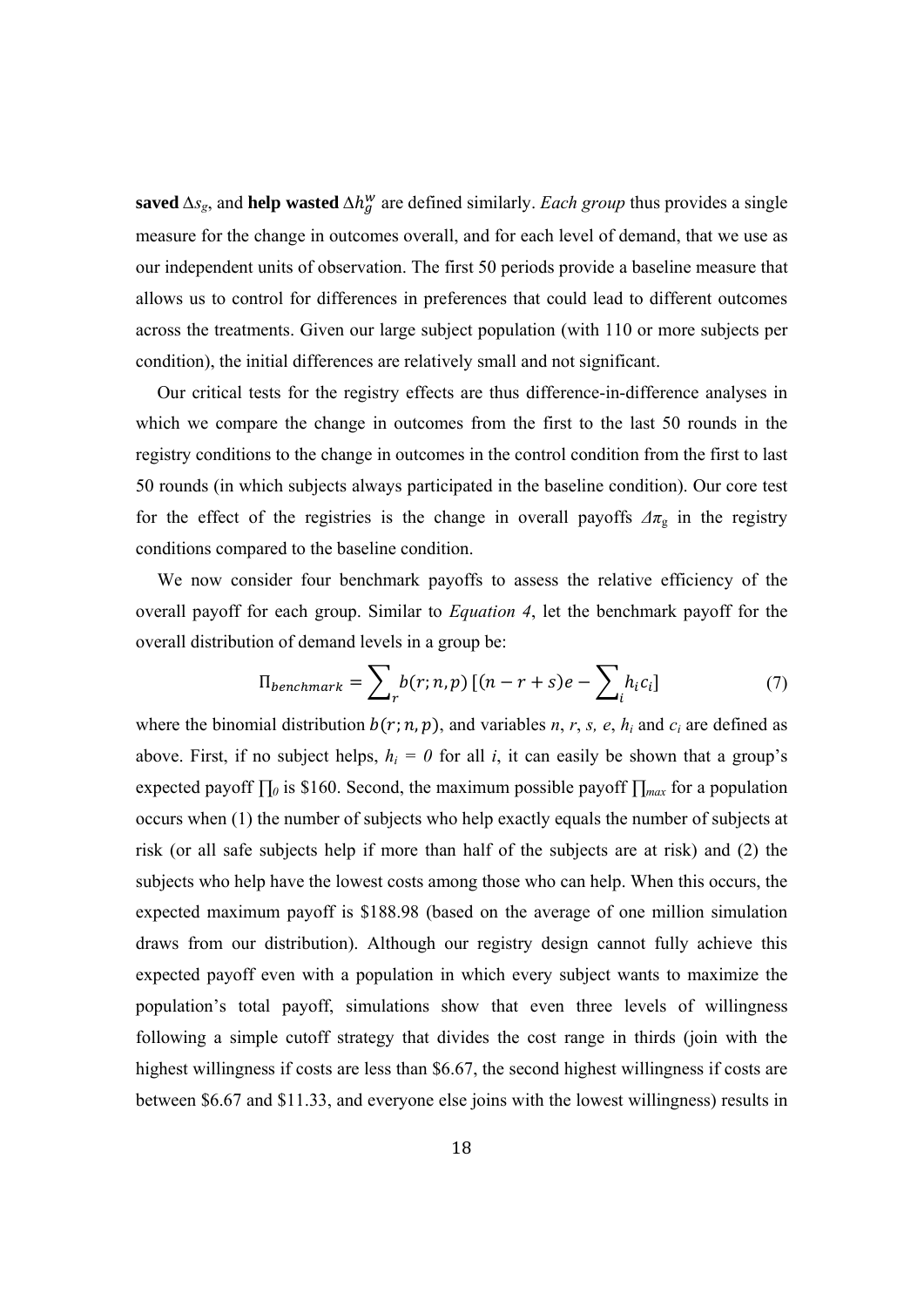**saved** $\Delta s_g$, and **help wasted** $\Delta h_g^w$ are defined similarly. *Each group* thus provides a single measure for the change in outcomes overall, and for each level of demand, that we use as our independent units of observation. The first 50 periods provide a baseline measure that allows us to control for differences in preferences that could lead to different outcomes across the treatments. Given our large subject population (with 110 or more subjects per condition), the initial differences are relatively small and not significant.

Our critical tests for the registry effects are thus difference-in-difference analyses in which we compare the change in outcomes from the first to the last 50 rounds in the registry conditions to the change in outcomes in the control condition from the first to last 50 rounds (in which subjects always participated in the baseline condition). Our core test for the effect of the registries is the change in overall payoffs $\Delta\pi_g$ in the registry conditions compared to the baseline condition.

We now consider four benchmark payoffs to assess the relative efficiency of the overall payoff for each group. Similar to *Equation 4*, let the benchmark payoff for the overall distribution of demand levels in a group be:

$$\Pi_{benchmark} = \sum_r b(r;n,p)\left[(n-r+s)e - \sum_i h_i c_i\right] \tag{7}$$

where the binomial distribution $b(r;n,p)$, and variables $n$, $r$, $s$, $e$, $h_i$ and $c_i$ are defined as above. First, if no subject helps, $h_i = 0$ for all $i$, it can easily be shown that a group's expected payoff $\prod_0$ is \$160. Second, the maximum possible payoff $\prod_{max}$ for a population occurs when (1) the number of subjects who help exactly equals the number of subjects at risk (or all safe subjects help if more than half of the subjects are at risk) and (2) the subjects who help have the lowest costs among those who can help. When this occurs, the expected maximum payoff is \$188.98 (based on the average of one million simulation draws from our distribution). Although our registry design cannot fully achieve this expected payoff even with a population in which every subject wants to maximize the population's total payoff, simulations show that even three levels of willingness following a simple cutoff strategy that divides the cost range in thirds (join with the highest willingness if costs are less than \$6.67, the second highest willingness if costs are between \$6.67 and \$11.33, and everyone else joins with the lowest willingness) results in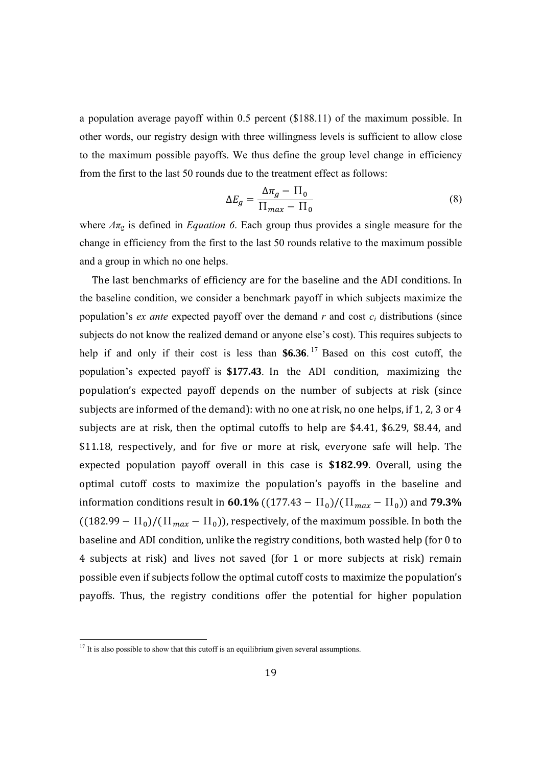a population average payoff within 0.5 percent (\$188.11) of the maximum possible. In other words, our registry design with three willingness levels is sufficient to allow close to the maximum possible payoffs. We thus define the group level change in efficiency from the first to the last 50 rounds due to the treatment effect as follows:

$$\Delta E_g = \frac{\Delta\pi_g - \Pi_0}{\Pi_{max} - \Pi_0} \tag{8}$$

where $\Delta\pi_g$ is defined in *Equation 6*. Each group thus provides a single measure for the change in efficiency from the first to the last 50 rounds relative to the maximum possible and a group in which no one helps.

The last benchmarks of efficiency are for the baseline and the ADI conditions. In the baseline condition, we consider a benchmark payoff in which subjects maximize the population's *ex ante* expected payoff over the demand $r$ and cost $c_i$ distributions (since subjects do not know the realized demand or anyone else's cost). This requires subjects to help if and only if their cost is less than **\$6.36**.[17] Based on this cost cutoff, the population's expected payoff is **\$177.43**. In the ADI condition, maximizing the population's expected payoff depends on the number of subjects at risk (since subjects are informed of the demand): with no one at risk, no one helps, if 1, 2, 3 or 4 subjects are at risk, then the optimal cutoffs to help are \$4.41, \$6.29, \$8.44, and \$11.18, respectively, and for five or more at risk, everyone safe will help. The expected population payoff overall in this case is **\$182.99**. Overall, using the optimal cutoff costs to maximize the population's payoffs in the baseline and information conditions result in **60.1%** ($(177.43 - \Pi_0)/(\Pi_{max} - \Pi_0)$) and **79.3%** ($(182.99 - \Pi_0)/(\Pi_{max} - \Pi_0)$), respectively, of the maximum possible. In both the baseline and ADI condition, unlike the registry conditions, both wasted help (for 0 to 4 subjects at risk) and lives not saved (for 1 or more subjects at risk) remain possible even if subjects follow the optimal cutoff costs to maximize the population's payoffs. Thus, the registry conditions offer the potential for higher population

[17] It is also possible to show that this cutoff is an equilibrium given several assumptions.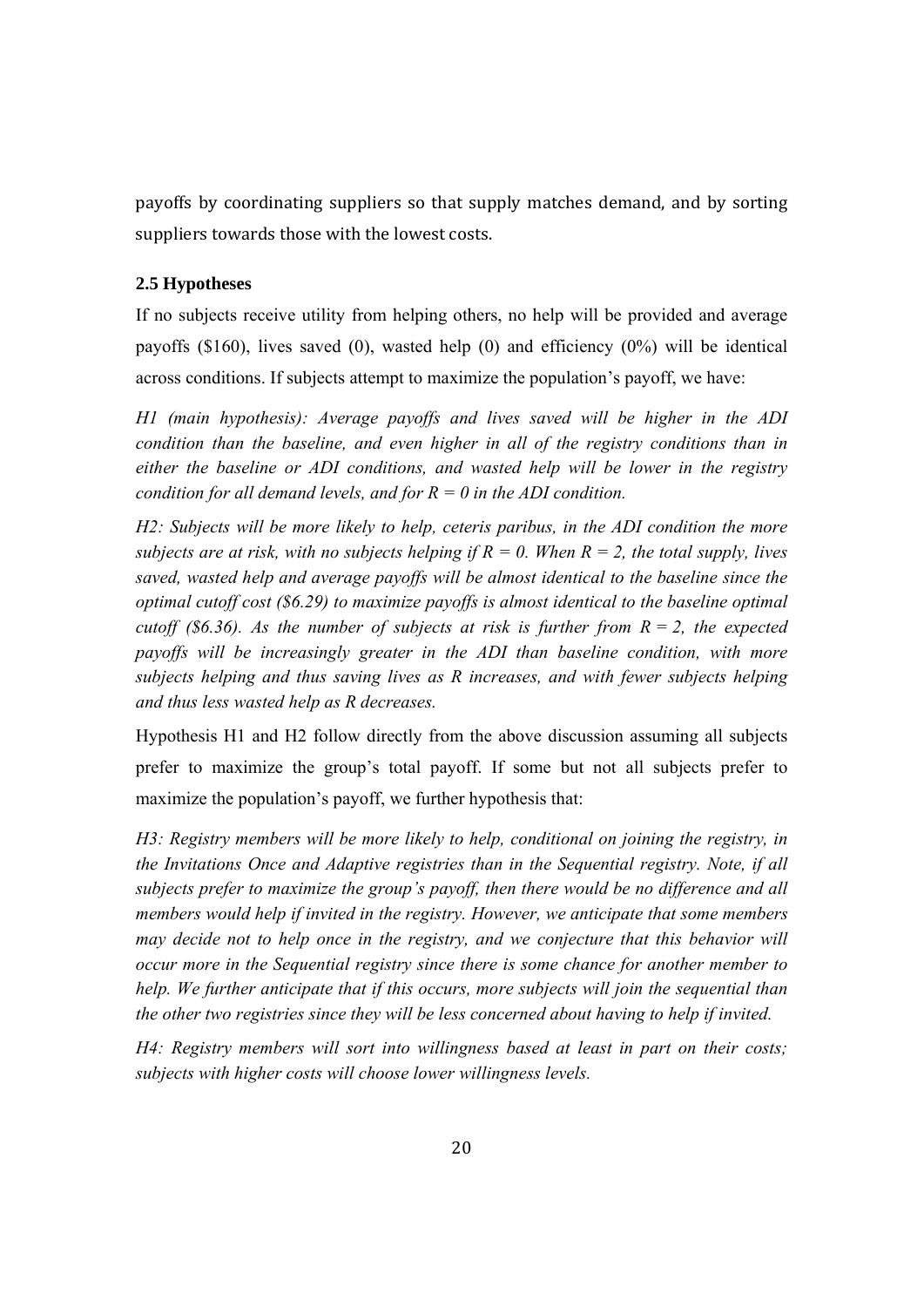payoffs by coordinating suppliers so that supply matches demand, and by sorting suppliers towards those with the lowest costs.

### 2.5 Hypotheses

If no subjects receive utility from helping others, no help will be provided and average payoffs ($160), lives saved (0), wasted help (0) and efficiency (0%) will be identical across conditions. If subjects attempt to maximize the population's payoff, we have:

*H1 (main hypothesis): Average payoffs and lives saved will be higher in the ADI condition than the baseline, and even higher in all of the registry conditions than in either the baseline or ADI conditions, and wasted help will be lower in the registry condition for all demand levels, and for $R = 0$ in the ADI condition.*

*H2: Subjects will be more likely to help, ceteris paribus, in the ADI condition the more subjects are at risk, with no subjects helping if $R = 0$. When $R = 2$, the total supply, lives saved, wasted help and average payoffs will be almost identical to the baseline since the optimal cutoff cost ($6.29) to maximize payoffs is almost identical to the baseline optimal cutoff ($6.36). As the number of subjects at risk is further from $R = 2$, the expected payoffs will be increasingly greater in the ADI than baseline condition, with more subjects helping and thus saving lives as R increases, and with fewer subjects helping and thus less wasted help as R decreases.*

Hypothesis H1 and H2 follow directly from the above discussion assuming all subjects prefer to maximize the group's total payoff. If some but not all subjects prefer to maximize the population's payoff, we further hypothesis that:

*H3: Registry members will be more likely to help, conditional on joining the registry, in the Invitations Once and Adaptive registries than in the Sequential registry. Note, if all subjects prefer to maximize the group's payoff, then there would be no difference and all members would help if invited in the registry. However, we anticipate that some members may decide not to help once in the registry, and we conjecture that this behavior will occur more in the Sequential registry since there is some chance for another member to help. We further anticipate that if this occurs, more subjects will join the sequential than the other two registries since they will be less concerned about having to help if invited.*

*H4: Registry members will sort into willingness based at least in part on their costs; subjects with higher costs will choose lower willingness levels.*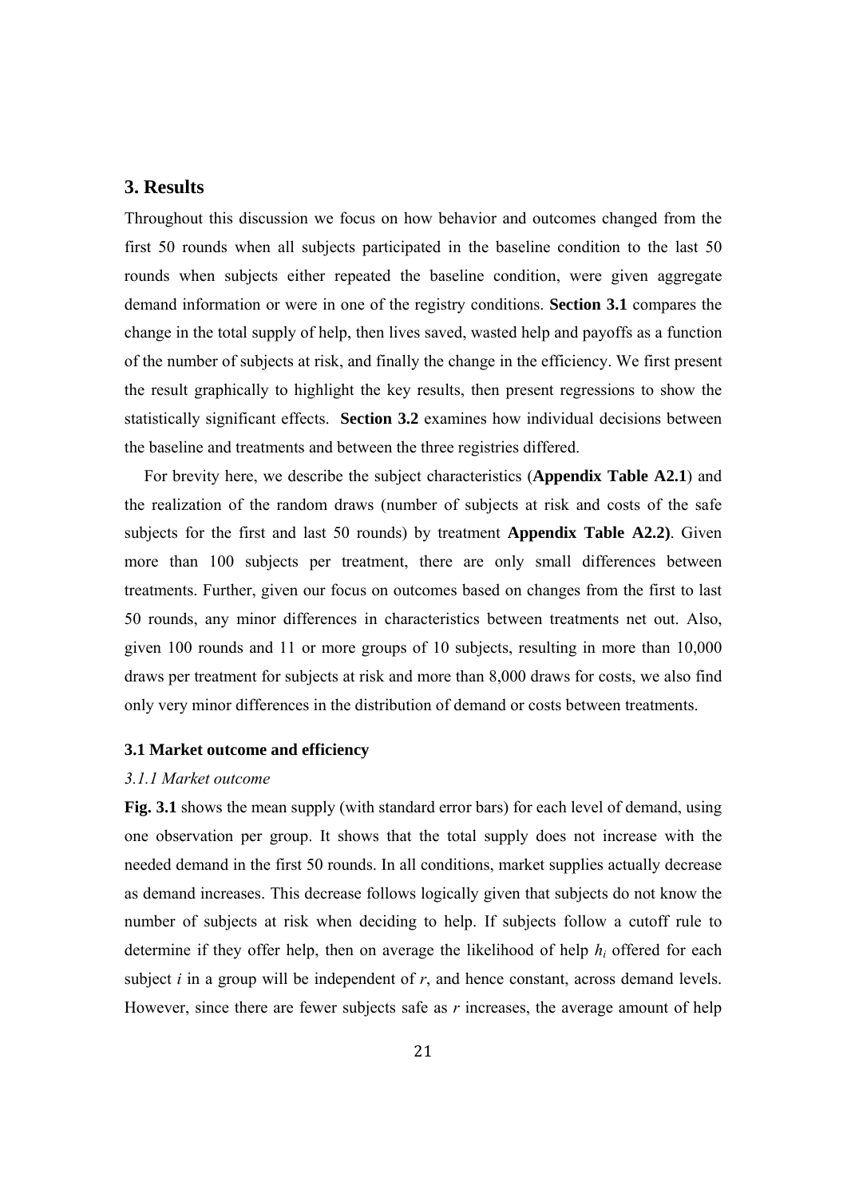## 3. Results

Throughout this discussion we focus on how behavior and outcomes changed from the first 50 rounds when all subjects participated in the baseline condition to the last 50 rounds when subjects either repeated the baseline condition, were given aggregate demand information or were in one of the registry conditions. **Section 3.1** compares the change in the total supply of help, then lives saved, wasted help and payoffs as a function of the number of subjects at risk, and finally the change in the efficiency. We first present the result graphically to highlight the key results, then present regressions to show the statistically significant effects. **Section 3.2** examines how individual decisions between the baseline and treatments and between the three registries differed.

For brevity here, we describe the subject characteristics (**Appendix Table A2.1**) and the realization of the random draws (number of subjects at risk and costs of the safe subjects for the first and last 50 rounds) by treatment **Appendix Table A2.2)**. Given more than 100 subjects per treatment, there are only small differences between treatments. Further, given our focus on outcomes based on changes from the first to last 50 rounds, any minor differences in characteristics between treatments net out. Also, given 100 rounds and 11 or more groups of 10 subjects, resulting in more than 10,000 draws per treatment for subjects at risk and more than 8,000 draws for costs, we also find only very minor differences in the distribution of demand or costs between treatments.

### 3.1 Market outcome and efficiency

#### *3.1.1 Market outcome*

**Fig. 3.1** shows the mean supply (with standard error bars) for each level of demand, using one observation per group. It shows that the total supply does not increase with the needed demand in the first 50 rounds. In all conditions, market supplies actually decrease as demand increases. This decrease follows logically given that subjects do not know the number of subjects at risk when deciding to help. If subjects follow a cutoff rule to determine if they offer help, then on average the likelihood of help $h_i$ offered for each subject $i$ in a group will be independent of $r$, and hence constant, across demand levels. However, since there are fewer subjects safe as $r$ increases, the average amount of help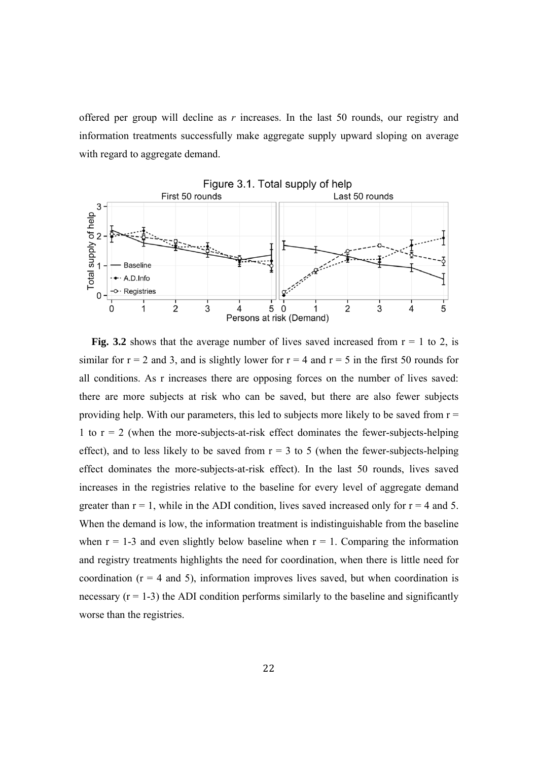offered per group will decline as *r* increases. In the last 50 rounds, our registry and information treatments successfully make aggregate supply upward sloping on average with regard to aggregate demand.

Figure 3.1. Total supply of help

**Fig. 3.2** shows that the average number of lives saved increased from r = 1 to 2, is similar for r = 2 and 3, and is slightly lower for r = 4 and r = 5 in the first 50 rounds for all conditions. As r increases there are opposing forces on the number of lives saved: there are more subjects at risk who can be saved, but there are also fewer subjects providing help. With our parameters, this led to subjects more likely to be saved from r = 1 to r = 2 (when the more-subjects-at-risk effect dominates the fewer-subjects-helping effect), and to less likely to be saved from r = 3 to 5 (when the fewer-subjects-helping effect dominates the more-subjects-at-risk effect). In the last 50 rounds, lives saved increases in the registries relative to the baseline for every level of aggregate demand greater than r = 1, while in the ADI condition, lives saved increased only for r = 4 and 5. When the demand is low, the information treatment is indistinguishable from the baseline when r = 1-3 and even slightly below baseline when r = 1. Comparing the information and registry treatments highlights the need for coordination, when there is little need for coordination (r = 4 and 5), information improves lives saved, but when coordination is necessary (r = 1-3) the ADI condition performs similarly to the baseline and significantly worse than the registries.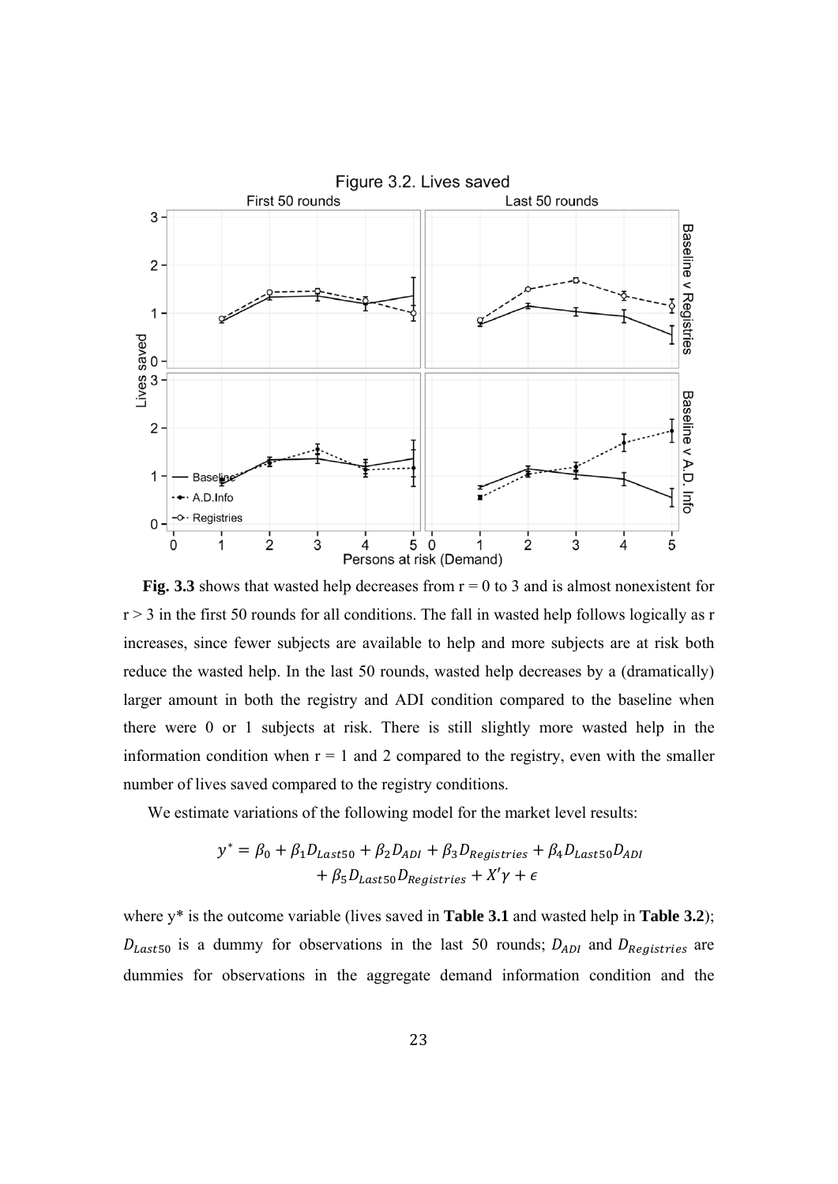Figure 3.2. Lives saved

**Fig. 3.3** shows that wasted help decreases from r = 0 to 3 and is almost nonexistent for r > 3 in the first 50 rounds for all conditions. The fall in wasted help follows logically as r increases, since fewer subjects are available to help and more subjects are at risk both reduce the wasted help. In the last 50 rounds, wasted help decreases by a (dramatically) larger amount in both the registry and ADI condition compared to the baseline when there were 0 or 1 subjects at risk. There is still slightly more wasted help in the information condition when r = 1 and 2 compared to the registry, even with the smaller number of lives saved compared to the registry conditions.

We estimate variations of the following model for the market level results:

$$y^* = \beta_0 + \beta_1 D_{Last50} + \beta_2 D_{ADI} + \beta_3 D_{Registries} + \beta_4 D_{Last50} D_{ADI} + \beta_5 D_{Last50} D_{Registries} + X'\gamma + \epsilon$$

where y* is the outcome variable (lives saved in **Table 3.1** and wasted help in **Table 3.2**); $D_{Last50}$ is a dummy for observations in the last 50 rounds; $D_{ADI}$ and $D_{Registries}$ are dummies for observations in the aggregate demand information condition and the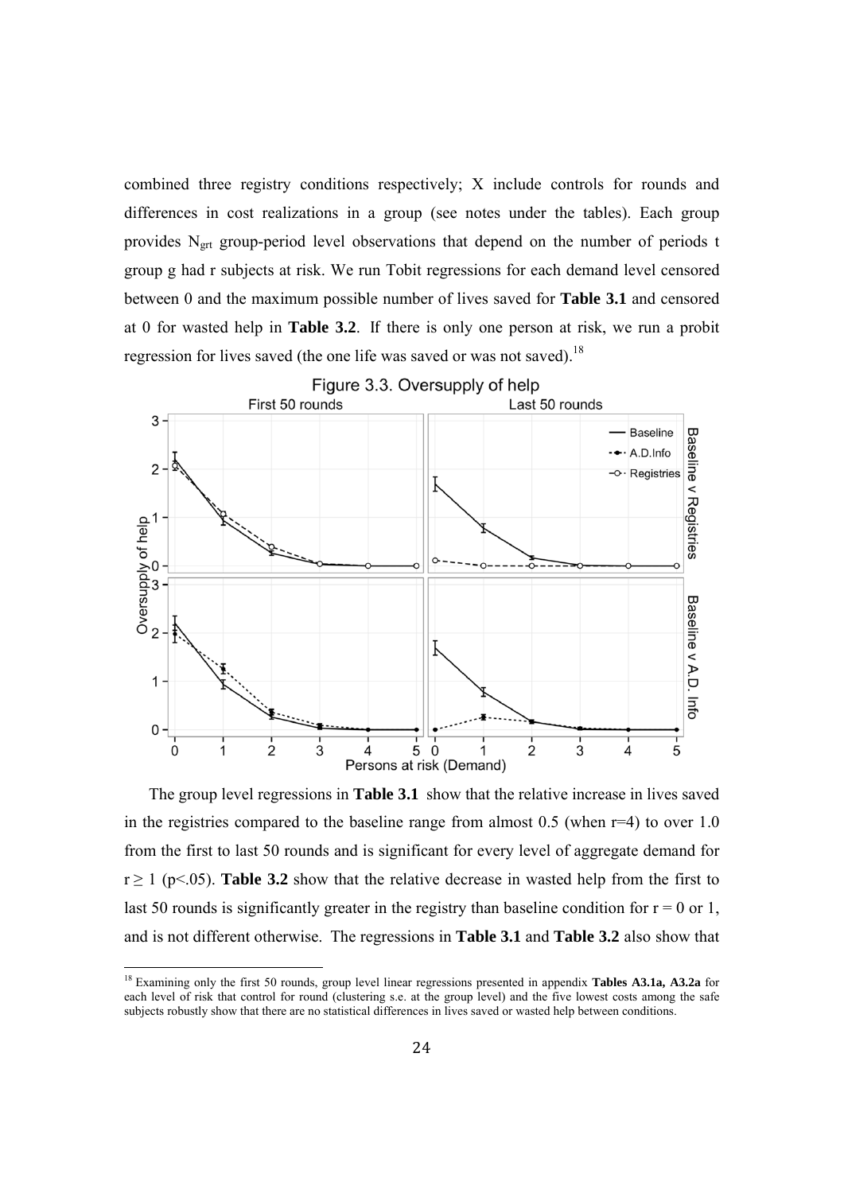combined three registry conditions respectively; X include controls for rounds and differences in cost realizations in a group (see notes under the tables). Each group provides $N_{grt}$ group-period level observations that depend on the number of periods t group g had r subjects at risk. We run Tobit regressions for each demand level censored between 0 and the maximum possible number of lives saved for **Table 3.1** and censored at 0 for wasted help in **Table 3.2**. If there is only one person at risk, we run a probit regression for lives saved (the one life was saved or was not saved).[18]

Figure 3.3. Oversupply of help

The group level regressions in **Table 3.1** show that the relative increase in lives saved in the registries compared to the baseline range from almost 0.5 (when r=4) to over 1.0 from the first to last 50 rounds and is significant for every level of aggregate demand for $r \geq 1$ ($p<.05$). **Table 3.2** show that the relative decrease in wasted help from the first to last 50 rounds is significantly greater in the registry than baseline condition for $r = 0$ or 1, and is not different otherwise. The regressions in **Table 3.1** and **Table 3.2** also show that

[18] Examining only the first 50 rounds, group level linear regressions presented in appendix **Tables A3.1a, A3.2a** for each level of risk that control for round (clustering s.e. at the group level) and the five lowest costs among the safe subjects robustly show that there are no statistical differences in lives saved or wasted help between conditions.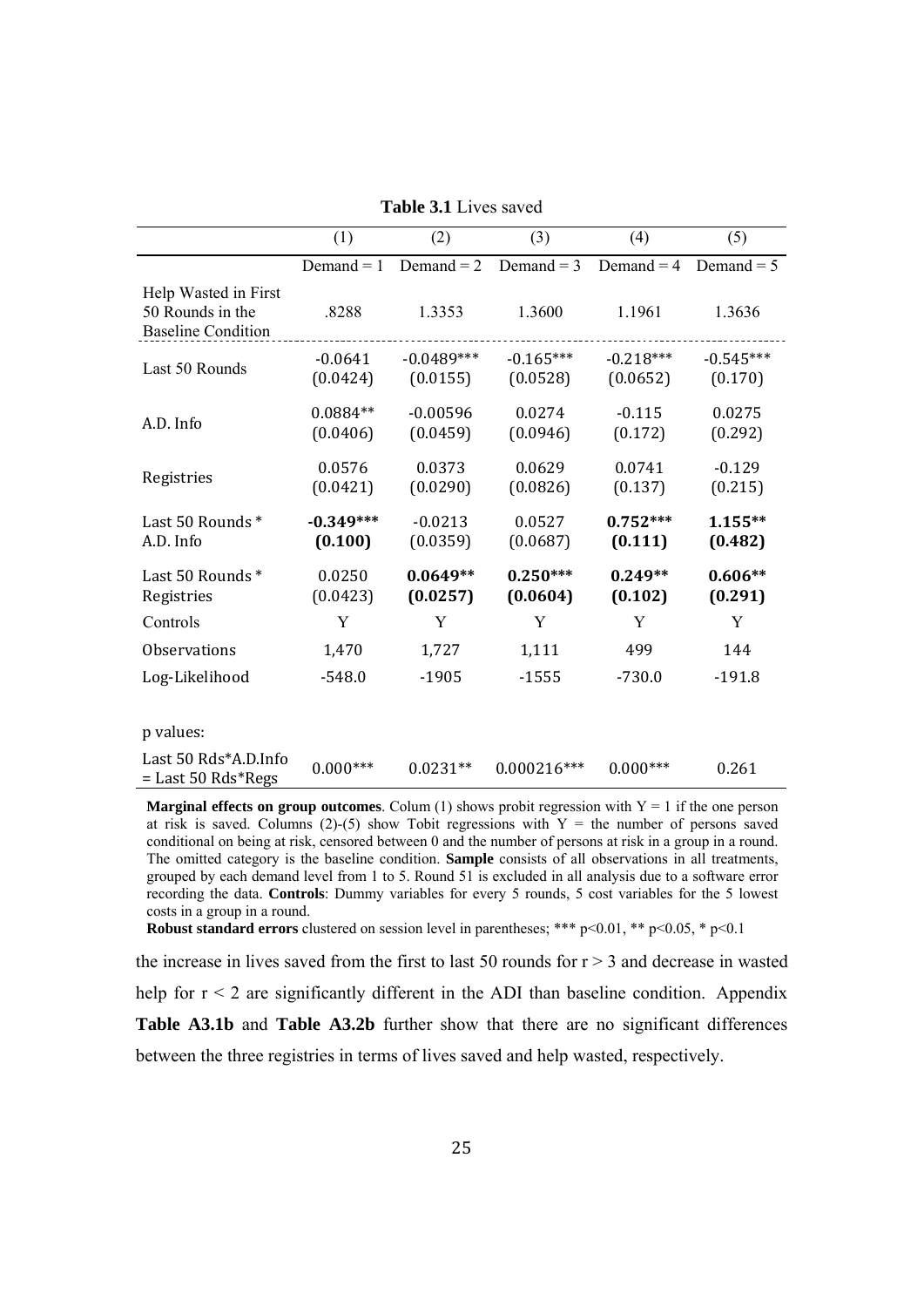**Table 3.1** Lives saved

| | (1) | (2) | (3) | (4) | (5) |
|---|---|---|---|---|---|
| | Demand = 1 | Demand = 2 | Demand = 3 | Demand = 4 | Demand = 5 |
| Help Wasted in First 50 Rounds in the Baseline Condition | .8288 | 1.3353 | 1.3600 | 1.1961 | 1.3636 |
| Last 50 Rounds | -0.0641<br>(0.0424) | -0.0489***<br>(0.0155) | -0.165***<br>(0.0528) | -0.218***<br>(0.0652) | -0.545***<br>(0.170) |
| A.D. Info | 0.0884**<br>(0.0406) | -0.00596<br>(0.0459) | 0.0274<br>(0.0946) | -0.115<br>(0.172) | 0.0275<br>(0.292) |
| Registries | 0.0576<br>(0.0421) | 0.0373<br>(0.0290) | 0.0629<br>(0.0826) | 0.0741<br>(0.137) | -0.129<br>(0.215) |
| Last 50 Rounds * A.D. Info | **-0.349***<br>(0.100)** | -0.0213<br>(0.0359) | 0.0527<br>(0.0687) | **0.752***<br>(0.111)** | **1.155**<br>(0.482)** |
| Last 50 Rounds * Registries | 0.0250<br>(0.0423) | **0.0649**<br>(0.0257)** | **0.250***<br>(0.0604)** | **0.249**<br>(0.102)** | **0.606**<br>(0.291)** |
| Controls | Y | Y | Y | Y | Y |
| Observations | 1,470 | 1,727 | 1,111 | 499 | 144 |
| Log-Likelihood | -548.0 | -1905 | -1555 | -730.0 | -191.8 |
| p values: | | | | | |
| Last 50 Rds*A.D.Info = Last 50 Rds*Regs | 0.000*** | 0.0231** | 0.000216*** | 0.000*** | 0.261 |

**Marginal effects on group outcomes**. Colum (1) shows probit regression with Y = 1 if the one person at risk is saved. Columns (2)-(5) show Tobit regressions with Y = the number of persons saved conditional on being at risk, censored between 0 and the number of persons at risk in a group in a round. The omitted category is the baseline condition. **Sample** consists of all observations in all treatments, grouped by each demand level from 1 to 5. Round 51 is excluded in all analysis due to a software error recording the data. **Controls**: Dummy variables for every 5 rounds, 5 cost variables for the 5 lowest costs in a group in a round.
**Robust standard errors** clustered on session level in parentheses; *** p<0.01, ** p<0.05, * p<0.1

the increase in lives saved from the first to last 50 rounds for $r > 3$ and decrease in wasted help for $r < 2$ are significantly different in the ADI than baseline condition. Appendix **Table A3.1b** and **Table A3.2b** further show that there are no significant differences between the three registries in terms of lives saved and help wasted, respectively.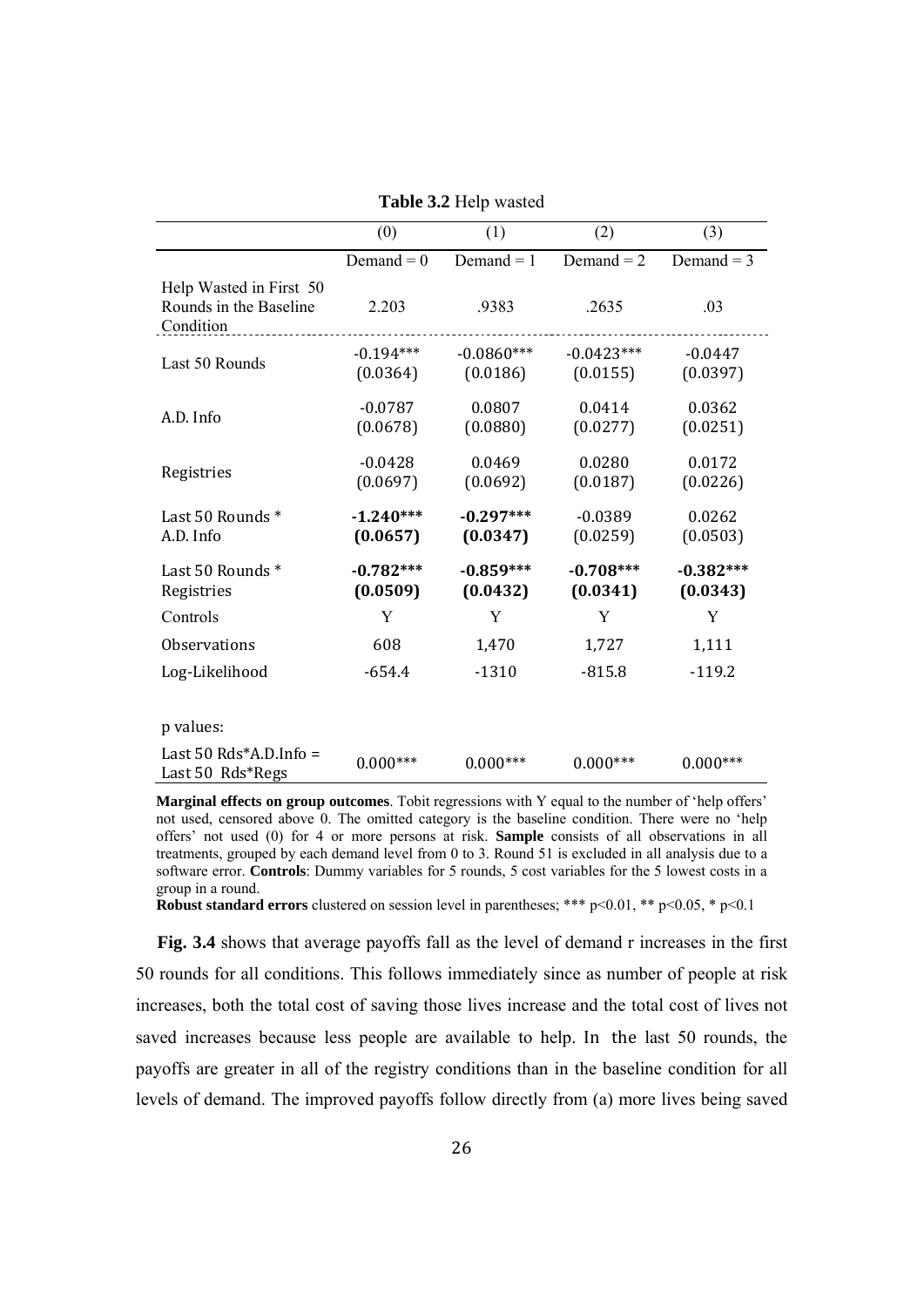**Table 3.2** Help wasted

| | (0) | (1) | (2) | (3) |
|---|---|---|---|---|
| | Demand = 0 | Demand = 1 | Demand = 2 | Demand = 3 |
| Help Wasted in First 50 Rounds in the Baseline Condition | 2.203 | .9383 | .2635 | .03 |
| Last 50 Rounds | -0.194*** (0.0364) | -0.0860*** (0.0186) | -0.0423*** (0.0155) | -0.0447 (0.0397) |
| A.D. Info | -0.0787 (0.0678) | 0.0807 (0.0880) | 0.0414 (0.0277) | 0.0362 (0.0251) |
| Registries | -0.0428 (0.0697) | 0.0469 (0.0692) | 0.0280 (0.0187) | 0.0172 (0.0226) |
| Last 50 Rounds * A.D. Info | **-1.240*** (0.0657)** | **-0.297*** (0.0347)** | -0.0389 (0.0259) | 0.0262 (0.0503) |
| Last 50 Rounds * Registries | **-0.782*** (0.0509)** | **-0.859*** (0.0432)** | **-0.708*** (0.0341)** | **-0.382*** (0.0343)** |
| Controls | Y | Y | Y | Y |
| Observations | 608 | 1,470 | 1,727 | 1,111 |
| Log-Likelihood | -654.4 | -1310 | -815.8 | -119.2 |
| p values: | | | | |
| Last 50 Rds*A.D.Info = Last 50 Rds*Regs | 0.000*** | 0.000*** | 0.000*** | 0.000*** |

**Marginal effects on group outcomes**. Tobit regressions with Y equal to the number of 'help offers' not used, censored above 0. The omitted category is the baseline condition. There were no 'help offers' not used (0) for 4 or more persons at risk. **Sample** consists of all observations in all treatments, grouped by each demand level from 0 to 3. Round 51 is excluded in all analysis due to a software error. **Controls**: Dummy variables for 5 rounds, 5 cost variables for the 5 lowest costs in a group in a round.
**Robust standard errors** clustered on session level in parentheses; *** p<0.01, ** p<0.05, * p<0.1

**Fig. 3.4** shows that average payoffs fall as the level of demand r increases in the first 50 rounds for all conditions. This follows immediately since as number of people at risk increases, both the total cost of saving those lives increase and the total cost of lives not saved increases because less people are available to help. In the last 50 rounds, the payoffs are greater in all of the registry conditions than in the baseline condition for all levels of demand. The improved payoffs follow directly from (a) more lives being saved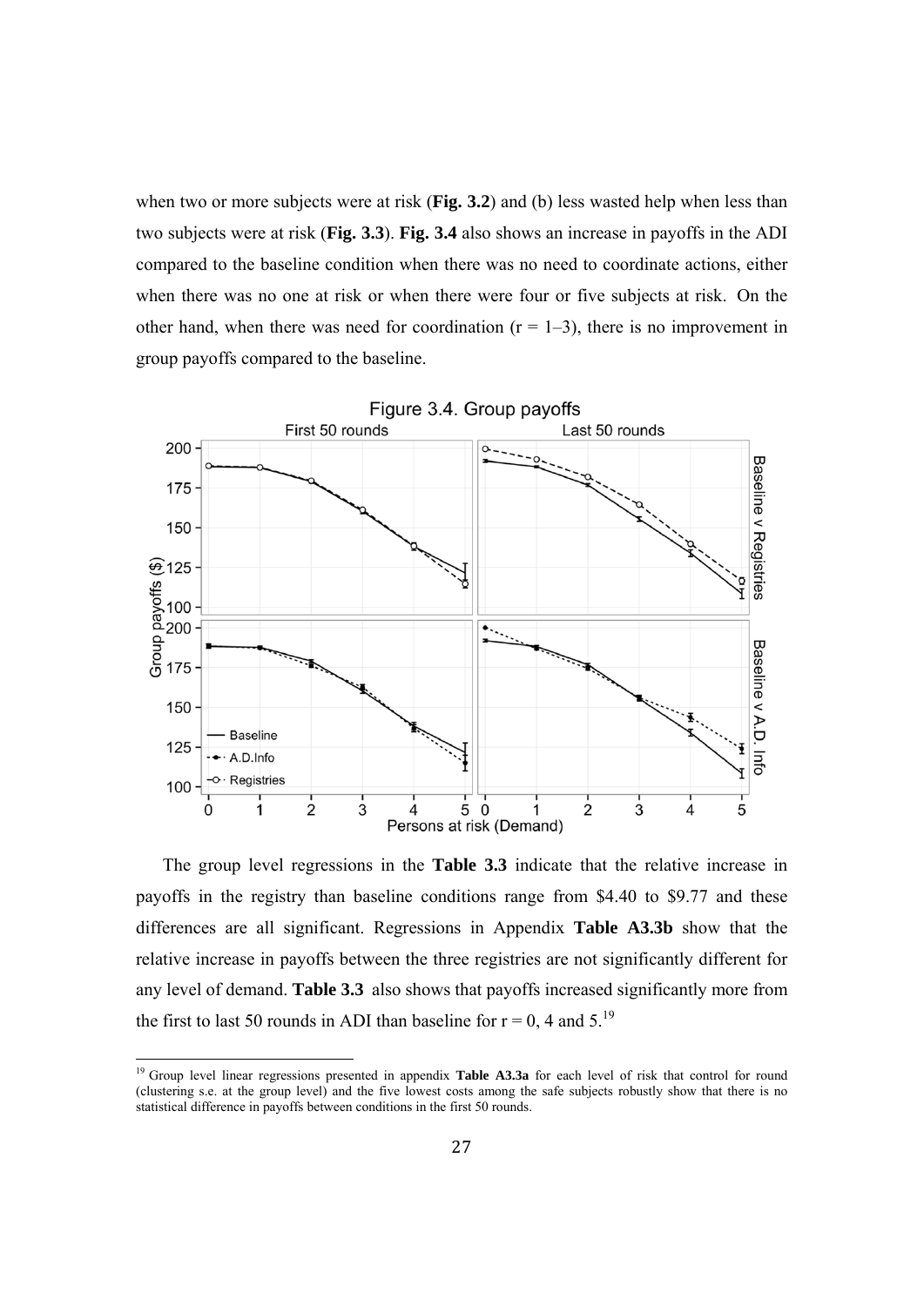when two or more subjects were at risk (**Fig. 3.2**) and (b) less wasted help when less than two subjects were at risk (**Fig. 3.3**). **Fig. 3.4** also shows an increase in payoffs in the ADI compared to the baseline condition when there was no need to coordinate actions, either when there was no one at risk or when there were four or five subjects at risk. On the other hand, when there was need for coordination (r = 1–3), there is no improvement in group payoffs compared to the baseline.

Figure 3.4. Group payoffs

The group level regressions in the **Table 3.3** indicate that the relative increase in payoffs in the registry than baseline conditions range from \$4.40 to \$9.77 and these differences are all significant. Regressions in Appendix **Table A3.3b** show that the relative increase in payoffs between the three registries are not significantly different for any level of demand. **Table 3.3** also shows that payoffs increased significantly more from the first to last 50 rounds in ADI than baseline for r = 0, 4 and 5.[19]

[19] Group level linear regressions presented in appendix **Table A3.3a** for each level of risk that control for round (clustering s.e. at the group level) and the five lowest costs among the safe subjects robustly show that there is no statistical difference in payoffs between conditions in the first 50 rounds.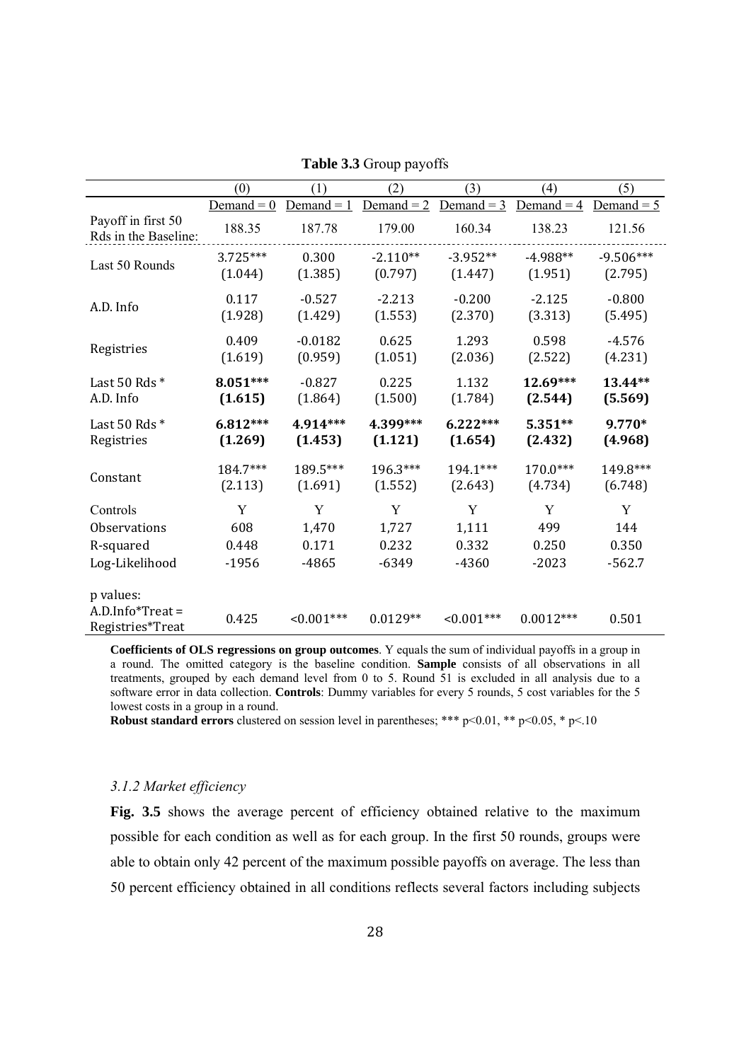**Table 3.3** Group payoffs

| | (0) | (1) | (2) | (3) | (4) | (5) |
|---|---|---|---|---|---|---|
| | Demand = 0 | Demand = 1 | Demand = 2 | Demand = 3 | Demand = 4 | Demand = 5 |
| Payoff in first 50 Rds in the Baseline: | 188.35 | 187.78 | 179.00 | 160.34 | 138.23 | 121.56 |
| Last 50 Rounds | 3.725*** | 0.300 | -2.110** | -3.952** | -4.988** | -9.506*** |
| | (1.044) | (1.385) | (0.797) | (1.447) | (1.951) | (2.795) |
| A.D. Info | 0.117 | -0.527 | -2.213 | -0.200 | -2.125 | -0.800 |
| | (1.928) | (1.429) | (1.553) | (2.370) | (3.313) | (5.495) |
| Registries | 0.409 | -0.0182 | 0.625 | 1.293 | 0.598 | -4.576 |
| | (1.619) | (0.959) | (1.051) | (2.036) | (2.522) | (4.231) |
| Last 50 Rds * A.D. Info | **8.051*** (1.615)** | -0.827 (1.864) | 0.225 (1.500) | 1.132 (1.784) | **12.69*** (2.544)** | **13.44** (5.569)** |
| Last 50 Rds * Registries | **6.812*** (1.269)** | **4.914*** (1.453)** | **4.399*** (1.121)** | **6.222*** (1.654)** | **5.351** (2.432)** | **9.770* (4.968)** |
| Constant | 184.7*** | 189.5*** | 196.3*** | 194.1*** | 170.0*** | 149.8*** |
| | (2.113) | (1.691) | (1.552) | (2.643) | (4.734) | (6.748) |
| Controls | Y | Y | Y | Y | Y | Y |
| Observations | 608 | 1,470 | 1,727 | 1,111 | 499 | 144 |
| R-squared | 0.448 | 0.171 | 0.232 | 0.332 | 0.250 | 0.350 |
| Log-Likelihood | -1956 | -4865 | -6349 | -4360 | -2023 | -562.7 |
| p values: A.D.Info*Treat = Registries*Treat | 0.425 | <0.001*** | 0.0129** | <0.001*** | 0.0012*** | 0.501 |

**Coefficients of OLS regressions on group outcomes**. Y equals the sum of individual payoffs in a group in a round. The omitted category is the baseline condition. **Sample** consists of all observations in all treatments, grouped by each demand level from 0 to 5. Round 51 is excluded in all analysis due to a software error in data collection. **Controls**: Dummy variables for every 5 rounds, 5 cost variables for the 5 lowest costs in a group in a round.
**Robust standard errors** clustered on session level in parentheses; *** p<0.01, ** p<0.05, * p<.10

### *3.1.2 Market efficiency*

**Fig. 3.5** shows the average percent of efficiency obtained relative to the maximum possible for each condition as well as for each group. In the first 50 rounds, groups were able to obtain only 42 percent of the maximum possible payoffs on average. The less than 50 percent efficiency obtained in all conditions reflects several factors including subjects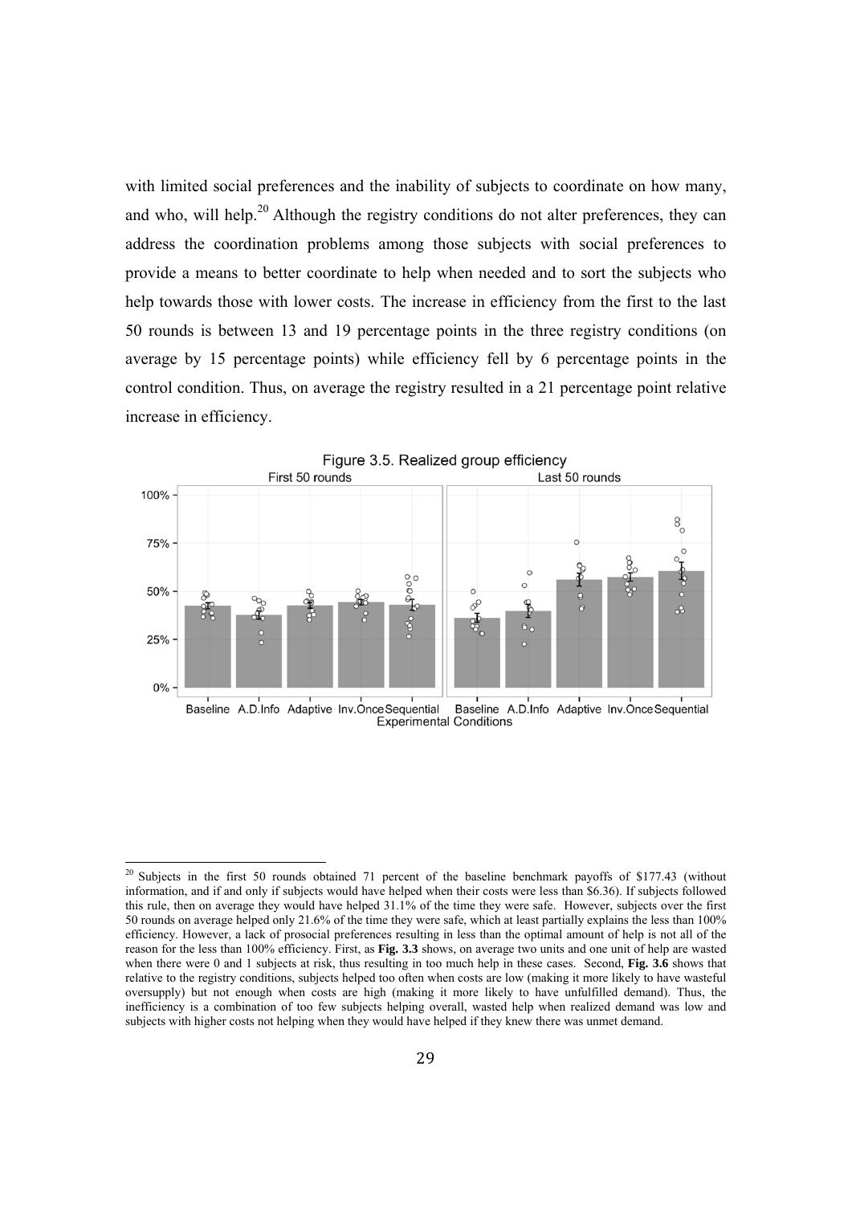with limited social preferences and the inability of subjects to coordinate on how many, and who, will help.[20] Although the registry conditions do not alter preferences, they can address the coordination problems among those subjects with social preferences to provide a means to better coordinate to help when needed and to sort the subjects who help towards those with lower costs. The increase in efficiency from the first to the last 50 rounds is between 13 and 19 percentage points in the three registry conditions (on average by 15 percentage points) while efficiency fell by 6 percentage points in the control condition. Thus, on average the registry resulted in a 21 percentage point relative increase in efficiency.

Figure 3.5. Realized group efficiency

[20] Subjects in the first 50 rounds obtained 71 percent of the baseline benchmark payoffs of \$177.43 (without information, and if and only if subjects would have helped when their costs were less than \$6.36). If subjects followed this rule, then on average they would have helped 31.1% of the time they were safe. However, subjects over the first 50 rounds on average helped only 21.6% of the time they were safe, which at least partially explains the less than 100% efficiency. However, a lack of prosocial preferences resulting in less than the optimal amount of help is not all of the reason for the less than 100% efficiency. First, as **Fig. 3.3** shows, on average two units and one unit of help are wasted when there were 0 and 1 subjects at risk, thus resulting in too much help in these cases. Second, **Fig. 3.6** shows that relative to the registry conditions, subjects helped too often when costs are low (making it more likely to have wasteful oversupply) but not enough when costs are high (making it more likely to have unfulfilled demand). Thus, the inefficiency is a combination of too few subjects helping overall, wasted help when realized demand was low and subjects with higher costs not helping when they would have helped if they knew there was unmet demand.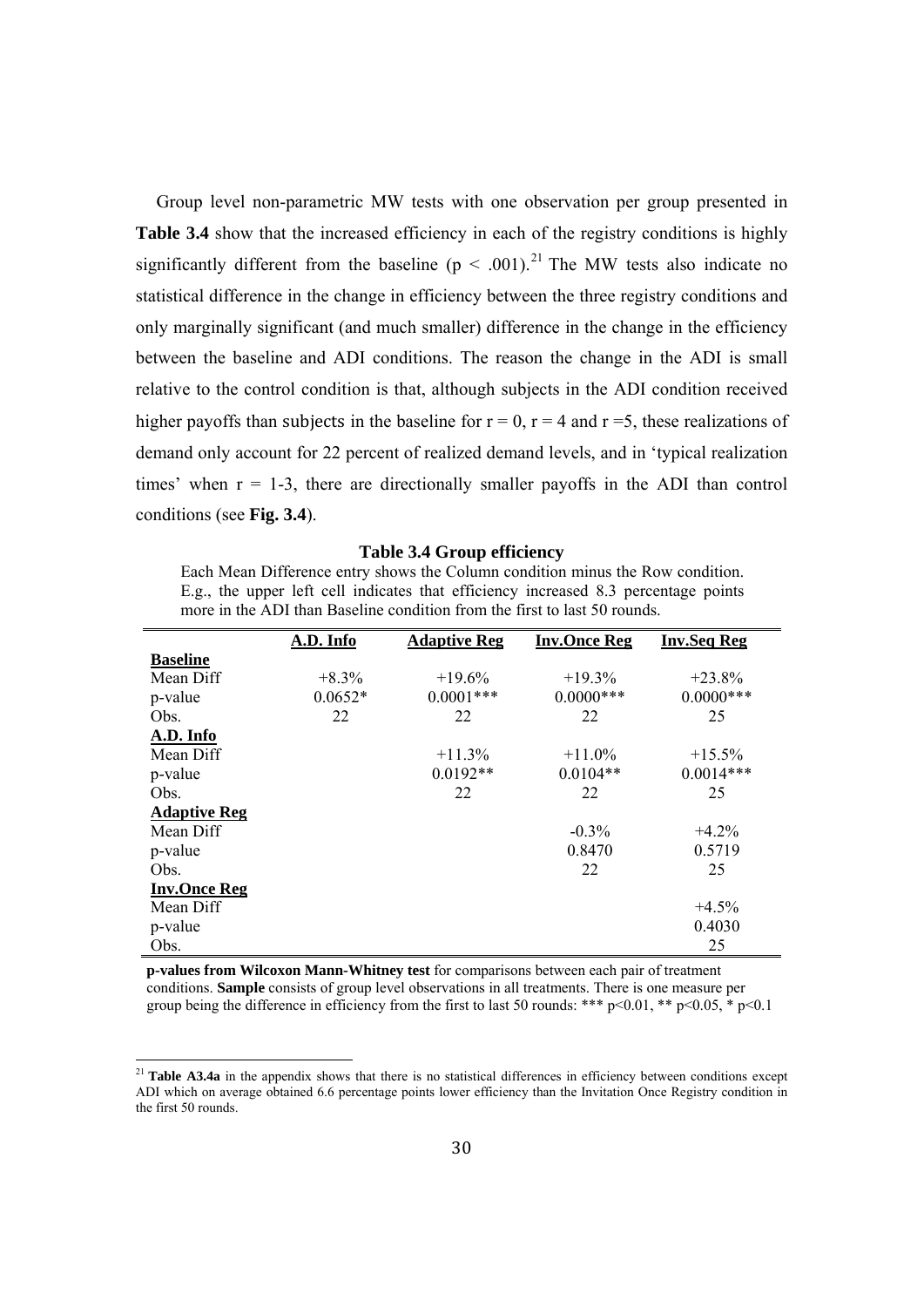Group level non-parametric MW tests with one observation per group presented in **Table 3.4** show that the increased efficiency in each of the registry conditions is highly significantly different from the baseline ($p < .001$).[21] The MW tests also indicate no statistical difference in the change in efficiency between the three registry conditions and only marginally significant (and much smaller) difference in the change in the efficiency between the baseline and ADI conditions. The reason the change in the ADI is small relative to the control condition is that, although subjects in the ADI condition received higher payoffs than subjects in the baseline for $r = 0$, $r = 4$ and $r = 5$, these realizations of demand only account for 22 percent of realized demand levels, and in 'typical realization times' when $r$ = 1-3, there are directionally smaller payoffs in the ADI than control conditions (see **Fig. 3.4**).

**Table 3.4 Group efficiency**

Each Mean Difference entry shows the Column condition minus the Row condition. E.g., the upper left cell indicates that efficiency increased 8.3 percentage points more in the ADI than Baseline condition from the first to last 50 rounds.

| | A.D. Info | Adaptive Reg | Inv.Once Reg | Inv.Seq Reg |
|---|---|---|---|---|
| **Baseline** | | | | |
| Mean Diff | +8.3% | +19.6% | +19.3% | +23.8% |
| p-value | 0.0652* | 0.0001*** | 0.0000*** | 0.0000*** |
| Obs. | 22 | 22 | 22 | 25 |
| **A.D. Info** | | | | |
| Mean Diff | | +11.3% | +11.0% | +15.5% |
| p-value | | 0.0192** | 0.0104** | 0.0014*** |
| Obs. | | 22 | 22 | 25 |
| **Adaptive Reg** | | | | |
| Mean Diff | | | -0.3% | +4.2% |
| p-value | | | 0.8470 | 0.5719 |
| Obs. | | | 22 | 25 |
| **Inv.Once Reg** | | | | |
| Mean Diff | | | | +4.5% |
| p-value | | | | 0.4030 |
| Obs. | | | | 25 |

**p-values from Wilcoxon Mann-Whitney test** for comparisons between each pair of treatment conditions. **Sample** consists of group level observations in all treatments. There is one measure per group being the difference in efficiency from the first to last 50 rounds: *** $p<0.01$, ** $p<0.05$, * $p<0.1$

[21] **Table A3.4a** in the appendix shows that there is no statistical differences in efficiency between conditions except ADI which on average obtained 6.6 percentage points lower efficiency than the Invitation Once Registry condition in the first 50 rounds.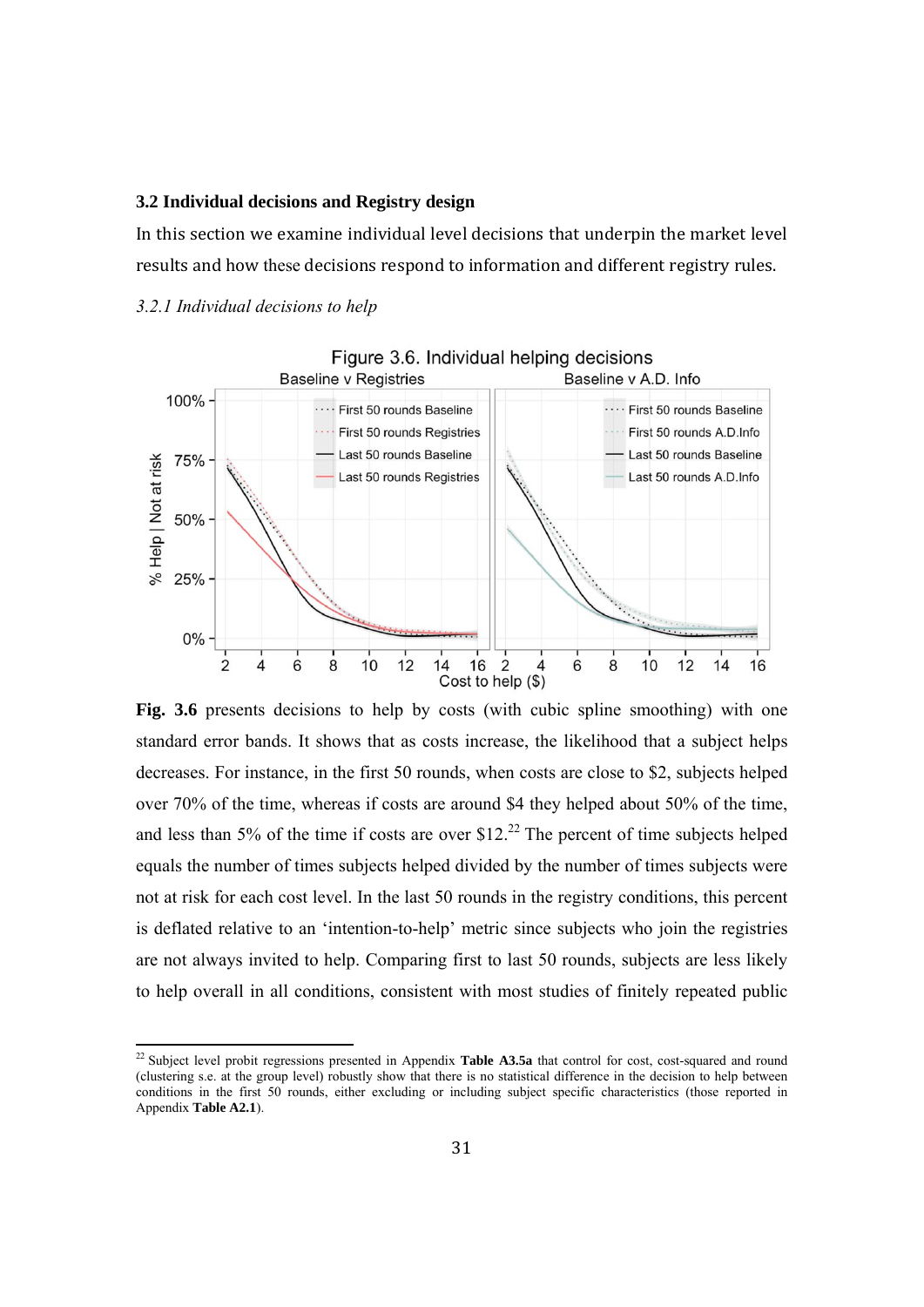### 3.2 Individual decisions and Registry design

In this section we examine individual level decisions that underpin the market level results and how these decisions respond to information and different registry rules.

*3.2.1 Individual decisions to help*

**Fig. 3.6** presents decisions to help by costs (with cubic spline smoothing) with one standard error bands. It shows that as costs increase, the likelihood that a subject helps decreases. For instance, in the first 50 rounds, when costs are close to \$2, subjects helped over 70% of the time, whereas if costs are around \$4 they helped about 50% of the time, and less than 5% of the time if costs are over \$12.[22] The percent of time subjects helped equals the number of times subjects helped divided by the number of times subjects were not at risk for each cost level. In the last 50 rounds in the registry conditions, this percent is deflated relative to an 'intention-to-help' metric since subjects who join the registries are not always invited to help. Comparing first to last 50 rounds, subjects are less likely to help overall in all conditions, consistent with most studies of finitely repeated public

[22] Subject level probit regressions presented in Appendix **Table A3.5a** that control for cost, cost-squared and round (clustering s.e. at the group level) robustly show that there is no statistical difference in the decision to help between conditions in the first 50 rounds, either excluding or including subject specific characteristics (those reported in Appendix **Table A2.1**).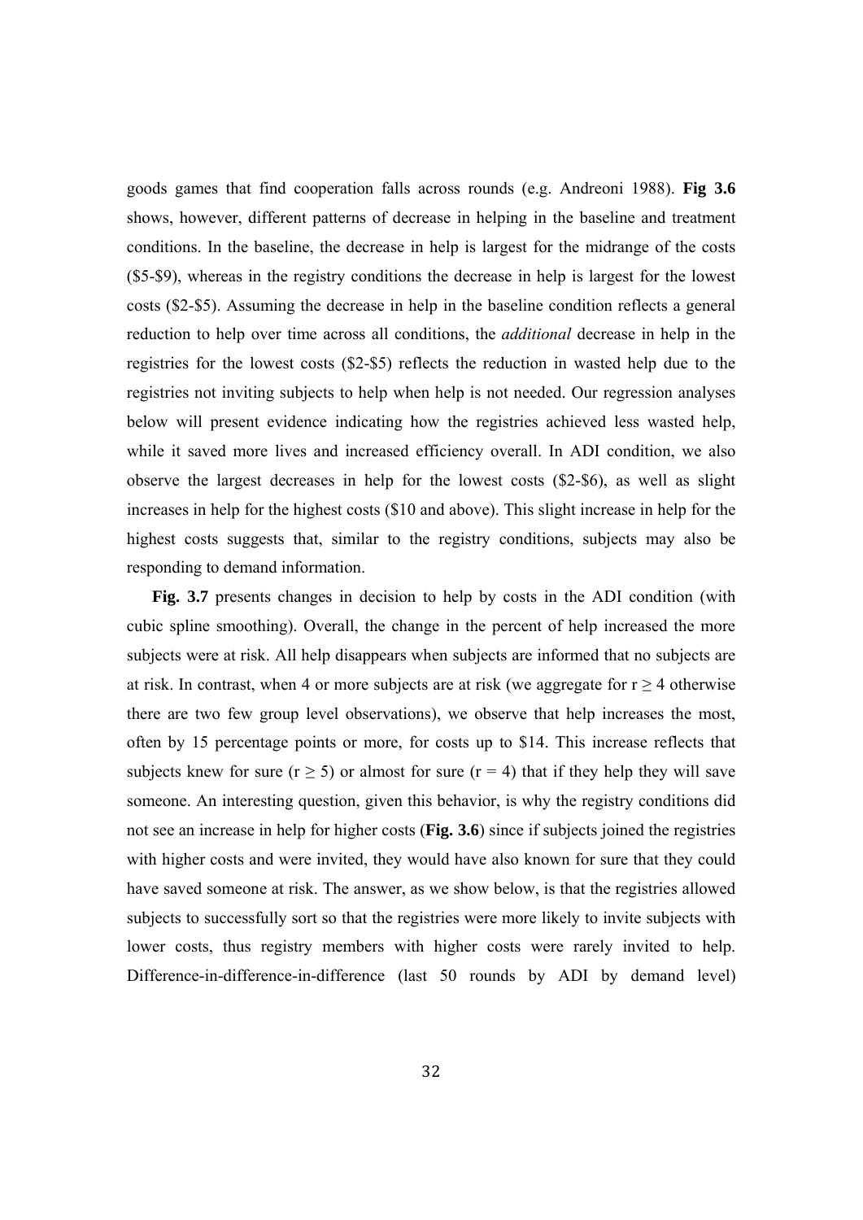goods games that find cooperation falls across rounds (e.g. Andreoni 1988). **Fig 3.6** shows, however, different patterns of decrease in helping in the baseline and treatment conditions. In the baseline, the decrease in help is largest for the midrange of the costs (\$5-\$9), whereas in the registry conditions the decrease in help is largest for the lowest costs (\$2-\$5). Assuming the decrease in help in the baseline condition reflects a general reduction to help over time across all conditions, the *additional* decrease in help in the registries for the lowest costs (\$2-\$5) reflects the reduction in wasted help due to the registries not inviting subjects to help when help is not needed. Our regression analyses below will present evidence indicating how the registries achieved less wasted help, while it saved more lives and increased efficiency overall. In ADI condition, we also observe the largest decreases in help for the lowest costs (\$2-\$6), as well as slight increases in help for the highest costs (\$10 and above). This slight increase in help for the highest costs suggests that, similar to the registry conditions, subjects may also be responding to demand information.

**Fig. 3.7** presents changes in decision to help by costs in the ADI condition (with cubic spline smoothing). Overall, the change in the percent of help increased the more subjects were at risk. All help disappears when subjects are informed that no subjects are at risk. In contrast, when 4 or more subjects are at risk (we aggregate for $r \geq 4$ otherwise there are two few group level observations), we observe that help increases the most, often by 15 percentage points or more, for costs up to \$14. This increase reflects that subjects knew for sure ($r \geq 5$) or almost for sure ($r = 4$) that if they help they will save someone. An interesting question, given this behavior, is why the registry conditions did not see an increase in help for higher costs (**Fig. 3.6**) since if subjects joined the registries with higher costs and were invited, they would have also known for sure that they could have saved someone at risk. The answer, as we show below, is that the registries allowed subjects to successfully sort so that the registries were more likely to invite subjects with lower costs, thus registry members with higher costs were rarely invited to help. Difference-in-difference-in-difference (last 50 rounds by ADI by demand level)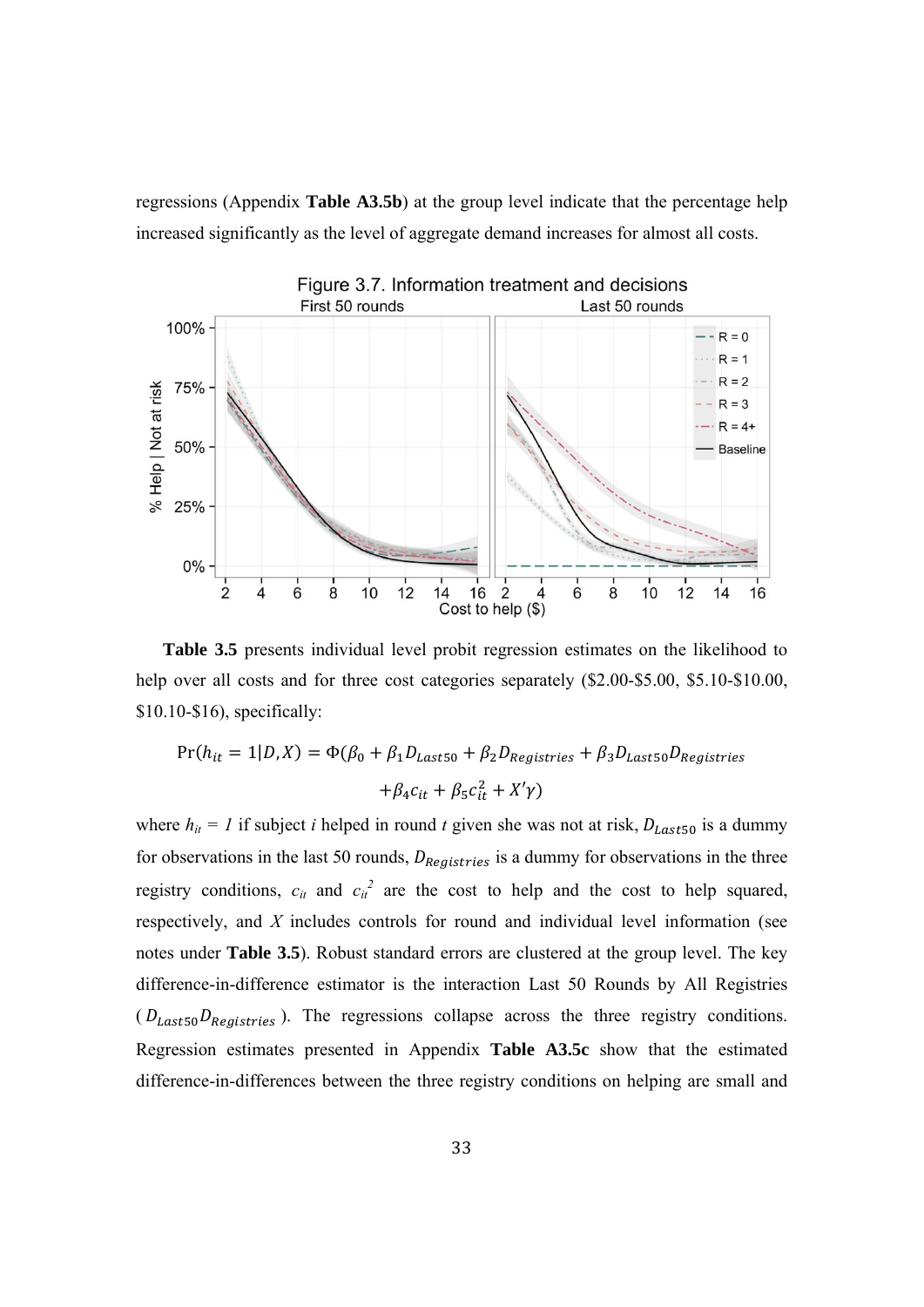regressions (Appendix **Table A3.5b**) at the group level indicate that the percentage help increased significantly as the level of aggregate demand increases for almost all costs.

Figure 3.7. Information treatment and decisions

**Table 3.5** presents individual level probit regression estimates on the likelihood to help over all costs and for three cost categories separately (\$2.00-\$5.00, \$5.10-\$10.00, \$10.10-\$16), specifically:

$$\Pr(h_{it} = 1|D, X) = \Phi(\beta_0 + \beta_1 D_{Last50} + \beta_2 D_{Registries} + \beta_3 D_{Last50} D_{Registries} + \beta_4 c_{it} + \beta_5 c_{it}^2 + X'\gamma)$$

where $h_{it} = 1$ if subject *i* helped in round *t* given she was not at risk, $D_{Last50}$ is a dummy for observations in the last 50 rounds, $D_{Registries}$ is a dummy for observations in the three registry conditions, $c_{it}$ and $c_{it}^2$ are the cost to help and the cost to help squared, respectively, and *X* includes controls for round and individual level information (see notes under **Table 3.5**). Robust standard errors are clustered at the group level. The key difference-in-difference estimator is the interaction Last 50 Rounds by All Registries ($D_{Last50} D_{Registries}$). The regressions collapse across the three registry conditions. Regression estimates presented in Appendix **Table A3.5c** show that the estimated difference-in-differences between the three registry conditions on helping are small and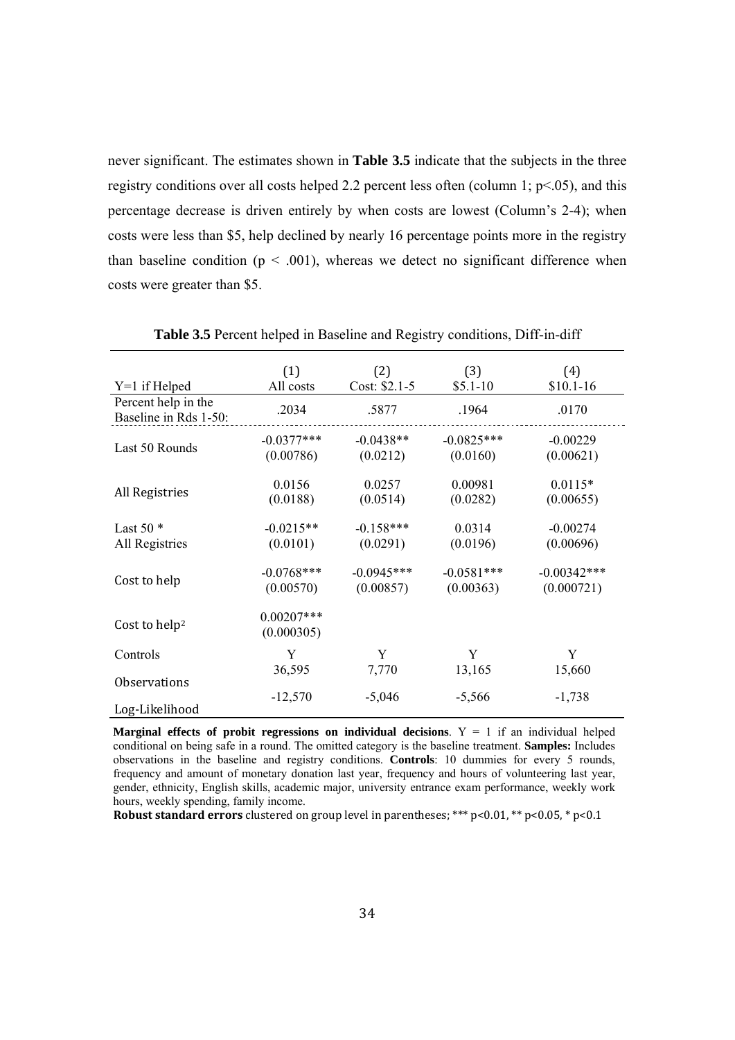never significant. The estimates shown in **Table 3.5** indicate that the subjects in the three registry conditions over all costs helped 2.2 percent less often (column 1; p<.05), and this percentage decrease is driven entirely by when costs are lowest (Column's 2-4); when costs were less than $5, help declined by nearly 16 percentage points more in the registry than baseline condition ($p < .001$), whereas we detect no significant difference when costs were greater than $5.

**Table 3.5** Percent helped in Baseline and Registry conditions, Diff-in-diff

| Y=1 if Helped | (1) All costs | (2) Cost: $2.1-5 | (3) $5.1-10 | (4) $10.1-16 |
|---|---|---|---|---|
| Percent help in the Baseline in Rds 1-50: | .2034 | .5877 | .1964 | .0170 |
| Last 50 Rounds | -0.0377*** | -0.0438** | -0.0825*** | -0.00229 |
| | (0.00786) | (0.0212) | (0.0160) | (0.00621) |
| All Registries | 0.0156 | 0.0257 | 0.00981 | 0.0115* |
| | (0.0188) | (0.0514) | (0.0282) | (0.00655) |
| Last 50 * All Registries | -0.0215** | -0.158*** | 0.0314 | -0.00274 |
| | (0.0101) | (0.0291) | (0.0196) | (0.00696) |
| Cost to help | -0.0768*** | -0.0945*** | -0.0581*** | -0.00342*** |
| | (0.00570) | (0.00857) | (0.00363) | (0.000721) |
| Cost to help$^2$ | 0.00207*** | | | |
| | (0.000305) | | | |
| Controls | Y | Y | Y | Y |
| Observations | 36,595 | 7,770 | 13,165 | 15,660 |
| Log-Likelihood | -12,570 | -5,046 | -5,566 | -1,738 |

**Marginal effects of probit regressions on individual decisions**. Y = 1 if an individual helped conditional on being safe in a round. The omitted category is the baseline treatment. **Samples:** Includes observations in the baseline and registry conditions. **Controls**: 10 dummies for every 5 rounds, frequency and amount of monetary donation last year, frequency and hours of volunteering last year, gender, ethnicity, English skills, academic major, university entrance exam performance, weekly work hours, weekly spending, family income.
**Robust standard errors** clustered on group level in parentheses; *** p<0.01, ** p<0.05, * p<0.1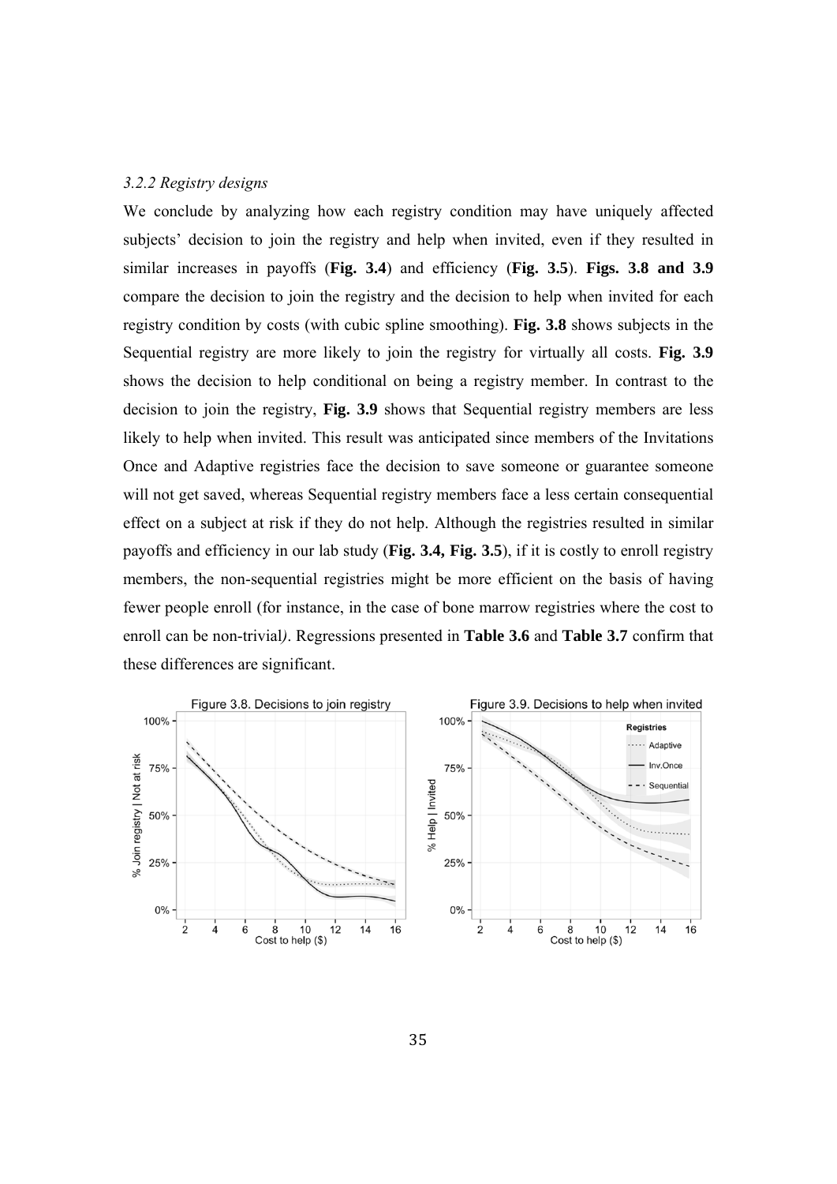*3.2.2 Registry designs*

We conclude by analyzing how each registry condition may have uniquely affected subjects' decision to join the registry and help when invited, even if they resulted in similar increases in payoffs (**Fig. 3.4**) and efficiency (**Fig. 3.5**). **Figs. 3.8 and 3.9** compare the decision to join the registry and the decision to help when invited for each registry condition by costs (with cubic spline smoothing). **Fig. 3.8** shows subjects in the Sequential registry are more likely to join the registry for virtually all costs. **Fig. 3.9** shows the decision to help conditional on being a registry member. In contrast to the decision to join the registry, **Fig. 3.9** shows that Sequential registry members are less likely to help when invited. This result was anticipated since members of the Invitations Once and Adaptive registries face the decision to save someone or guarantee someone will not get saved, whereas Sequential registry members face a less certain consequential effect on a subject at risk if they do not help. Although the registries resulted in similar payoffs and efficiency in our lab study (**Fig. 3.4, Fig. 3.5**), if it is costly to enroll registry members, the non-sequential registries might be more efficient on the basis of having fewer people enroll (for instance, in the case of bone marrow registries where the cost to enroll can be non-trivial*)*. Regressions presented in **Table 3.6** and **Table 3.7** confirm that these differences are significant.

Figure 3.8. Decisions to join registry

Figure 3.9. Decisions to help when invited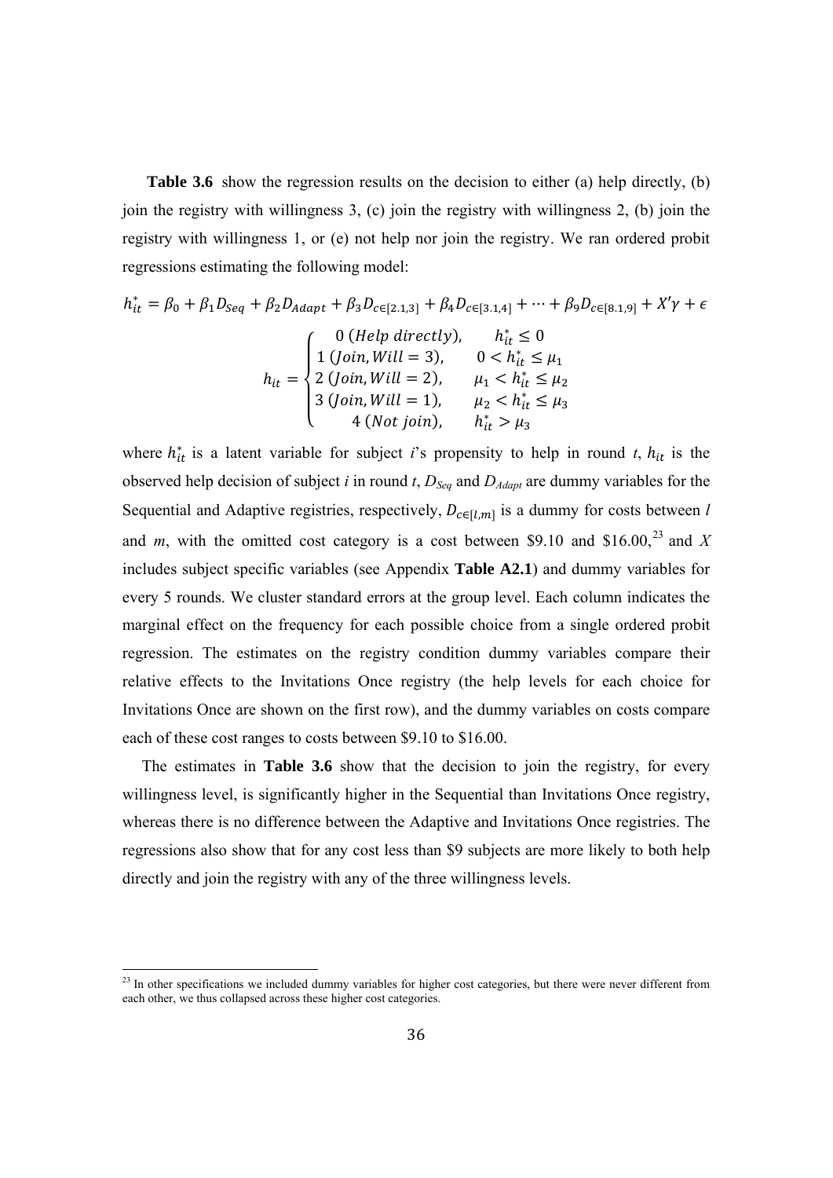**Table 3.6** show the regression results on the decision to either (a) help directly, (b) join the registry with willingness 3, (c) join the registry with willingness 2, (b) join the registry with willingness 1, or (e) not help nor join the registry. We ran ordered probit regressions estimating the following model:

$$h_{it}^{*} = \beta_0 + \beta_1 D_{Seq} + \beta_2 D_{Adapt} + \beta_3 D_{c\in[2.1,3]} + \beta_4 D_{c\in[3.1,4]} + \cdots + \beta_9 D_{c\in[8.1,9]} + X'\gamma + \epsilon$$

$$h_{it} = \begin{cases} 0\ (Help\ directly), & h_{it}^{*} \leq 0 \\ 1\ (Join, Will = 3), & 0 < h_{it}^{*} \leq \mu_1 \\ 2\ (Join, Will = 2), & \mu_1 < h_{it}^{*} \leq \mu_2 \\ 3\ (Join, Will = 1), & \mu_2 < h_{it}^{*} \leq \mu_3 \\ 4\ (Not\ join), & h_{it}^{*} > \mu_3 \end{cases}$$

where $h_{it}^{*}$ is a latent variable for subject *i*'s propensity to help in round *t*, $h_{it}$ is the observed help decision of subject *i* in round *t*, $D_{Seq}$ and $D_{Adapt}$ are dummy variables for the Sequential and Adaptive registries, respectively, $D_{c\in[l,m]}$ is a dummy for costs between *l* and *m*, with the omitted cost category is a cost between \$9.10 and \$16.00,[23] and *X* includes subject specific variables (see Appendix **Table A2.1**) and dummy variables for every 5 rounds. We cluster standard errors at the group level. Each column indicates the marginal effect on the frequency for each possible choice from a single ordered probit regression. The estimates on the registry condition dummy variables compare their relative effects to the Invitations Once registry (the help levels for each choice for Invitations Once are shown on the first row), and the dummy variables on costs compare each of these cost ranges to costs between \$9.10 to \$16.00.

The estimates in **Table 3.6** show that the decision to join the registry, for every willingness level, is significantly higher in the Sequential than Invitations Once registry, whereas there is no difference between the Adaptive and Invitations Once registries. The regressions also show that for any cost less than \$9 subjects are more likely to both help directly and join the registry with any of the three willingness levels.

[23] In other specifications we included dummy variables for higher cost categories, but there were never different from each other, we thus collapsed across these higher cost categories.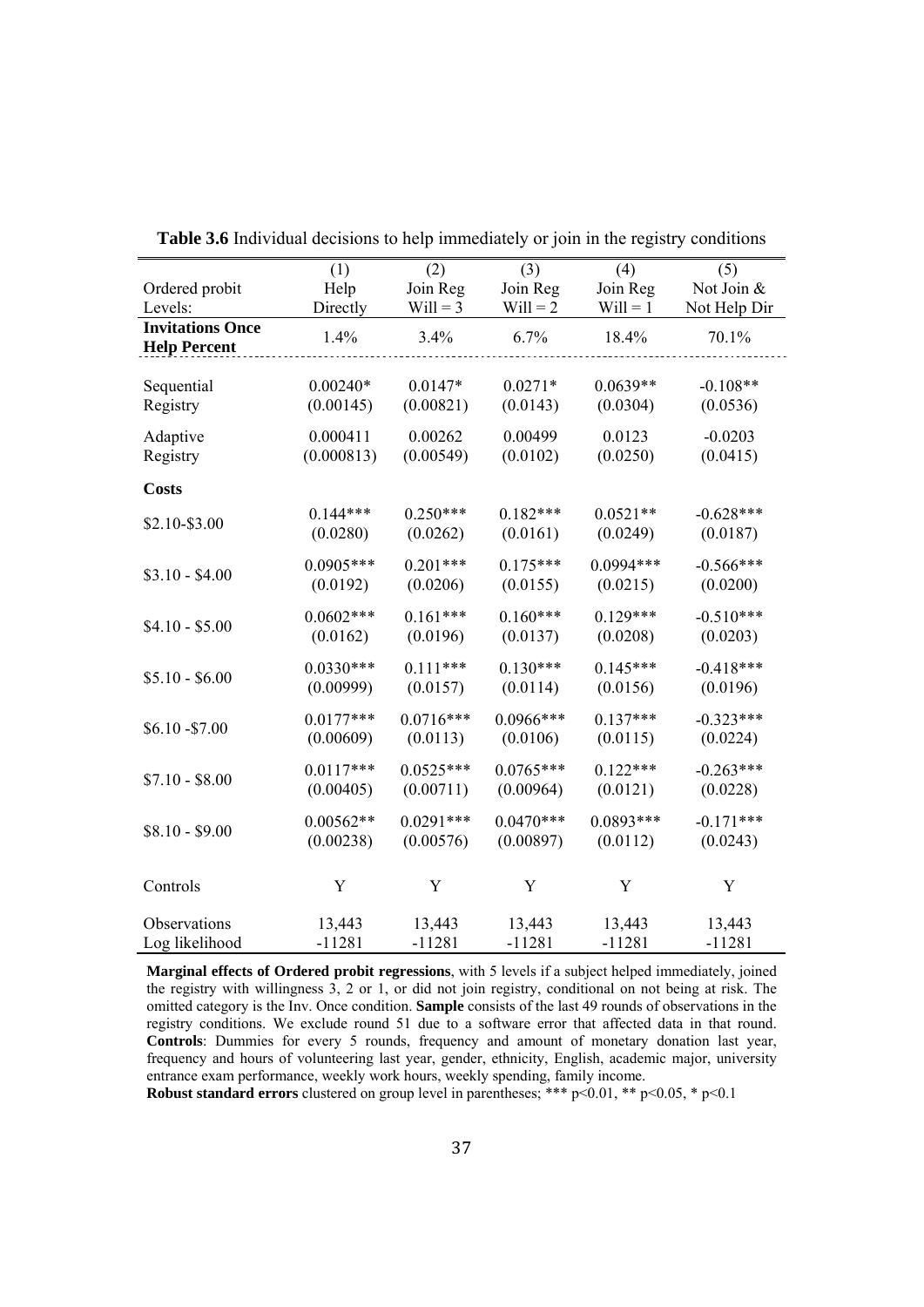**Table 3.6** Individual decisions to help immediately or join in the registry conditions

| Ordered probit<br>Levels: | (1)<br>Help<br>Directly | (2)<br>Join Reg<br>Will = 3 | (3)<br>Join Reg<br>Will = 2 | (4)<br>Join Reg<br>Will = 1 | (5)<br>Not Join &<br>Not Help Dir |
|---|---|---|---|---|---|
| **Invitations Once Help Percent** | 1.4% | 3.4% | 6.7% | 18.4% | 70.1% |
| Sequential Registry | 0.00240*<br>(0.00145) | 0.0147*<br>(0.00821) | 0.0271*<br>(0.0143) | 0.0639**<br>(0.0304) | -0.108**<br>(0.0536) |
| Adaptive Registry | 0.000411<br>(0.000813) | 0.00262<br>(0.00549) | 0.00499<br>(0.0102) | 0.0123<br>(0.0250) | -0.0203<br>(0.0415) |
| **Costs** | | | | | |
| \$2.10-\$3.00 | 0.144***<br>(0.0280) | 0.250***<br>(0.0262) | 0.182***<br>(0.0161) | 0.0521**<br>(0.0249) | -0.628***<br>(0.0187) |
| \$3.10 - \$4.00 | 0.0905***<br>(0.0192) | 0.201***<br>(0.0206) | 0.175***<br>(0.0155) | 0.0994***<br>(0.0215) | -0.566***<br>(0.0200) |
| \$4.10 - \$5.00 | 0.0602***<br>(0.0162) | 0.161***<br>(0.0196) | 0.160***<br>(0.0137) | 0.129***<br>(0.0208) | -0.510***<br>(0.0203) |
| \$5.10 - \$6.00 | 0.0330***<br>(0.00999) | 0.111***<br>(0.0157) | 0.130***<br>(0.0114) | 0.145***<br>(0.0156) | -0.418***<br>(0.0196) |
| \$6.10 -\$7.00 | 0.0177***<br>(0.00609) | 0.0716***<br>(0.0113) | 0.0966***<br>(0.0106) | 0.137***<br>(0.0115) | -0.323***<br>(0.0224) |
| \$7.10 - \$8.00 | 0.0117***<br>(0.00405) | 0.0525***<br>(0.00711) | 0.0765***<br>(0.00964) | 0.122***<br>(0.0121) | -0.263***<br>(0.0228) |
| \$8.10 - \$9.00 | 0.00562**<br>(0.00238) | 0.0291***<br>(0.00576) | 0.0470***<br>(0.00897) | 0.0893***<br>(0.0112) | -0.171***<br>(0.0243) |
| Controls | Y | Y | Y | Y | Y |
| Observations | 13,443 | 13,443 | 13,443 | 13,443 | 13,443 |
| Log likelihood | -11281 | -11281 | -11281 | -11281 | -11281 |

**Marginal effects of Ordered probit regressions**, with 5 levels if a subject helped immediately, joined the registry with willingness 3, 2 or 1, or did not join registry, conditional on not being at risk. The omitted category is the Inv. Once condition. **Sample** consists of the last 49 rounds of observations in the registry conditions. We exclude round 51 due to a software error that affected data in that round. **Controls**: Dummies for every 5 rounds, frequency and amount of monetary donation last year, frequency and hours of volunteering last year, gender, ethnicity, English, academic major, university entrance exam performance, weekly work hours, weekly spending, family income.
**Robust standard errors** clustered on group level in parentheses; *** $p<0.01$, ** $p<0.05$, * $p<0.1$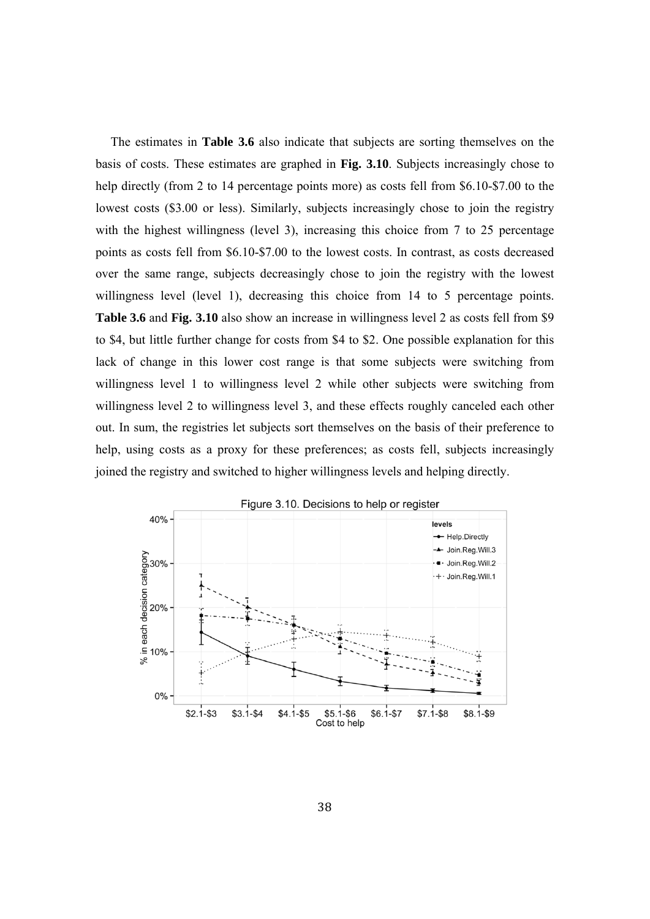The estimates in **Table 3.6** also indicate that subjects are sorting themselves on the basis of costs. These estimates are graphed in **Fig. 3.10**. Subjects increasingly chose to help directly (from 2 to 14 percentage points more) as costs fell from $6.10-$7.00 to the lowest costs ($3.00 or less). Similarly, subjects increasingly chose to join the registry with the highest willingness (level 3), increasing this choice from 7 to 25 percentage points as costs fell from $6.10-$7.00 to the lowest costs. In contrast, as costs decreased over the same range, subjects decreasingly chose to join the registry with the lowest willingness level (level 1), decreasing this choice from 14 to 5 percentage points. **Table 3.6** and **Fig. 3.10** also show an increase in willingness level 2 as costs fell from $9 to $4, but little further change for costs from $4 to $2. One possible explanation for this lack of change in this lower cost range is that some subjects were switching from willingness level 1 to willingness level 2 while other subjects were switching from willingness level 2 to willingness level 3, and these effects roughly canceled each other out. In sum, the registries let subjects sort themselves on the basis of their preference to help, using costs as a proxy for these preferences; as costs fell, subjects increasingly joined the registry and switched to higher willingness levels and helping directly.

Figure 3.10. Decisions to help or register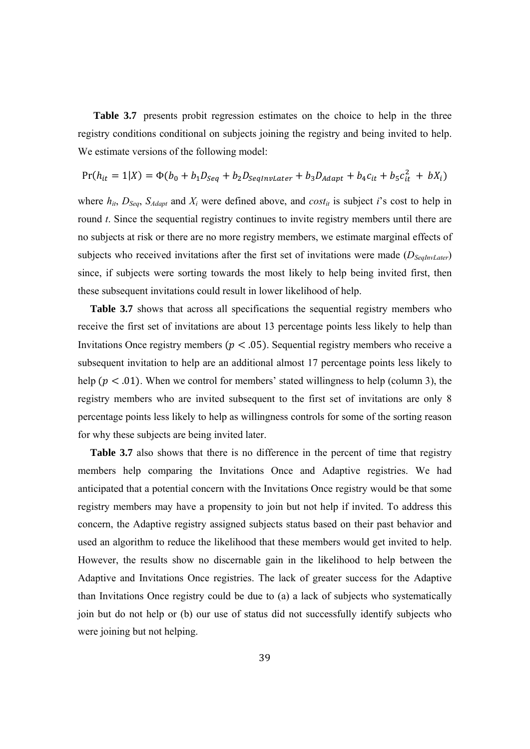**Table 3.7** presents probit regression estimates on the choice to help in the three registry conditions conditional on subjects joining the registry and being invited to help. We estimate versions of the following model:

$$\Pr(h_{it} = 1|X) = \Phi(b_0 + b_1 D_{Seq} + b_2 D_{SeqInvLater} + b_3 D_{Adapt} + b_4 c_{it} + b_5 c_{it}^2 + bX_i)$$

where $h_{it}$, $D_{Seq}$, $S_{Adapt}$ and $X_i$ were defined above, and $cost_{it}$ is subject $i$'s cost to help in round $t$. Since the sequential registry continues to invite registry members until there are no subjects at risk or there are no more registry members, we estimate marginal effects of subjects who received invitations after the first set of invitations were made ($D_{SeqInvLater}$) since, if subjects were sorting towards the most likely to help being invited first, then these subsequent invitations could result in lower likelihood of help.

**Table 3.7** shows that across all specifications the sequential registry members who receive the first set of invitations are about 13 percentage points less likely to help than Invitations Once registry members ($p < .05$). Sequential registry members who receive a subsequent invitation to help are an additional almost 17 percentage points less likely to help ($p < .01$). When we control for members' stated willingness to help (column 3), the registry members who are invited subsequent to the first set of invitations are only 8 percentage points less likely to help as willingness controls for some of the sorting reason for why these subjects are being invited later.

**Table 3.7** also shows that there is no difference in the percent of time that registry members help comparing the Invitations Once and Adaptive registries. We had anticipated that a potential concern with the Invitations Once registry would be that some registry members may have a propensity to join but not help if invited. To address this concern, the Adaptive registry assigned subjects status based on their past behavior and used an algorithm to reduce the likelihood that these members would get invited to help. However, the results show no discernable gain in the likelihood to help between the Adaptive and Invitations Once registries. The lack of greater success for the Adaptive than Invitations Once registry could be due to (a) a lack of subjects who systematically join but do not help or (b) our use of status did not successfully identify subjects who were joining but not helping.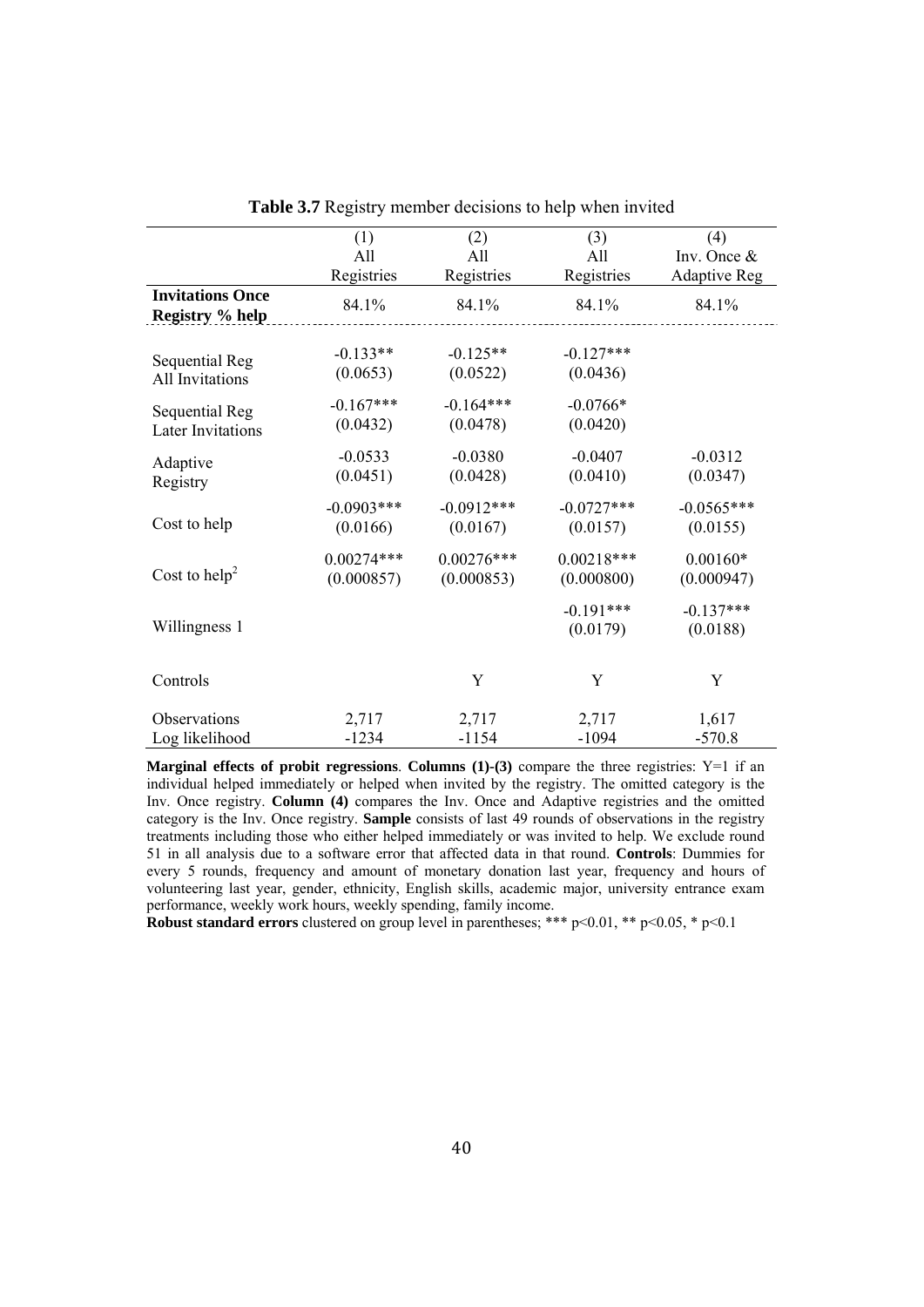**Table 3.7** Registry member decisions to help when invited

| | (1) All Registries | (2) All Registries | (3) All Registries | (4) Inv. Once & Adaptive Reg |
|---|---|---|---|---|
| **Invitations Once Registry % help** | 84.1% | 84.1% | 84.1% | 84.1% |
| Sequential Reg All Invitations | -0.133** | -0.125** | -0.127*** | |
| | (0.0653) | (0.0522) | (0.0436) | |
| Sequential Reg Later Invitations | -0.167*** | -0.164*** | -0.0766* | |
| | (0.0432) | (0.0478) | (0.0420) | |
| Adaptive Registry | -0.0533 | -0.0380 | -0.0407 | -0.0312 |
| | (0.0451) | (0.0428) | (0.0410) | (0.0347) |
| Cost to help | -0.0903*** | -0.0912*** | -0.0727*** | -0.0565*** |
| | (0.0166) | (0.0167) | (0.0157) | (0.0155) |
| Cost to help$^2$ | 0.00274*** | 0.00276*** | 0.00218*** | 0.00160* |
| | (0.000857) | (0.000853) | (0.000800) | (0.000947) |
| Willingness 1 | | | -0.191*** | -0.137*** |
| | | | (0.0179) | (0.0188) |
| Controls | | Y | Y | Y |
| Observations | 2,717 | 2,717 | 2,717 | 1,617 |
| Log likelihood | -1234 | -1154 | -1094 | -570.8 |

**Marginal effects of probit regressions**. **Columns (1)-(3)** compare the three registries: Y=1 if an individual helped immediately or helped when invited by the registry. The omitted category is the Inv. Once registry. **Column (4)** compares the Inv. Once and Adaptive registries and the omitted category is the Inv. Once registry. **Sample** consists of last 49 rounds of observations in the registry treatments including those who either helped immediately or was invited to help. We exclude round 51 in all analysis due to a software error that affected data in that round. **Controls**: Dummies for every 5 rounds, frequency and amount of monetary donation last year, frequency and hours of volunteering last year, gender, ethnicity, English skills, academic major, university entrance exam performance, weekly work hours, weekly spending, family income.

**Robust standard errors** clustered on group level in parentheses; *** p<0.01, ** p<0.05, * p<0.1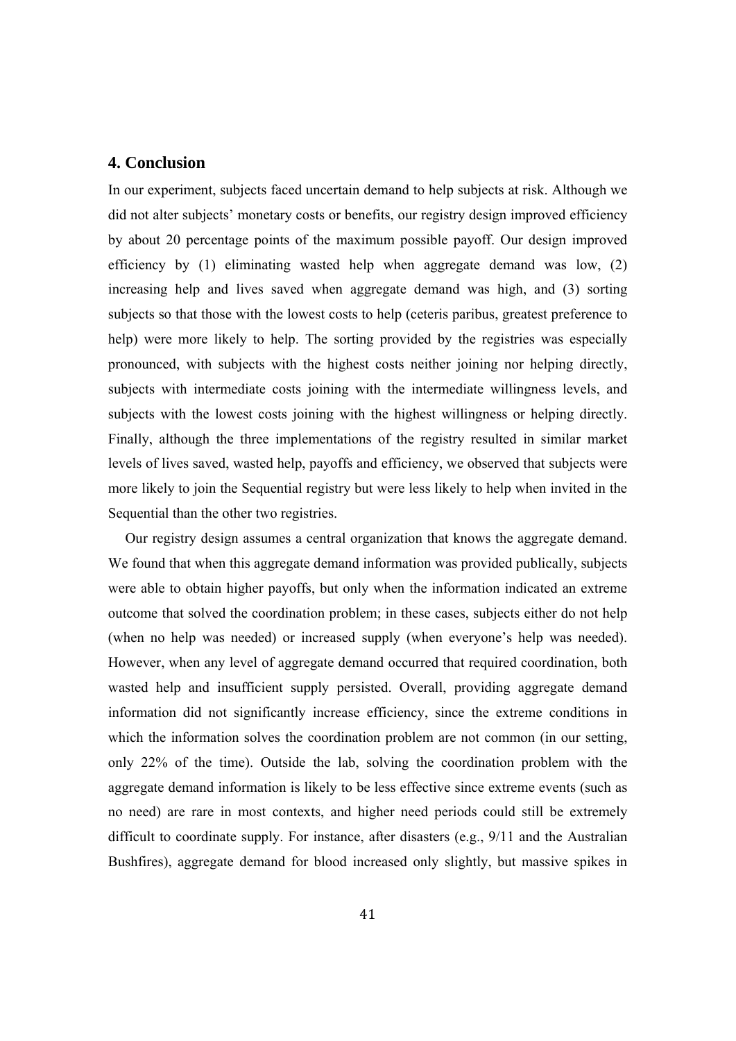## 4. Conclusion

In our experiment, subjects faced uncertain demand to help subjects at risk. Although we did not alter subjects' monetary costs or benefits, our registry design improved efficiency by about 20 percentage points of the maximum possible payoff. Our design improved efficiency by (1) eliminating wasted help when aggregate demand was low, (2) increasing help and lives saved when aggregate demand was high, and (3) sorting subjects so that those with the lowest costs to help (ceteris paribus, greatest preference to help) were more likely to help. The sorting provided by the registries was especially pronounced, with subjects with the highest costs neither joining nor helping directly, subjects with intermediate costs joining with the intermediate willingness levels, and subjects with the lowest costs joining with the highest willingness or helping directly. Finally, although the three implementations of the registry resulted in similar market levels of lives saved, wasted help, payoffs and efficiency, we observed that subjects were more likely to join the Sequential registry but were less likely to help when invited in the Sequential than the other two registries.

Our registry design assumes a central organization that knows the aggregate demand. We found that when this aggregate demand information was provided publically, subjects were able to obtain higher payoffs, but only when the information indicated an extreme outcome that solved the coordination problem; in these cases, subjects either do not help (when no help was needed) or increased supply (when everyone's help was needed). However, when any level of aggregate demand occurred that required coordination, both wasted help and insufficient supply persisted. Overall, providing aggregate demand information did not significantly increase efficiency, since the extreme conditions in which the information solves the coordination problem are not common (in our setting, only 22% of the time). Outside the lab, solving the coordination problem with the aggregate demand information is likely to be less effective since extreme events (such as no need) are rare in most contexts, and higher need periods could still be extremely difficult to coordinate supply. For instance, after disasters (e.g., 9/11 and the Australian Bushfires), aggregate demand for blood increased only slightly, but massive spikes in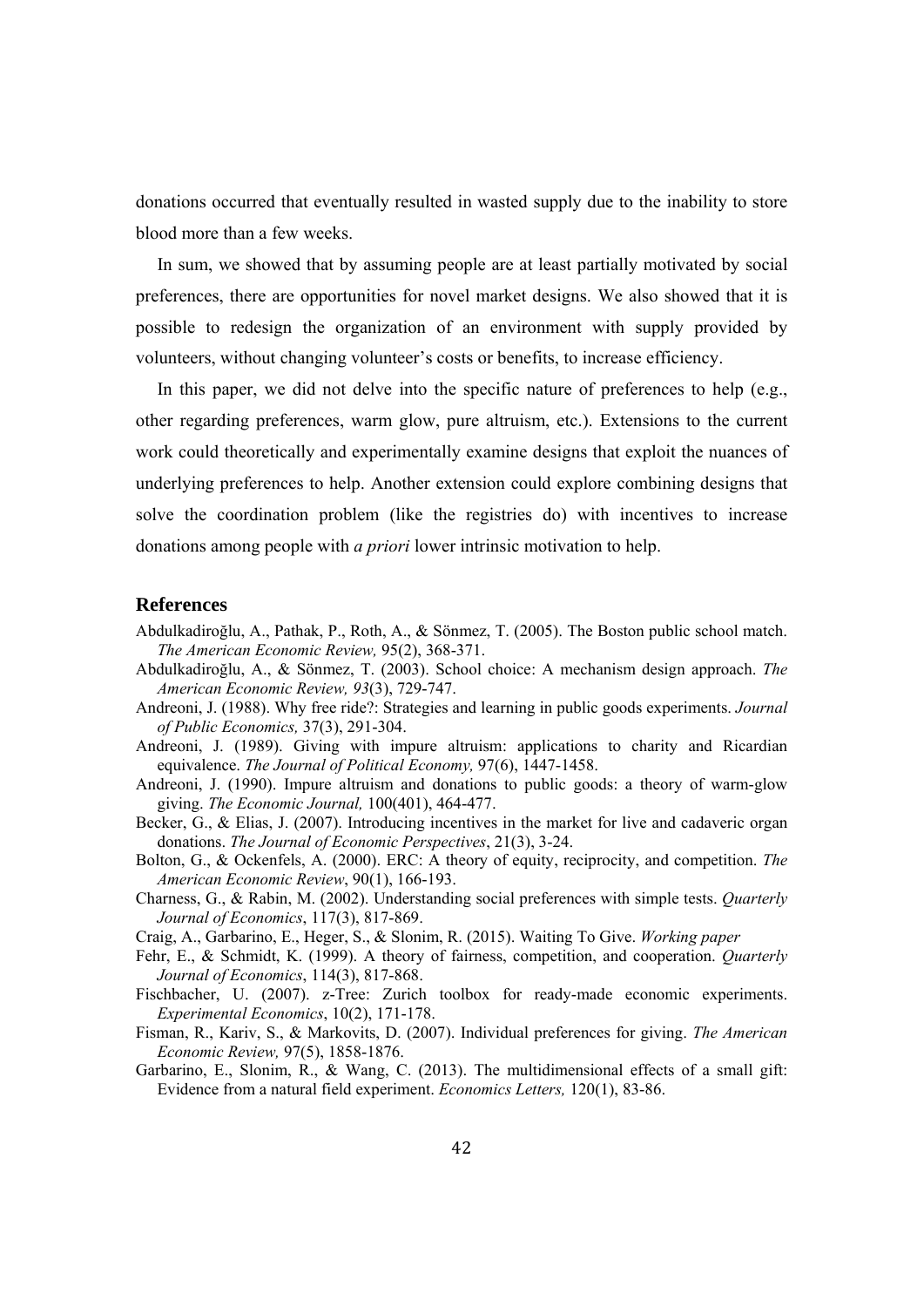donations occurred that eventually resulted in wasted supply due to the inability to store blood more than a few weeks.

In sum, we showed that by assuming people are at least partially motivated by social preferences, there are opportunities for novel market designs. We also showed that it is possible to redesign the organization of an environment with supply provided by volunteers, without changing volunteer's costs or benefits, to increase efficiency.

In this paper, we did not delve into the specific nature of preferences to help (e.g., other regarding preferences, warm glow, pure altruism, etc.). Extensions to the current work could theoretically and experimentally examine designs that exploit the nuances of underlying preferences to help. Another extension could explore combining designs that solve the coordination problem (like the registries do) with incentives to increase donations among people with *a priori* lower intrinsic motivation to help.

## References

Abdulkadiroğlu, A., Pathak, P., Roth, A., & Sönmez, T. (2005). The Boston public school match. *The American Economic Review,* 95(2), 368-371.

Abdulkadiroğlu, A., & Sönmez, T. (2003). School choice: A mechanism design approach. *The American Economic Review, 93*(3), 729-747.

Andreoni, J. (1988). Why free ride?: Strategies and learning in public goods experiments. *Journal of Public Economics,* 37(3), 291-304.

Andreoni, J. (1989). Giving with impure altruism: applications to charity and Ricardian equivalence. *The Journal of Political Economy,* 97(6), 1447-1458.

Andreoni, J. (1990). Impure altruism and donations to public goods: a theory of warm-glow giving. *The Economic Journal,* 100(401), 464-477.

Becker, G., & Elias, J. (2007). Introducing incentives in the market for live and cadaveric organ donations. *The Journal of Economic Perspectives*, 21(3), 3-24.

Bolton, G., & Ockenfels, A. (2000). ERC: A theory of equity, reciprocity, and competition. *The American Economic Review*, 90(1), 166-193.

Charness, G., & Rabin, M. (2002). Understanding social preferences with simple tests. *Quarterly Journal of Economics*, 117(3), 817-869.

Craig, A., Garbarino, E., Heger, S., & Slonim, R. (2015). Waiting To Give. *Working paper*

Fehr, E., & Schmidt, K. (1999). A theory of fairness, competition, and cooperation. *Quarterly Journal of Economics*, 114(3), 817-868.

Fischbacher, U. (2007). z-Tree: Zurich toolbox for ready-made economic experiments. *Experimental Economics*, 10(2), 171-178.

Fisman, R., Kariv, S., & Markovits, D. (2007). Individual preferences for giving. *The American Economic Review,* 97(5), 1858-1876.

Garbarino, E., Slonim, R., & Wang, C. (2013). The multidimensional effects of a small gift: Evidence from a natural field experiment. *Economics Letters,* 120(1), 83-86.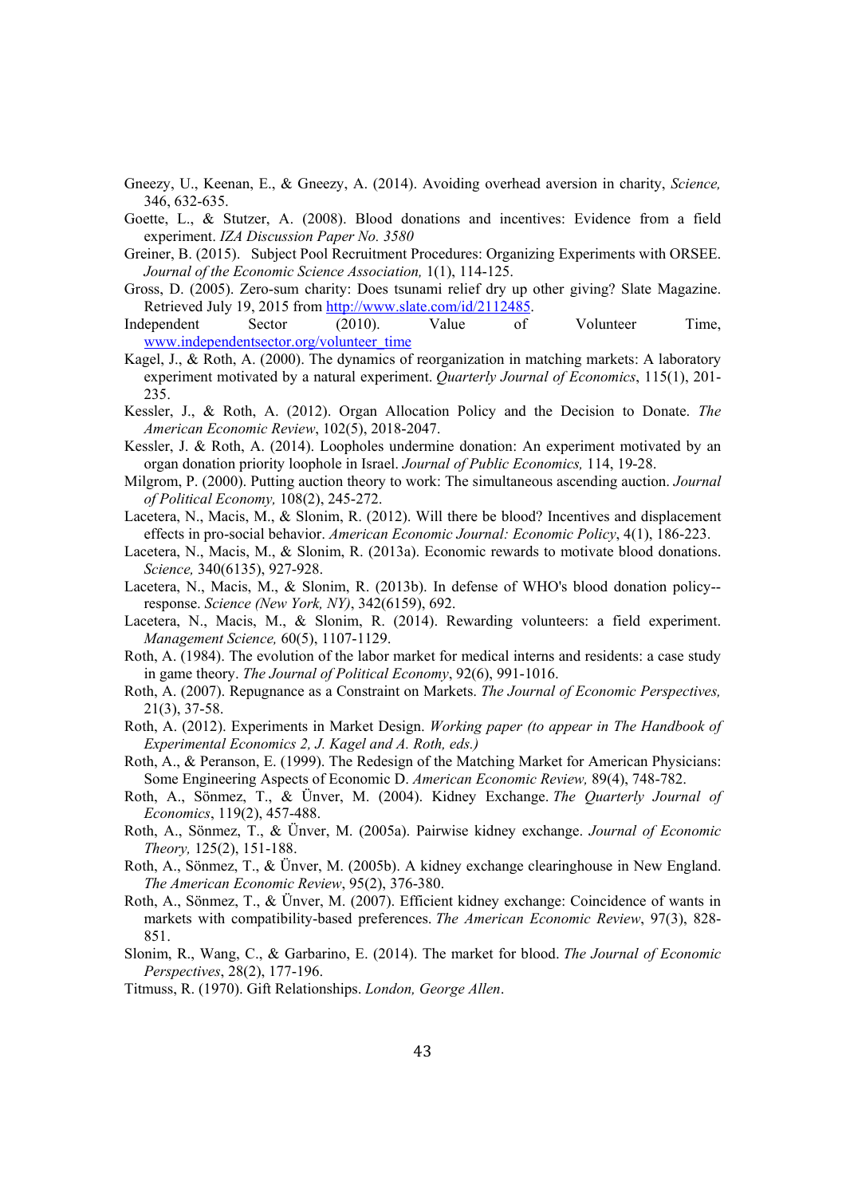Gneezy, U., Keenan, E., & Gneezy, A. (2014). Avoiding overhead aversion in charity, *Science,* 346, 632-635.

Goette, L., & Stutzer, A. (2008). Blood donations and incentives: Evidence from a field experiment. *IZA Discussion Paper No. 3580*

Greiner, B. (2015). Subject Pool Recruitment Procedures: Organizing Experiments with ORSEE. *Journal of the Economic Science Association,* 1(1), 114-125.

Gross, D. (2005). Zero-sum charity: Does tsunami relief dry up other giving? Slate Magazine. Retrieved July 19, 2015 from http://www.slate.com/id/2112485.

Independent Sector (2010). Value of Volunteer Time, www.independentsector.org/volunteer_time

Kagel, J., & Roth, A. (2000). The dynamics of reorganization in matching markets: A laboratory experiment motivated by a natural experiment. *Quarterly Journal of Economics*, 115(1), 201-235.

Kessler, J., & Roth, A. (2012). Organ Allocation Policy and the Decision to Donate. *The American Economic Review*, 102(5), 2018-2047.

Kessler, J. & Roth, A. (2014). Loopholes undermine donation: An experiment motivated by an organ donation priority loophole in Israel. *Journal of Public Economics,* 114, 19-28.

Milgrom, P. (2000). Putting auction theory to work: The simultaneous ascending auction. *Journal of Political Economy,* 108(2), 245-272.

Lacetera, N., Macis, M., & Slonim, R. (2012). Will there be blood? Incentives and displacement effects in pro-social behavior. *American Economic Journal: Economic Policy*, 4(1), 186-223.

Lacetera, N., Macis, M., & Slonim, R. (2013a). Economic rewards to motivate blood donations. *Science,* 340(6135), 927-928.

Lacetera, N., Macis, M., & Slonim, R. (2013b). In defense of WHO's blood donation policy--response. *Science (New York, NY)*, 342(6159), 692.

Lacetera, N., Macis, M., & Slonim, R. (2014). Rewarding volunteers: a field experiment. *Management Science,* 60(5), 1107-1129.

Roth, A. (1984). The evolution of the labor market for medical interns and residents: a case study in game theory. *The Journal of Political Economy*, 92(6), 991-1016.

Roth, A. (2007). Repugnance as a Constraint on Markets. *The Journal of Economic Perspectives,* 21(3), 37-58.

Roth, A. (2012). Experiments in Market Design. *Working paper (to appear in The Handbook of Experimental Economics 2, J. Kagel and A. Roth, eds.)*

Roth, A., & Peranson, E. (1999). The Redesign of the Matching Market for American Physicians: Some Engineering Aspects of Economic D. *American Economic Review,* 89(4), 748-782.

Roth, A., Sönmez, T., & Ünver, M. (2004). Kidney Exchange. *The Quarterly Journal of Economics*, 119(2), 457-488.

Roth, A., Sönmez, T., & Ünver, M. (2005a). Pairwise kidney exchange. *Journal of Economic Theory,* 125(2), 151-188.

Roth, A., Sönmez, T., & Ünver, M. (2005b). A kidney exchange clearinghouse in New England. *The American Economic Review*, 95(2), 376-380.

Roth, A., Sönmez, T., & Ünver, M. (2007). Efficient kidney exchange: Coincidence of wants in markets with compatibility-based preferences. *The American Economic Review*, 97(3), 828-851.

Slonim, R., Wang, C., & Garbarino, E. (2014). The market for blood. *The Journal of Economic Perspectives*, 28(2), 177-196.

Titmuss, R. (1970). Gift Relationships. *London, George Allen*.